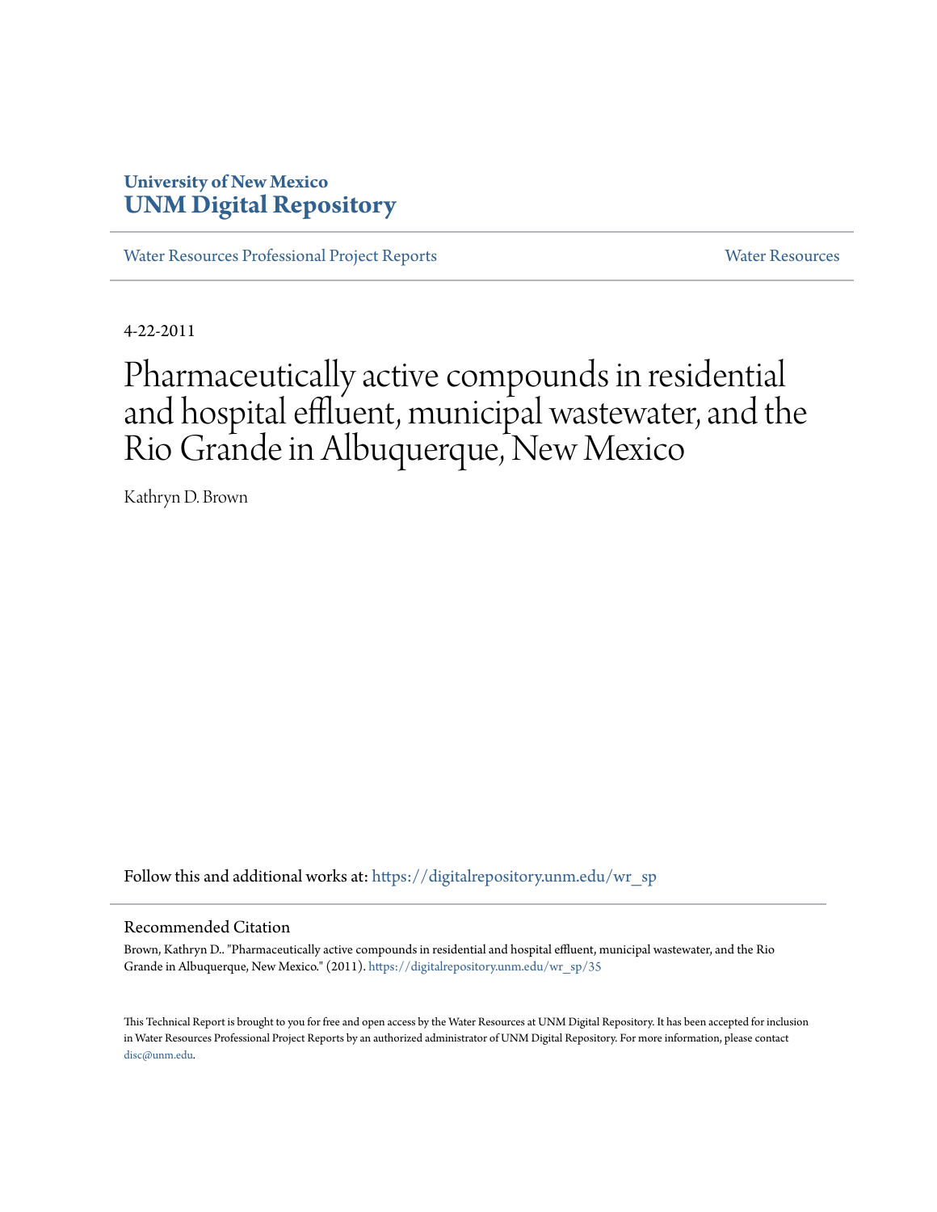University of New Mexico
**UNM Digital Repository**

Water Resources Professional Project Reports | Water Resources

4-22-2011

# Pharmaceutically active compounds in residential and hospital effluent, municipal wastewater, and the Rio Grande in Albuquerque, New Mexico

Kathryn D. Brown

Follow this and additional works at: https://digitalrepository.unm.edu/wr_sp

## Recommended Citation

Brown, Kathryn D.. "Pharmaceutically active compounds in residential and hospital effluent, municipal wastewater, and the Rio Grande in Albuquerque, New Mexico." (2011). https://digitalrepository.unm.edu/wr_sp/35

This Technical Report is brought to you for free and open access by the Water Resources at UNM Digital Repository. It has been accepted for inclusion in Water Resources Professional Project Reports by an authorized administrator of UNM Digital Repository. For more information, please contact disc@unm.edu.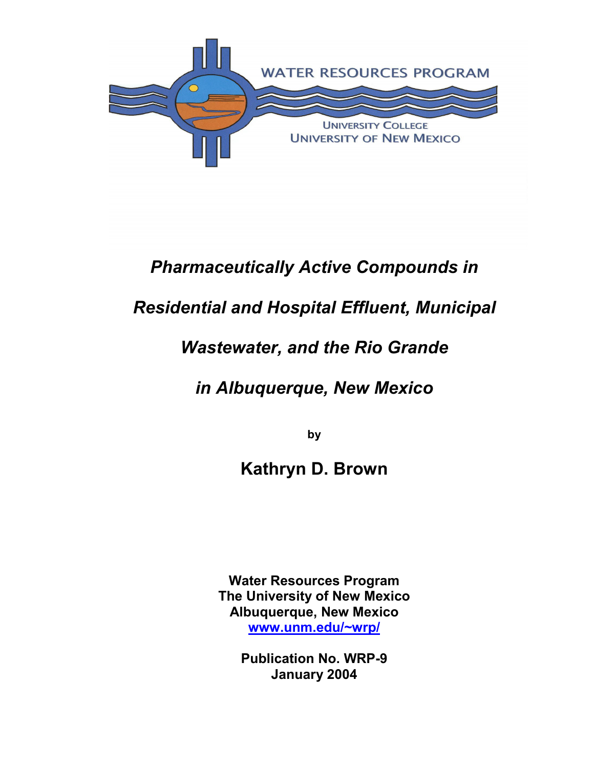WATER RESOURCES PROGRAM

UNIVERSITY COLLEGE
UNIVERSITY OF NEW MEXICO

# *Pharmaceutically Active Compounds in Residential and Hospital Effluent, Municipal Wastewater, and the Rio Grande in Albuquerque, New Mexico*

**by**

## Kathryn D. Brown

**Water Resources Program**
**The University of New Mexico**
**Albuquerque, New Mexico**
**www.unm.edu/~wrp/**

**Publication No. WRP-9**
**January 2004**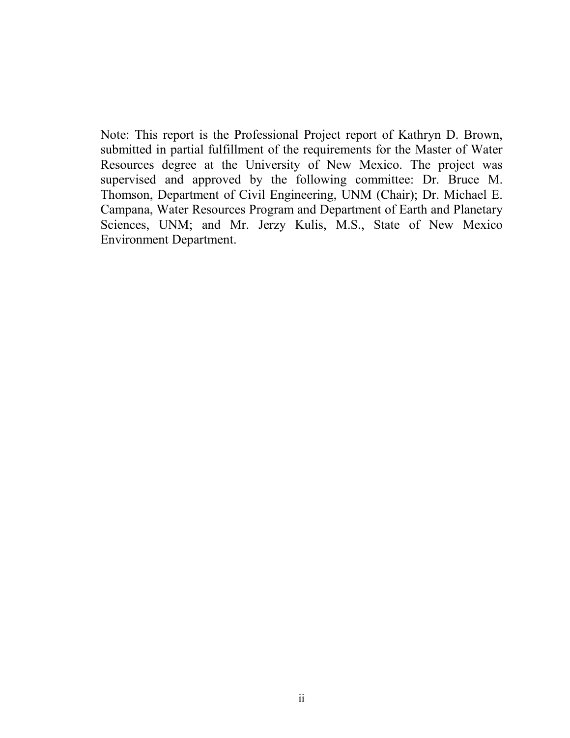Note: This report is the Professional Project report of Kathryn D. Brown, submitted in partial fulfillment of the requirements for the Master of Water Resources degree at the University of New Mexico. The project was supervised and approved by the following committee: Dr. Bruce M. Thomson, Department of Civil Engineering, UNM (Chair); Dr. Michael E. Campana, Water Resources Program and Department of Earth and Planetary Sciences, UNM; and Mr. Jerzy Kulis, M.S., State of New Mexico Environment Department.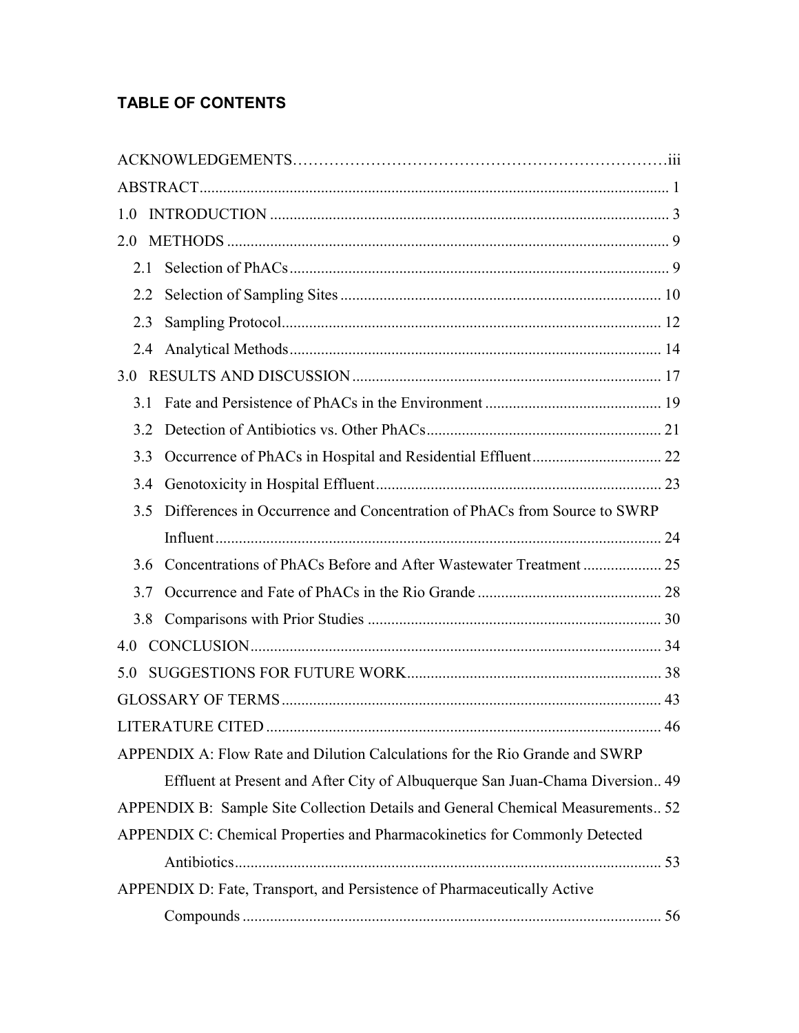## TABLE OF CONTENTS

ACKNOWLEDGEMENTS....................................................................iii

ABSTRACT.................................................................................................................... 1

1.0 INTRODUCTION ..................................................................................................... 3

2.0 METHODS ................................................................................................................ 9

- 2.1 Selection of PhACs................................................................................................ 9
- 2.2 Selection of Sampling Sites .................................................................................. 10
- 2.3 Sampling Protocol................................................................................................. 12
- 2.4 Analytical Methods............................................................................................... 14

3.0 RESULTS AND DISCUSSION ............................................................................... 17

- 3.1 Fate and Persistence of PhACs in the Environment ............................................. 19
- 3.2 Detection of Antibiotics vs. Other PhACs............................................................. 21
- 3.3 Occurrence of PhACs in Hospital and Residential Effluent.................................. 22
- 3.4 Genotoxicity in Hospital Effluent......................................................................... 23
- 3.5 Differences in Occurrence and Concentration of PhACs from Source to SWRP Influent................................................................................................................. 24
- 3.6 Concentrations of PhACs Before and After Wastewater Treatment .................... 25
- 3.7 Occurrence and Fate of PhACs in the Rio Grande ............................................... 28
- 3.8 Comparisons with Prior Studies ........................................................................... 30

4.0 CONCLUSION......................................................................................................... 34

5.0 SUGGESTIONS FOR FUTURE WORK................................................................. 38

GLOSSARY OF TERMS ................................................................................................. 43

LITERATURE CITED ..................................................................................................... 46

APPENDIX A: Flow Rate and Dilution Calculations for the Rio Grande and SWRP Effluent at Present and After City of Albuquerque San Juan-Chama Diversion.. 49

APPENDIX B: Sample Site Collection Details and General Chemical Measurements.. 52

APPENDIX C: Chemical Properties and Pharmacokinetics for Commonly Detected Antibiotics............................................................................................................. 53

APPENDIX D: Fate, Transport, and Persistence of Pharmaceutically Active Compounds ........................................................................................................... 56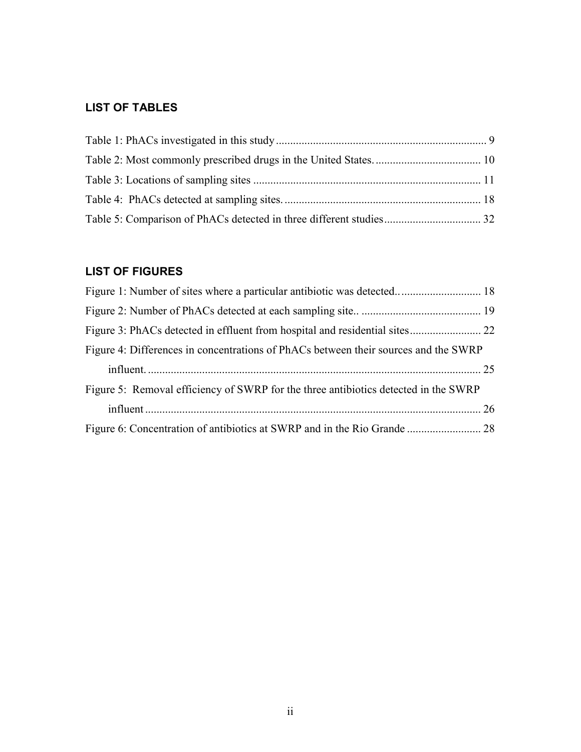### LIST OF TABLES

Table 1: PhACs investigated in this study ........................................................................... 9
Table 2: Most commonly prescribed drugs in the United States. ..................................... 10
Table 3: Locations of sampling sites ................................................................................ 11
Table 4: PhACs detected at sampling sites. ..................................................................... 18
Table 5: Comparison of PhACs detected in three different studies .................................. 32

### LIST OF FIGURES

Figure 1: Number of sites where a particular antibiotic was detected.. ............................ 18
Figure 2: Number of PhACs detected at each sampling site.. .......................................... 19
Figure 3: PhACs detected in effluent from hospital and residential sites ......................... 22
Figure 4: Differences in concentrations of PhACs between their sources and the SWRP influent. ..................................................................................................................... 25
Figure 5: Removal efficiency of SWRP for the three antibiotics detected in the SWRP influent ...................................................................................................................... 26
Figure 6: Concentration of antibiotics at SWRP and in the Rio Grande .......................... 28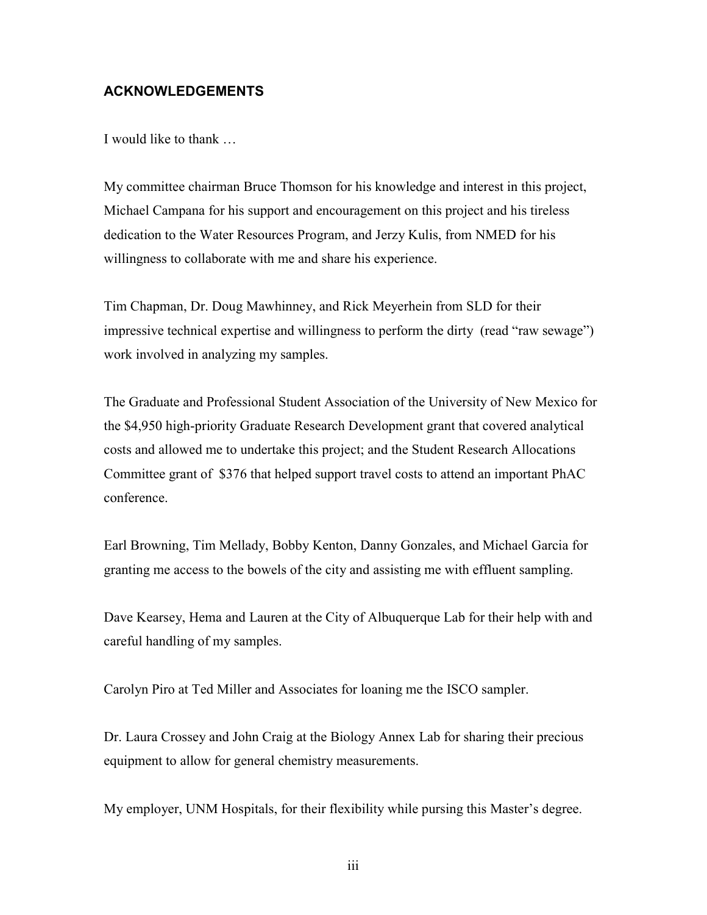## ACKNOWLEDGEMENTS

I would like to thank …

My committee chairman Bruce Thomson for his knowledge and interest in this project, Michael Campana for his support and encouragement on this project and his tireless dedication to the Water Resources Program, and Jerzy Kulis, from NMED for his willingness to collaborate with me and share his experience.

Tim Chapman, Dr. Doug Mawhinney, and Rick Meyerhein from SLD for their impressive technical expertise and willingness to perform the dirty (read "raw sewage") work involved in analyzing my samples.

The Graduate and Professional Student Association of the University of New Mexico for the $4,950 high-priority Graduate Research Development grant that covered analytical costs and allowed me to undertake this project; and the Student Research Allocations Committee grant of $376 that helped support travel costs to attend an important PhAC conference.

Earl Browning, Tim Mellady, Bobby Kenton, Danny Gonzales, and Michael Garcia for granting me access to the bowels of the city and assisting me with effluent sampling.

Dave Kearsey, Hema and Lauren at the City of Albuquerque Lab for their help with and careful handling of my samples.

Carolyn Piro at Ted Miller and Associates for loaning me the ISCO sampler.

Dr. Laura Crossey and John Craig at the Biology Annex Lab for sharing their precious equipment to allow for general chemistry measurements.

My employer, UNM Hospitals, for their flexibility while pursing this Master's degree.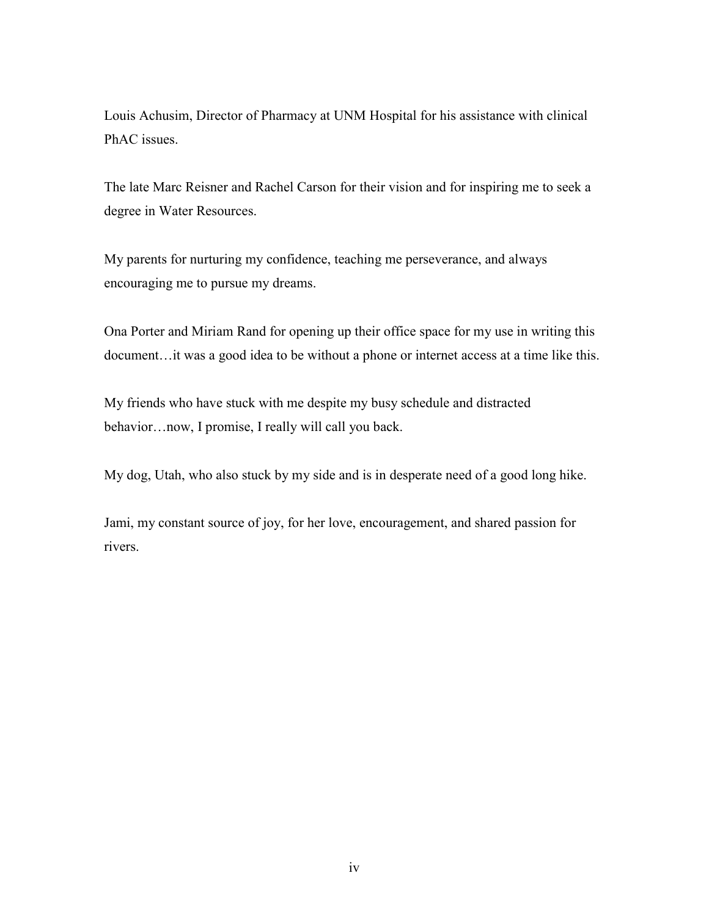Louis Achusim, Director of Pharmacy at UNM Hospital for his assistance with clinical PhAC issues.

The late Marc Reisner and Rachel Carson for their vision and for inspiring me to seek a degree in Water Resources.

My parents for nurturing my confidence, teaching me perseverance, and always encouraging me to pursue my dreams.

Ona Porter and Miriam Rand for opening up their office space for my use in writing this document…it was a good idea to be without a phone or internet access at a time like this.

My friends who have stuck with me despite my busy schedule and distracted behavior…now, I promise, I really will call you back.

My dog, Utah, who also stuck by my side and is in desperate need of a good long hike.

Jami, my constant source of joy, for her love, encouragement, and shared passion for rivers.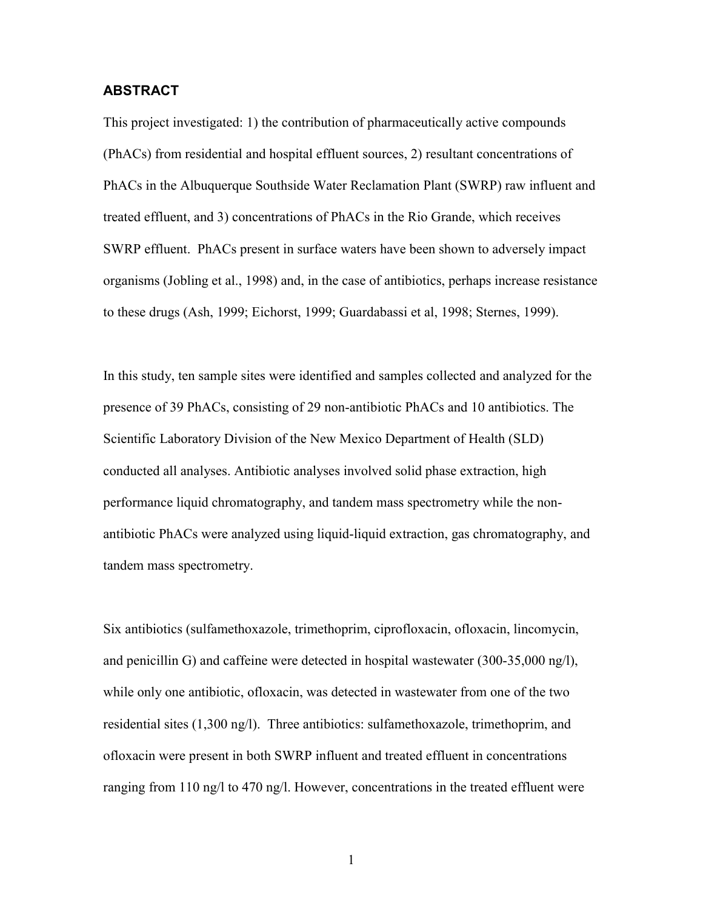## ABSTRACT

This project investigated: 1) the contribution of pharmaceutically active compounds (PhACs) from residential and hospital effluent sources, 2) resultant concentrations of PhACs in the Albuquerque Southside Water Reclamation Plant (SWRP) raw influent and treated effluent, and 3) concentrations of PhACs in the Rio Grande, which receives SWRP effluent. PhACs present in surface waters have been shown to adversely impact organisms (Jobling et al., 1998) and, in the case of antibiotics, perhaps increase resistance to these drugs (Ash, 1999; Eichorst, 1999; Guardabassi et al, 1998; Sternes, 1999).

In this study, ten sample sites were identified and samples collected and analyzed for the presence of 39 PhACs, consisting of 29 non-antibiotic PhACs and 10 antibiotics. The Scientific Laboratory Division of the New Mexico Department of Health (SLD) conducted all analyses. Antibiotic analyses involved solid phase extraction, high performance liquid chromatography, and tandem mass spectrometry while the non-antibiotic PhACs were analyzed using liquid-liquid extraction, gas chromatography, and tandem mass spectrometry.

Six antibiotics (sulfamethoxazole, trimethoprim, ciprofloxacin, ofloxacin, lincomycin, and penicillin G) and caffeine were detected in hospital wastewater (300-35,000 ng/l), while only one antibiotic, ofloxacin, was detected in wastewater from one of the two residential sites (1,300 ng/l). Three antibiotics: sulfamethoxazole, trimethoprim, and ofloxacin were present in both SWRP influent and treated effluent in concentrations ranging from 110 ng/l to 470 ng/l. However, concentrations in the treated effluent were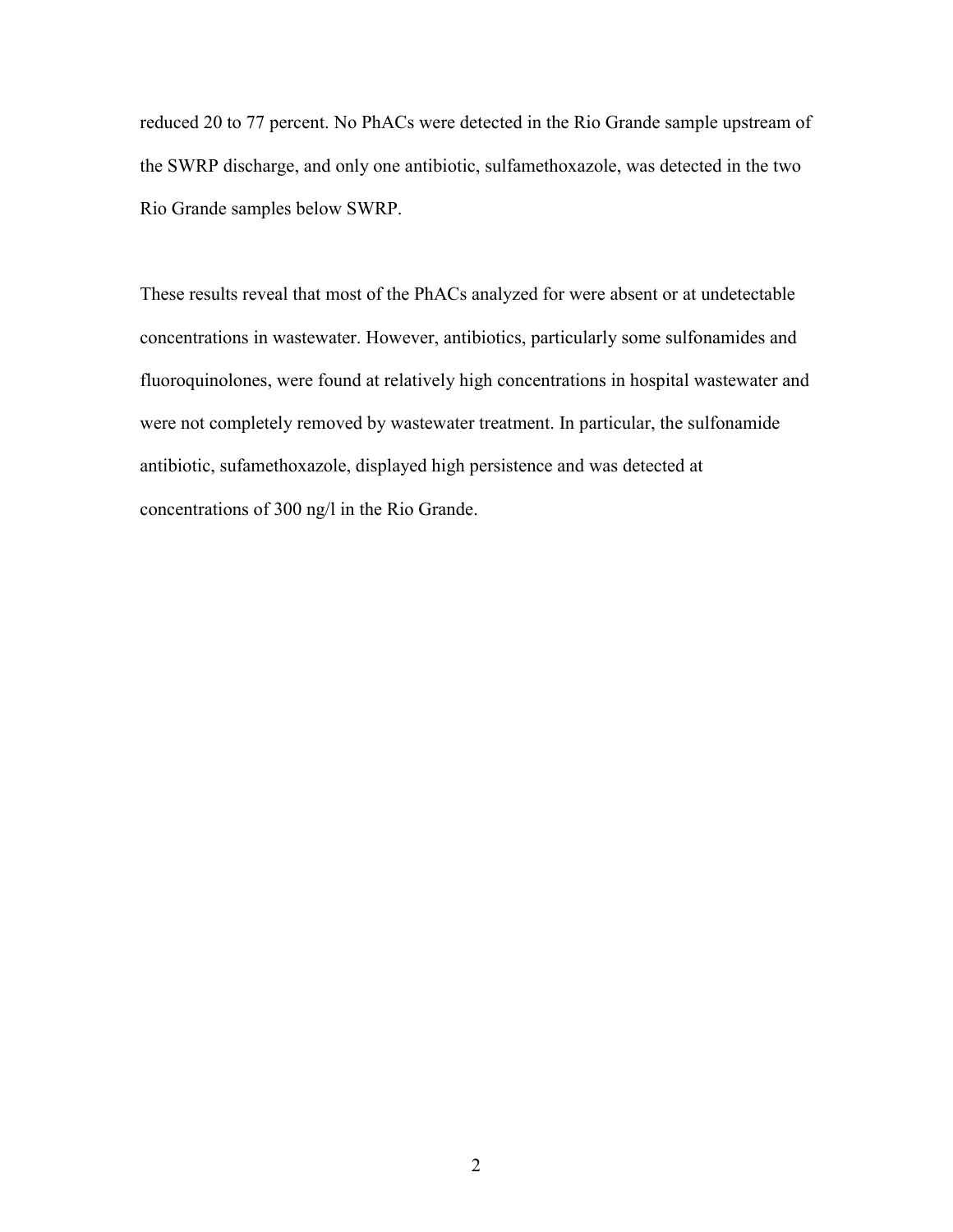reduced 20 to 77 percent. No PhACs were detected in the Rio Grande sample upstream of the SWRP discharge, and only one antibiotic, sulfamethoxazole, was detected in the two Rio Grande samples below SWRP.

These results reveal that most of the PhACs analyzed for were absent or at undetectable concentrations in wastewater. However, antibiotics, particularly some sulfonamides and fluoroquinolones, were found at relatively high concentrations in hospital wastewater and were not completely removed by wastewater treatment. In particular, the sulfonamide antibiotic, sufamethoxazole, displayed high persistence and was detected at concentrations of 300 ng/l in the Rio Grande.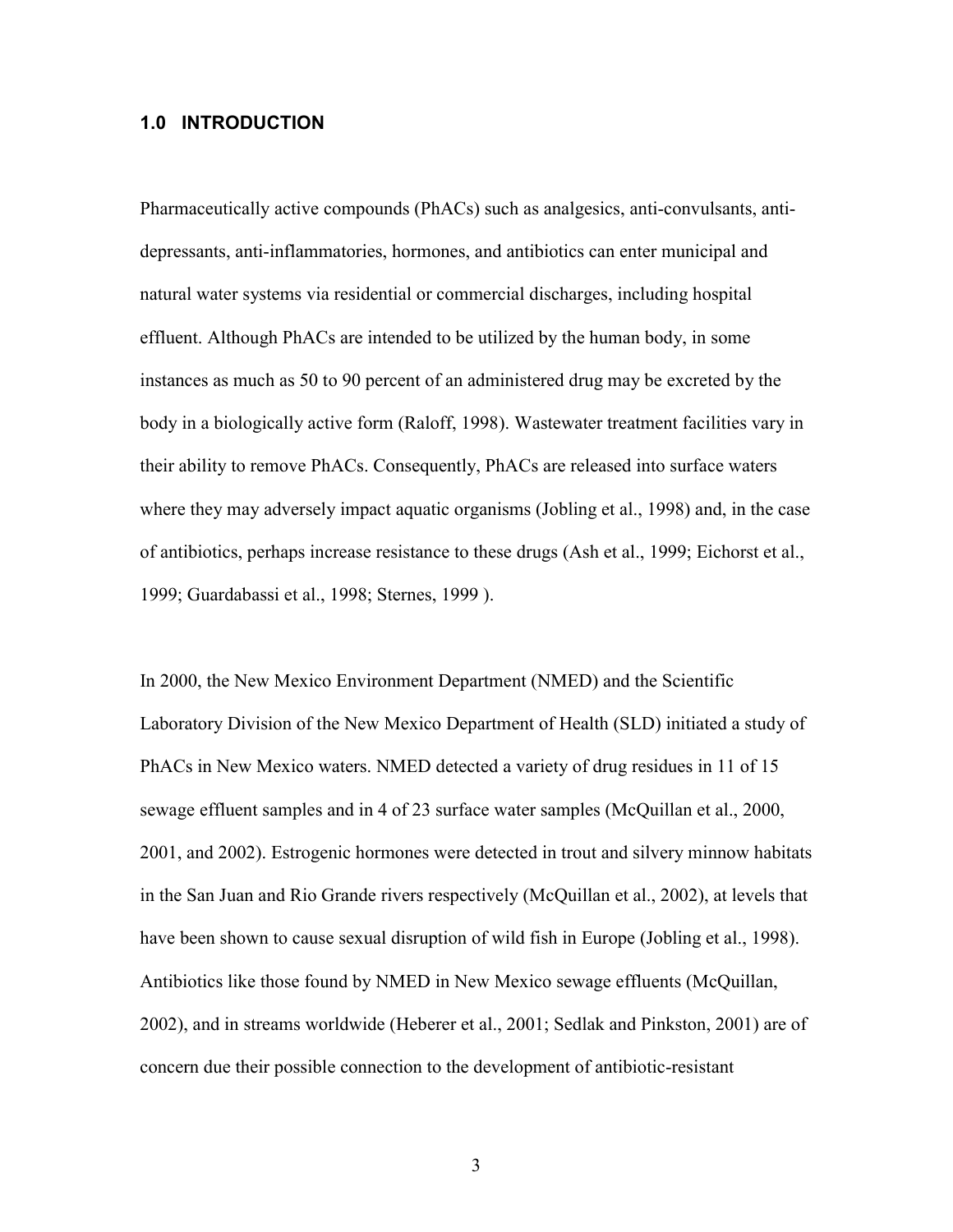## 1.0 INTRODUCTION

Pharmaceutically active compounds (PhACs) such as analgesics, anti-convulsants, anti-depressants, anti-inflammatories, hormones, and antibiotics can enter municipal and natural water systems via residential or commercial discharges, including hospital effluent. Although PhACs are intended to be utilized by the human body, in some instances as much as 50 to 90 percent of an administered drug may be excreted by the body in a biologically active form (Raloff, 1998). Wastewater treatment facilities vary in their ability to remove PhACs. Consequently, PhACs are released into surface waters where they may adversely impact aquatic organisms (Jobling et al., 1998) and, in the case of antibiotics, perhaps increase resistance to these drugs (Ash et al., 1999; Eichorst et al., 1999; Guardabassi et al., 1998; Sternes, 1999 ).

In 2000, the New Mexico Environment Department (NMED) and the Scientific Laboratory Division of the New Mexico Department of Health (SLD) initiated a study of PhACs in New Mexico waters. NMED detected a variety of drug residues in 11 of 15 sewage effluent samples and in 4 of 23 surface water samples (McQuillan et al., 2000, 2001, and 2002). Estrogenic hormones were detected in trout and silvery minnow habitats in the San Juan and Rio Grande rivers respectively (McQuillan et al., 2002), at levels that have been shown to cause sexual disruption of wild fish in Europe (Jobling et al., 1998). Antibiotics like those found by NMED in New Mexico sewage effluents (McQuillan, 2002), and in streams worldwide (Heberer et al., 2001; Sedlak and Pinkston, 2001) are of concern due their possible connection to the development of antibiotic-resistant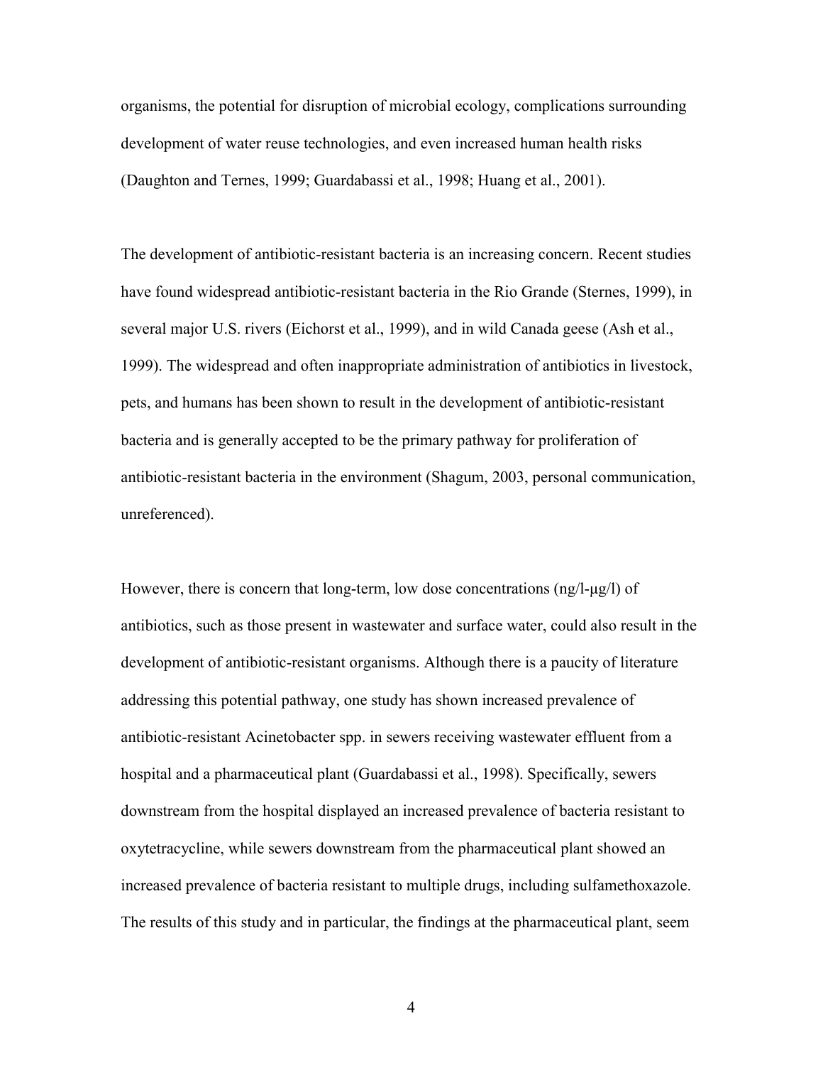organisms, the potential for disruption of microbial ecology, complications surrounding development of water reuse technologies, and even increased human health risks (Daughton and Ternes, 1999; Guardabassi et al., 1998; Huang et al., 2001).

The development of antibiotic-resistant bacteria is an increasing concern. Recent studies have found widespread antibiotic-resistant bacteria in the Rio Grande (Sternes, 1999), in several major U.S. rivers (Eichorst et al., 1999), and in wild Canada geese (Ash et al., 1999). The widespread and often inappropriate administration of antibiotics in livestock, pets, and humans has been shown to result in the development of antibiotic-resistant bacteria and is generally accepted to be the primary pathway for proliferation of antibiotic-resistant bacteria in the environment (Shagum, 2003, personal communication, unreferenced).

However, there is concern that long-term, low dose concentrations (ng/l-μg/l) of antibiotics, such as those present in wastewater and surface water, could also result in the development of antibiotic-resistant organisms. Although there is a paucity of literature addressing this potential pathway, one study has shown increased prevalence of antibiotic-resistant Acinetobacter spp. in sewers receiving wastewater effluent from a hospital and a pharmaceutical plant (Guardabassi et al., 1998). Specifically, sewers downstream from the hospital displayed an increased prevalence of bacteria resistant to oxytetracycline, while sewers downstream from the pharmaceutical plant showed an increased prevalence of bacteria resistant to multiple drugs, including sulfamethoxazole. The results of this study and in particular, the findings at the pharmaceutical plant, seem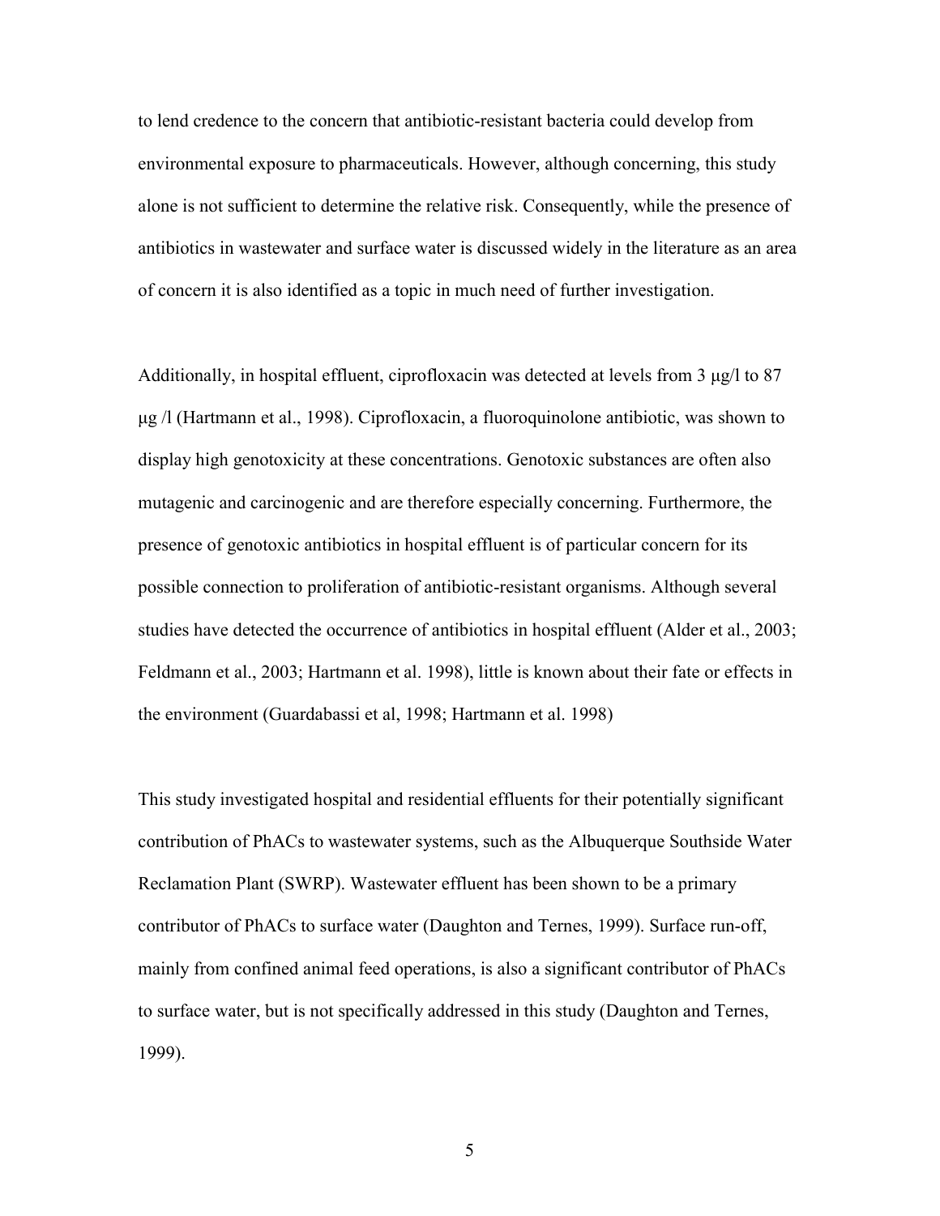to lend credence to the concern that antibiotic-resistant bacteria could develop from environmental exposure to pharmaceuticals. However, although concerning, this study alone is not sufficient to determine the relative risk. Consequently, while the presence of antibiotics in wastewater and surface water is discussed widely in the literature as an area of concern it is also identified as a topic in much need of further investigation.

Additionally, in hospital effluent, ciprofloxacin was detected at levels from 3 μg/l to 87 μg /l (Hartmann et al., 1998). Ciprofloxacin, a fluoroquinolone antibiotic, was shown to display high genotoxicity at these concentrations. Genotoxic substances are often also mutagenic and carcinogenic and are therefore especially concerning. Furthermore, the presence of genotoxic antibiotics in hospital effluent is of particular concern for its possible connection to proliferation of antibiotic-resistant organisms. Although several studies have detected the occurrence of antibiotics in hospital effluent (Alder et al., 2003; Feldmann et al., 2003; Hartmann et al. 1998), little is known about their fate or effects in the environment (Guardabassi et al, 1998; Hartmann et al. 1998)

This study investigated hospital and residential effluents for their potentially significant contribution of PhACs to wastewater systems, such as the Albuquerque Southside Water Reclamation Plant (SWRP). Wastewater effluent has been shown to be a primary contributor of PhACs to surface water (Daughton and Ternes, 1999). Surface run-off, mainly from confined animal feed operations, is also a significant contributor of PhACs to surface water, but is not specifically addressed in this study (Daughton and Ternes, 1999).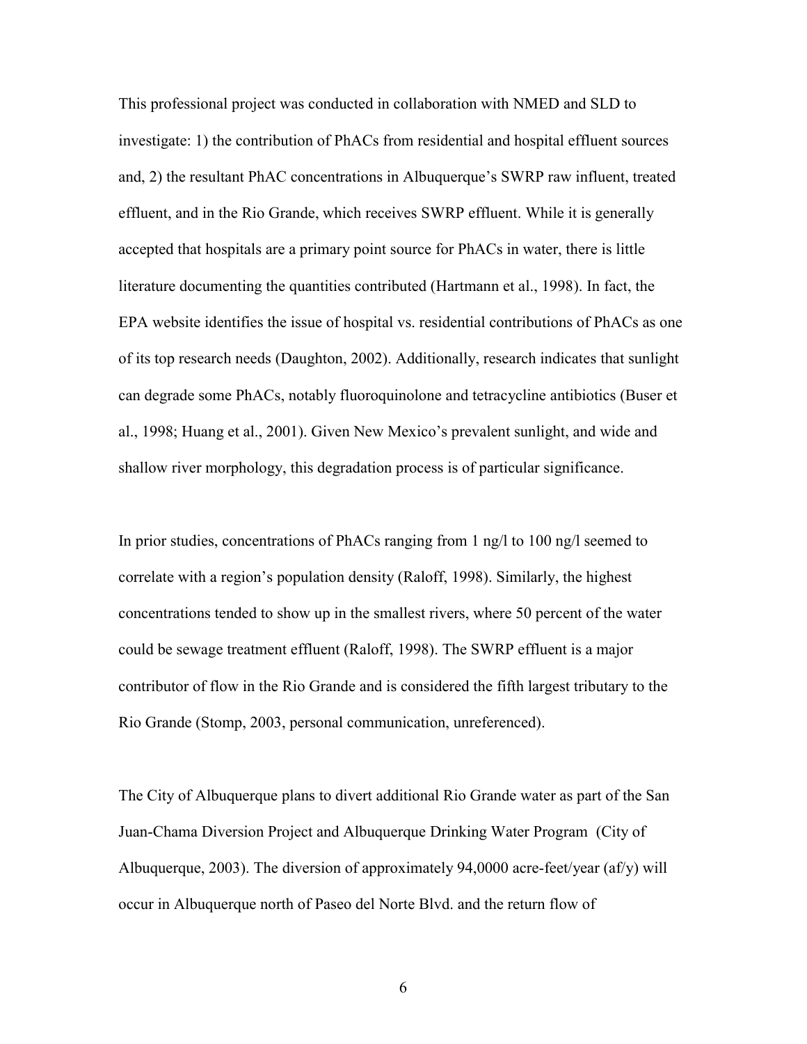This professional project was conducted in collaboration with NMED and SLD to investigate: 1) the contribution of PhACs from residential and hospital effluent sources and, 2) the resultant PhAC concentrations in Albuquerque's SWRP raw influent, treated effluent, and in the Rio Grande, which receives SWRP effluent. While it is generally accepted that hospitals are a primary point source for PhACs in water, there is little literature documenting the quantities contributed (Hartmann et al., 1998). In fact, the EPA website identifies the issue of hospital vs. residential contributions of PhACs as one of its top research needs (Daughton, 2002). Additionally, research indicates that sunlight can degrade some PhACs, notably fluoroquinolone and tetracycline antibiotics (Buser et al., 1998; Huang et al., 2001). Given New Mexico's prevalent sunlight, and wide and shallow river morphology, this degradation process is of particular significance.

In prior studies, concentrations of PhACs ranging from 1 ng/l to 100 ng/l seemed to correlate with a region's population density (Raloff, 1998). Similarly, the highest concentrations tended to show up in the smallest rivers, where 50 percent of the water could be sewage treatment effluent (Raloff, 1998). The SWRP effluent is a major contributor of flow in the Rio Grande and is considered the fifth largest tributary to the Rio Grande (Stomp, 2003, personal communication, unreferenced).

The City of Albuquerque plans to divert additional Rio Grande water as part of the San Juan-Chama Diversion Project and Albuquerque Drinking Water Program (City of Albuquerque, 2003). The diversion of approximately 94,0000 acre-feet/year (af/y) will occur in Albuquerque north of Paseo del Norte Blvd. and the return flow of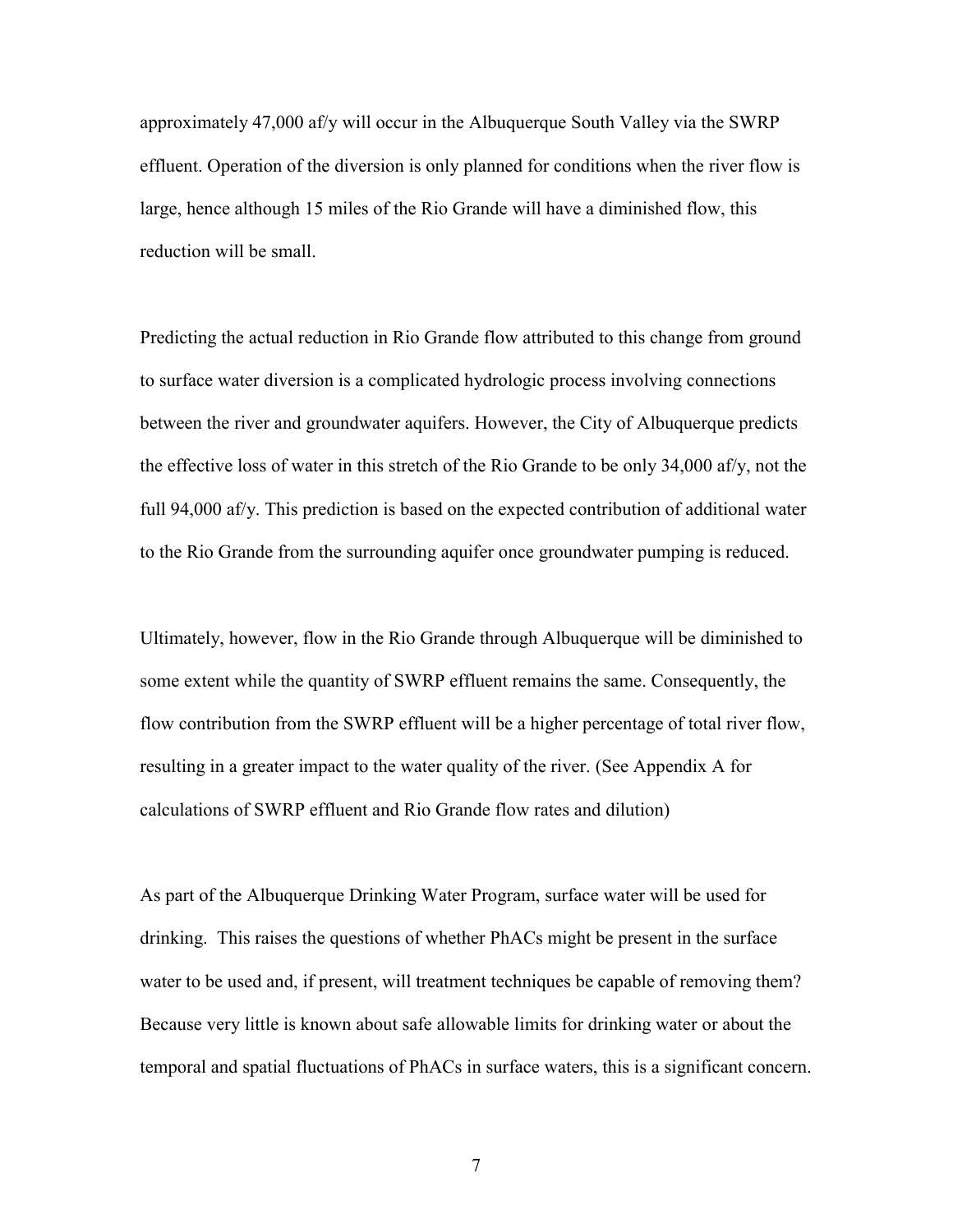approximately 47,000 af/y will occur in the Albuquerque South Valley via the SWRP effluent. Operation of the diversion is only planned for conditions when the river flow is large, hence although 15 miles of the Rio Grande will have a diminished flow, this reduction will be small.

Predicting the actual reduction in Rio Grande flow attributed to this change from ground to surface water diversion is a complicated hydrologic process involving connections between the river and groundwater aquifers. However, the City of Albuquerque predicts the effective loss of water in this stretch of the Rio Grande to be only 34,000 af/y, not the full 94,000 af/y. This prediction is based on the expected contribution of additional water to the Rio Grande from the surrounding aquifer once groundwater pumping is reduced.

Ultimately, however, flow in the Rio Grande through Albuquerque will be diminished to some extent while the quantity of SWRP effluent remains the same. Consequently, the flow contribution from the SWRP effluent will be a higher percentage of total river flow, resulting in a greater impact to the water quality of the river. (See Appendix A for calculations of SWRP effluent and Rio Grande flow rates and dilution)

As part of the Albuquerque Drinking Water Program, surface water will be used for drinking. This raises the questions of whether PhACs might be present in the surface water to be used and, if present, will treatment techniques be capable of removing them? Because very little is known about safe allowable limits for drinking water or about the temporal and spatial fluctuations of PhACs in surface waters, this is a significant concern.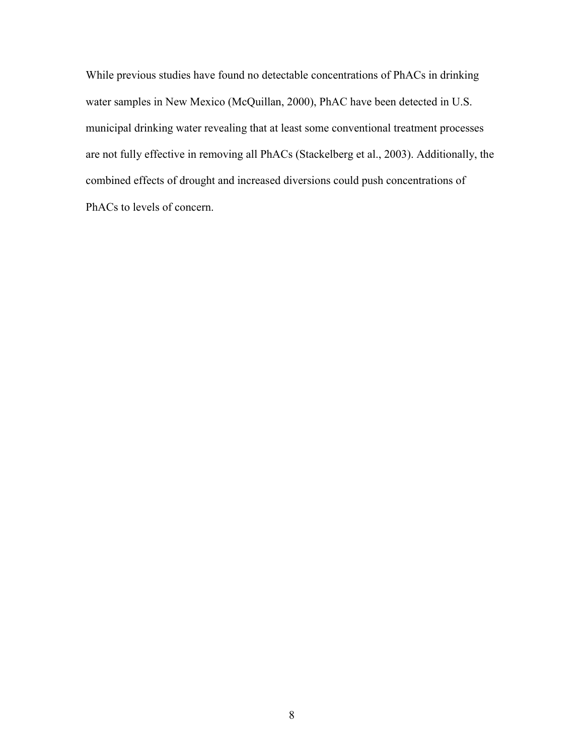While previous studies have found no detectable concentrations of PhACs in drinking water samples in New Mexico (McQuillan, 2000), PhAC have been detected in U.S. municipal drinking water revealing that at least some conventional treatment processes are not fully effective in removing all PhACs (Stackelberg et al., 2003). Additionally, the combined effects of drought and increased diversions could push concentrations of PhACs to levels of concern.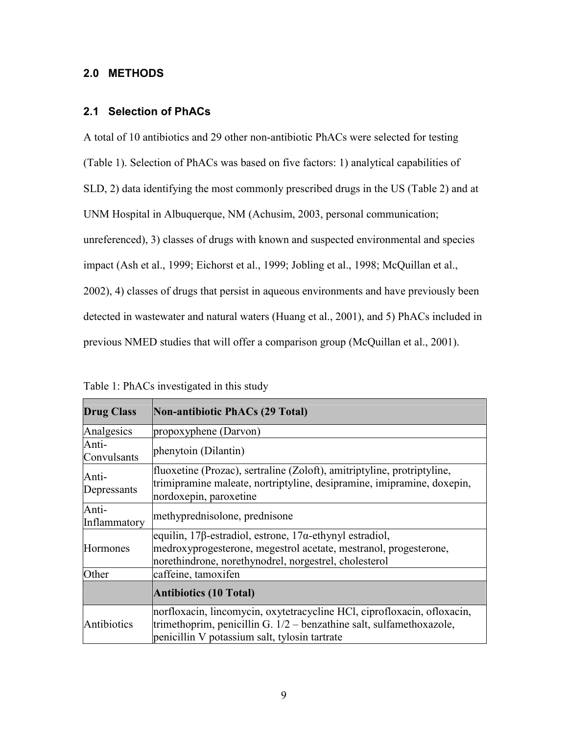## 2.0 METHODS

### 2.1 Selection of PhACs

A total of 10 antibiotics and 29 other non-antibiotic PhACs were selected for testing (Table 1). Selection of PhACs was based on five factors: 1) analytical capabilities of SLD, 2) data identifying the most commonly prescribed drugs in the US (Table 2) and at UNM Hospital in Albuquerque, NM (Achusim, 2003, personal communication; unreferenced), 3) classes of drugs with known and suspected environmental and species impact (Ash et al., 1999; Eichorst et al., 1999; Jobling et al., 1998; McQuillan et al., 2002), 4) classes of drugs that persist in aqueous environments and have previously been detected in wastewater and natural waters (Huang et al., 2001), and 5) PhACs included in previous NMED studies that will offer a comparison group (McQuillan et al., 2001).

Table 1: PhACs investigated in this study

| Drug Class | Non-antibiotic PhACs (29 Total) |
|---|---|
| Analgesics | propoxyphene (Darvon) |
| Anti-Convulsants | phenytoin (Dilantin) |
| Anti-Depressants | fluoxetine (Prozac), sertraline (Zoloft), amitriptyline, protriptyline, trimipramine maleate, nortriptyline, desipramine, imipramine, doxepin, nordoxepin, paroxetine |
| Anti-Inflammatory | methyprednisolone, prednisone |
| Hormones | equilin, 17β-estradiol, estrone, 17α-ethynyl estradiol, medroxyprogesterone, megestrol acetate, mestranol, progesterone, norethindrone, norethynodrel, norgestrel, cholesterol |
| Other | caffeine, tamoxifen |
| | **Antibiotics (10 Total)** |
| Antibiotics | norfloxacin, lincomycin, oxytetracycline HCl, ciprofloxacin, ofloxacin, trimethoprim, penicillin G. 1/2 – benzathine salt, sulfamethoxazole, penicillin V potassium salt, tylosin tartrate |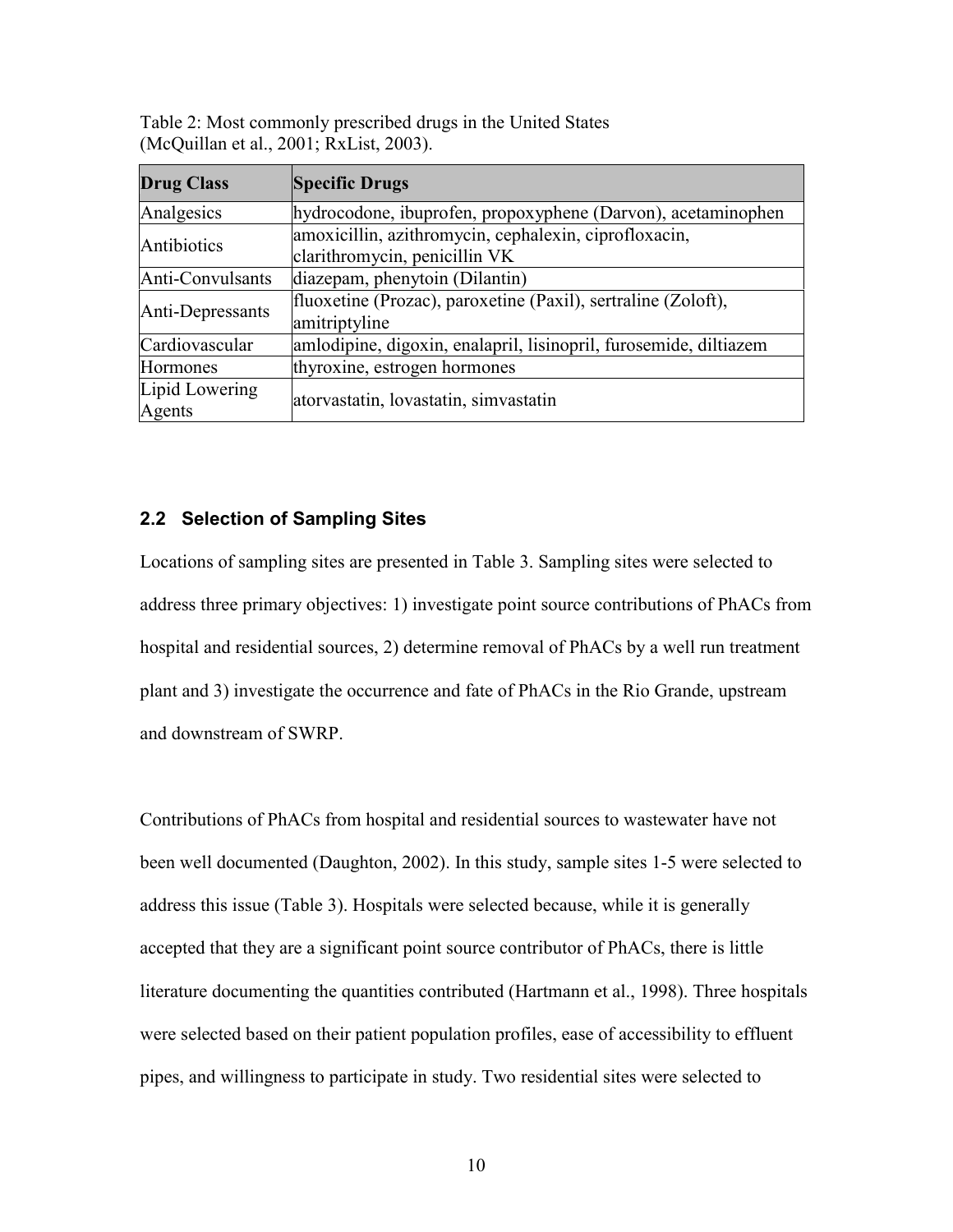Table 2: Most commonly prescribed drugs in the United States (McQuillan et al., 2001; RxList, 2003).

| Drug Class | Specific Drugs |
| --- | --- |
| Analgesics | hydrocodone, ibuprofen, propoxyphene (Darvon), acetaminophen |
| Antibiotics | amoxicillin, azithromycin, cephalexin, ciprofloxacin, clarithromycin, penicillin VK |
| Anti-Convulsants | diazepam, phenytoin (Dilantin) |
| Anti-Depressants | fluoxetine (Prozac), paroxetine (Paxil), sertraline (Zoloft), amitriptyline |
| Cardiovascular | amlodipine, digoxin, enalapril, lisinopril, furosemide, diltiazem |
| Hormones | thyroxine, estrogen hormones |
| Lipid Lowering Agents | atorvastatin, lovastatin, simvastatin |

## 2.2 Selection of Sampling Sites

Locations of sampling sites are presented in Table 3. Sampling sites were selected to address three primary objectives: 1) investigate point source contributions of PhACs from hospital and residential sources, 2) determine removal of PhACs by a well run treatment plant and 3) investigate the occurrence and fate of PhACs in the Rio Grande, upstream and downstream of SWRP.

Contributions of PhACs from hospital and residential sources to wastewater have not been well documented (Daughton, 2002). In this study, sample sites 1-5 were selected to address this issue (Table 3). Hospitals were selected because, while it is generally accepted that they are a significant point source contributor of PhACs, there is little literature documenting the quantities contributed (Hartmann et al., 1998). Three hospitals were selected based on their patient population profiles, ease of accessibility to effluent pipes, and willingness to participate in study. Two residential sites were selected to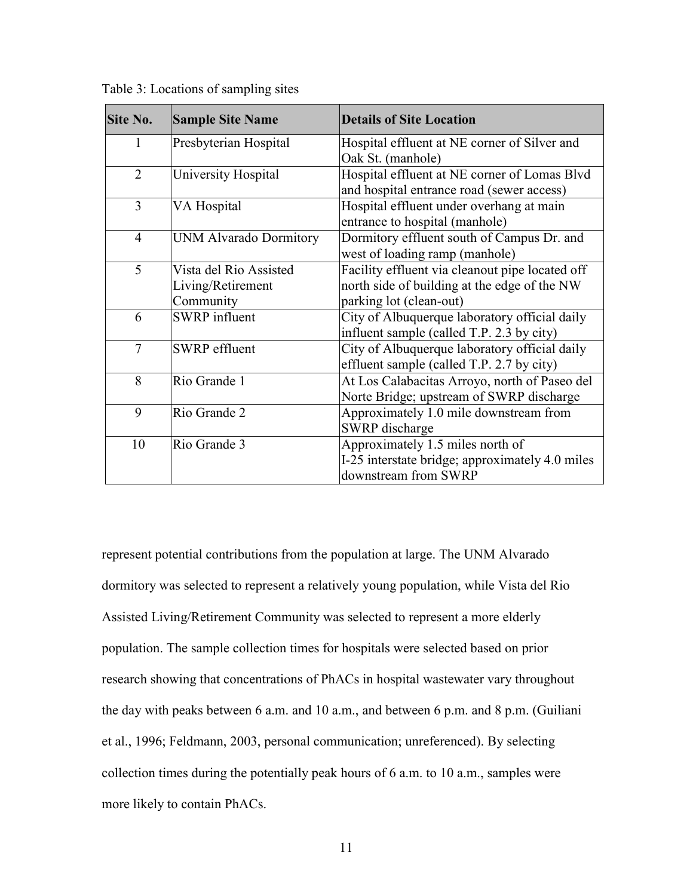Table 3: Locations of sampling sites

| Site No. | Sample Site Name | Details of Site Location |
|---|---|---|
| 1 | Presbyterian Hospital | Hospital effluent at NE corner of Silver and Oak St. (manhole) |
| 2 | University Hospital | Hospital effluent at NE corner of Lomas Blvd and hospital entrance road (sewer access) |
| 3 | VA Hospital | Hospital effluent under overhang at main entrance to hospital (manhole) |
| 4 | UNM Alvarado Dormitory | Dormitory effluent south of Campus Dr. and west of loading ramp (manhole) |
| 5 | Vista del Rio Assisted Living/Retirement Community | Facility effluent via cleanout pipe located off north side of building at the edge of the NW parking lot (clean-out) |
| 6 | SWRP influent | City of Albuquerque laboratory official daily influent sample (called T.P. 2.3 by city) |
| 7 | SWRP effluent | City of Albuquerque laboratory official daily effluent sample (called T.P. 2.7 by city) |
| 8 | Rio Grande 1 | At Los Calabacitas Arroyo, north of Paseo del Norte Bridge; upstream of SWRP discharge |
| 9 | Rio Grande 2 | Approximately 1.0 mile downstream from SWRP discharge |
| 10 | Rio Grande 3 | Approximately 1.5 miles north of I-25 interstate bridge; approximately 4.0 miles downstream from SWRP |

represent potential contributions from the population at large. The UNM Alvarado dormitory was selected to represent a relatively young population, while Vista del Rio Assisted Living/Retirement Community was selected to represent a more elderly population. The sample collection times for hospitals were selected based on prior research showing that concentrations of PhACs in hospital wastewater vary throughout the day with peaks between 6 a.m. and 10 a.m., and between 6 p.m. and 8 p.m. (Guiliani et al., 1996; Feldmann, 2003, personal communication; unreferenced). By selecting collection times during the potentially peak hours of 6 a.m. to 10 a.m., samples were more likely to contain PhACs.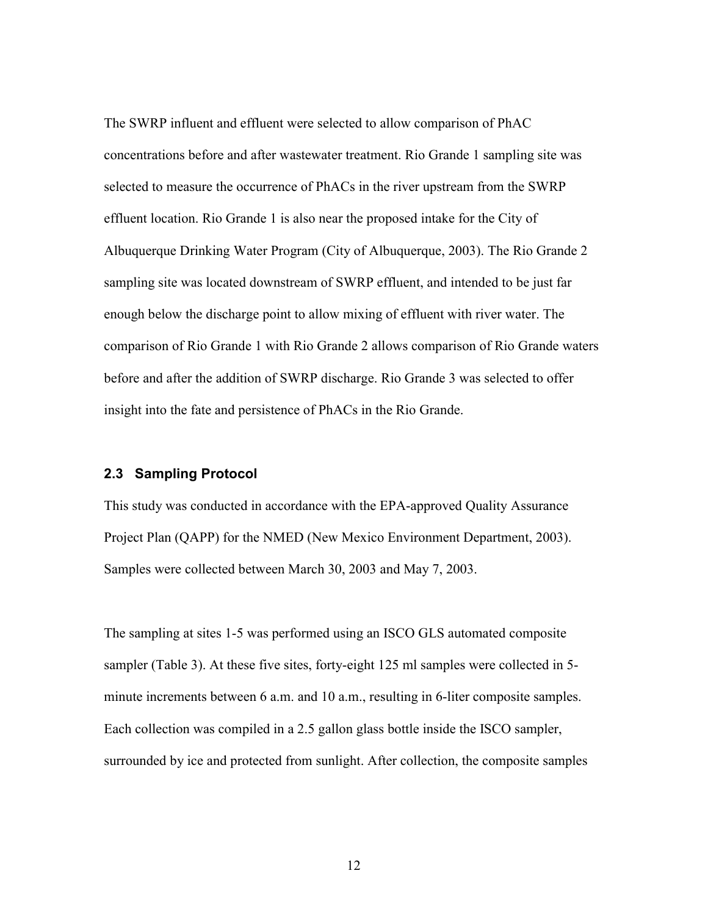The SWRP influent and effluent were selected to allow comparison of PhAC concentrations before and after wastewater treatment. Rio Grande 1 sampling site was selected to measure the occurrence of PhACs in the river upstream from the SWRP effluent location. Rio Grande 1 is also near the proposed intake for the City of Albuquerque Drinking Water Program (City of Albuquerque, 2003). The Rio Grande 2 sampling site was located downstream of SWRP effluent, and intended to be just far enough below the discharge point to allow mixing of effluent with river water. The comparison of Rio Grande 1 with Rio Grande 2 allows comparison of Rio Grande waters before and after the addition of SWRP discharge. Rio Grande 3 was selected to offer insight into the fate and persistence of PhACs in the Rio Grande.

### 2.3 Sampling Protocol

This study was conducted in accordance with the EPA-approved Quality Assurance Project Plan (QAPP) for the NMED (New Mexico Environment Department, 2003). Samples were collected between March 30, 2003 and May 7, 2003.

The sampling at sites 1-5 was performed using an ISCO GLS automated composite sampler (Table 3). At these five sites, forty-eight 125 ml samples were collected in 5-minute increments between 6 a.m. and 10 a.m., resulting in 6-liter composite samples. Each collection was compiled in a 2.5 gallon glass bottle inside the ISCO sampler, surrounded by ice and protected from sunlight. After collection, the composite samples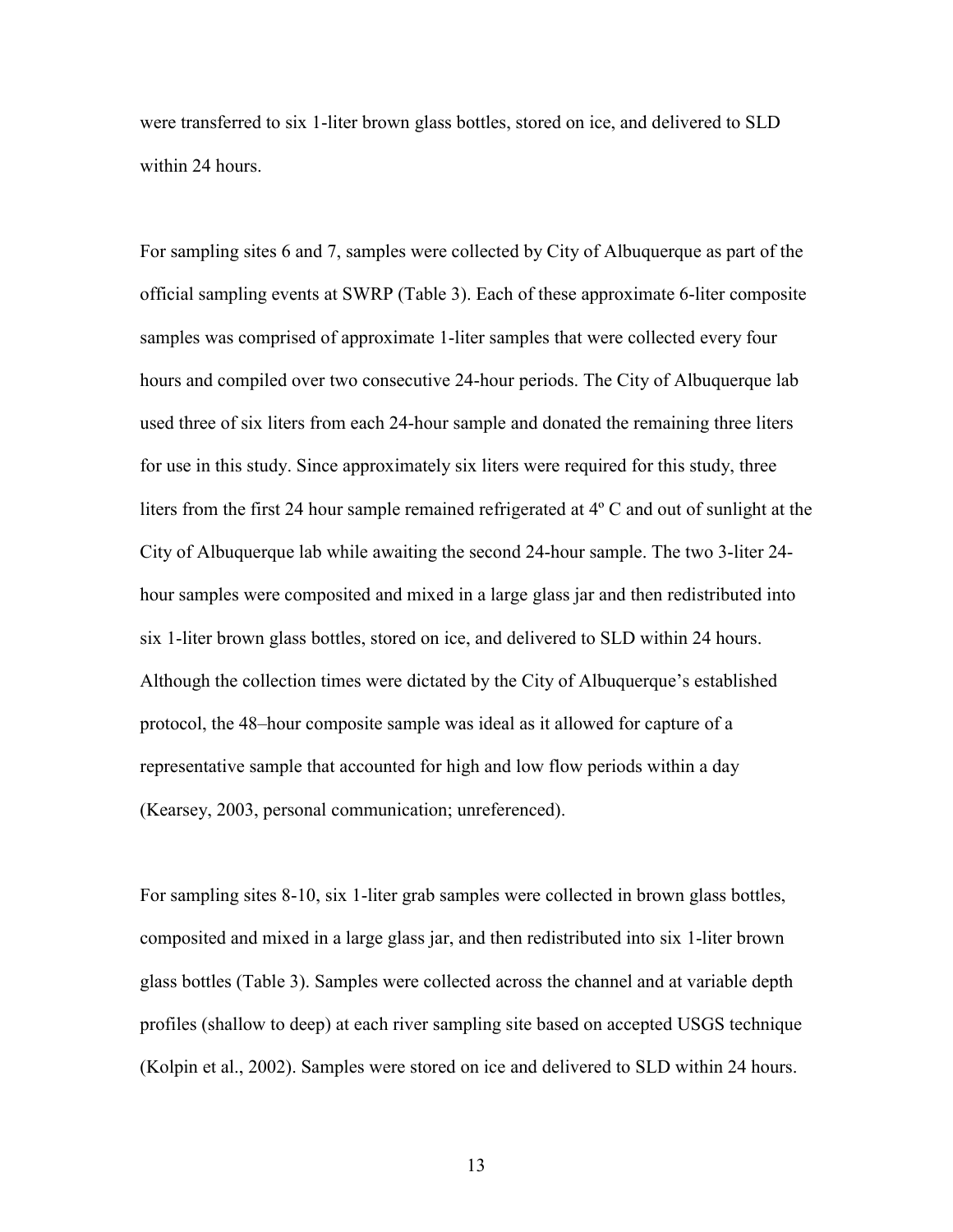were transferred to six 1-liter brown glass bottles, stored on ice, and delivered to SLD within 24 hours.

For sampling sites 6 and 7, samples were collected by City of Albuquerque as part of the official sampling events at SWRP (Table 3). Each of these approximate 6-liter composite samples was comprised of approximate 1-liter samples that were collected every four hours and compiled over two consecutive 24-hour periods. The City of Albuquerque lab used three of six liters from each 24-hour sample and donated the remaining three liters for use in this study. Since approximately six liters were required for this study, three liters from the first 24 hour sample remained refrigerated at 4º C and out of sunlight at the City of Albuquerque lab while awaiting the second 24-hour sample. The two 3-liter 24-hour samples were composited and mixed in a large glass jar and then redistributed into six 1-liter brown glass bottles, stored on ice, and delivered to SLD within 24 hours. Although the collection times were dictated by the City of Albuquerque's established protocol, the 48–hour composite sample was ideal as it allowed for capture of a representative sample that accounted for high and low flow periods within a day (Kearsey, 2003, personal communication; unreferenced).

For sampling sites 8-10, six 1-liter grab samples were collected in brown glass bottles, composited and mixed in a large glass jar, and then redistributed into six 1-liter brown glass bottles (Table 3). Samples were collected across the channel and at variable depth profiles (shallow to deep) at each river sampling site based on accepted USGS technique (Kolpin et al., 2002). Samples were stored on ice and delivered to SLD within 24 hours.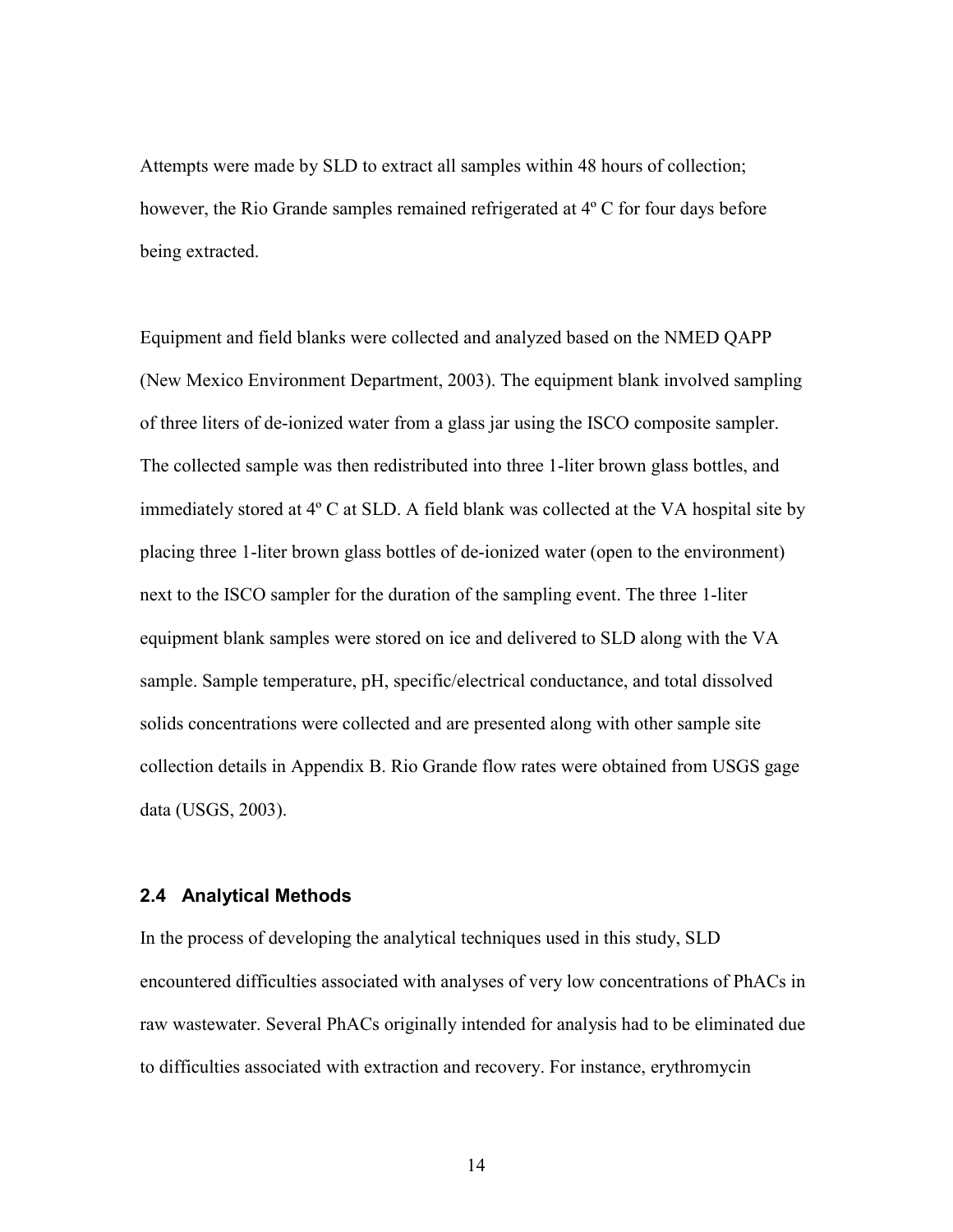Attempts were made by SLD to extract all samples within 48 hours of collection; however, the Rio Grande samples remained refrigerated at 4º C for four days before being extracted.

Equipment and field blanks were collected and analyzed based on the NMED QAPP (New Mexico Environment Department, 2003). The equipment blank involved sampling of three liters of de-ionized water from a glass jar using the ISCO composite sampler. The collected sample was then redistributed into three 1-liter brown glass bottles, and immediately stored at 4º C at SLD. A field blank was collected at the VA hospital site by placing three 1-liter brown glass bottles of de-ionized water (open to the environment) next to the ISCO sampler for the duration of the sampling event. The three 1-liter equipment blank samples were stored on ice and delivered to SLD along with the VA sample. Sample temperature, pH, specific/electrical conductance, and total dissolved solids concentrations were collected and are presented along with other sample site collection details in Appendix B. Rio Grande flow rates were obtained from USGS gage data (USGS, 2003).

### 2.4 Analytical Methods

In the process of developing the analytical techniques used in this study, SLD encountered difficulties associated with analyses of very low concentrations of PhACs in raw wastewater. Several PhACs originally intended for analysis had to be eliminated due to difficulties associated with extraction and recovery. For instance, erythromycin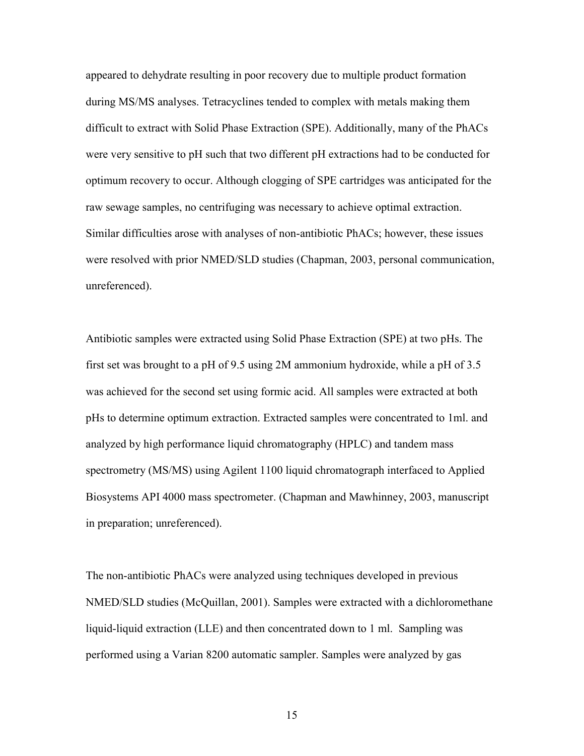appeared to dehydrate resulting in poor recovery due to multiple product formation during MS/MS analyses. Tetracyclines tended to complex with metals making them difficult to extract with Solid Phase Extraction (SPE). Additionally, many of the PhACs were very sensitive to pH such that two different pH extractions had to be conducted for optimum recovery to occur. Although clogging of SPE cartridges was anticipated for the raw sewage samples, no centrifuging was necessary to achieve optimal extraction. Similar difficulties arose with analyses of non-antibiotic PhACs; however, these issues were resolved with prior NMED/SLD studies (Chapman, 2003, personal communication, unreferenced).

Antibiotic samples were extracted using Solid Phase Extraction (SPE) at two pHs. The first set was brought to a pH of 9.5 using 2M ammonium hydroxide, while a pH of 3.5 was achieved for the second set using formic acid. All samples were extracted at both pHs to determine optimum extraction. Extracted samples were concentrated to 1ml. and analyzed by high performance liquid chromatography (HPLC) and tandem mass spectrometry (MS/MS) using Agilent 1100 liquid chromatograph interfaced to Applied Biosystems API 4000 mass spectrometer. (Chapman and Mawhinney, 2003, manuscript in preparation; unreferenced).

The non-antibiotic PhACs were analyzed using techniques developed in previous NMED/SLD studies (McQuillan, 2001). Samples were extracted with a dichloromethane liquid-liquid extraction (LLE) and then concentrated down to 1 ml. Sampling was performed using a Varian 8200 automatic sampler. Samples were analyzed by gas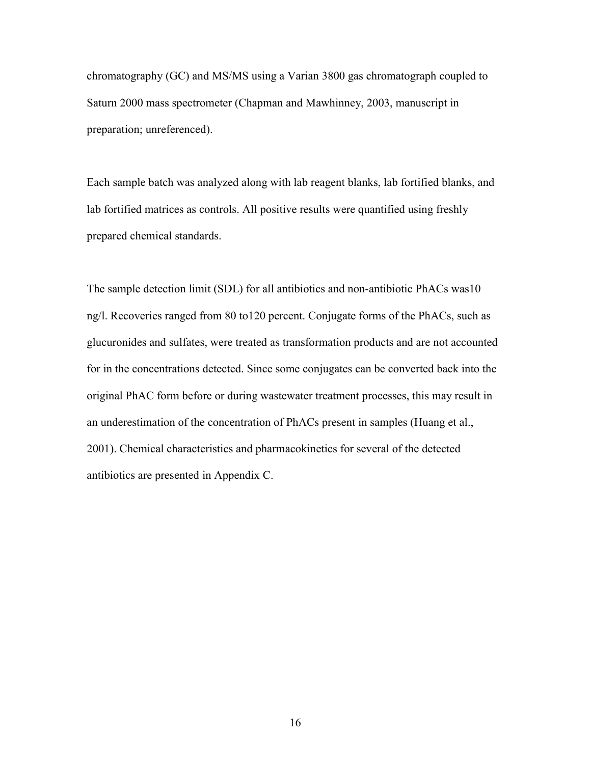chromatography (GC) and MS/MS using a Varian 3800 gas chromatograph coupled to Saturn 2000 mass spectrometer (Chapman and Mawhinney, 2003, manuscript in preparation; unreferenced).

Each sample batch was analyzed along with lab reagent blanks, lab fortified blanks, and lab fortified matrices as controls. All positive results were quantified using freshly prepared chemical standards.

The sample detection limit (SDL) for all antibiotics and non-antibiotic PhACs was10 ng/l. Recoveries ranged from 80 to120 percent. Conjugate forms of the PhACs, such as glucuronides and sulfates, were treated as transformation products and are not accounted for in the concentrations detected. Since some conjugates can be converted back into the original PhAC form before or during wastewater treatment processes, this may result in an underestimation of the concentration of PhACs present in samples (Huang et al., 2001). Chemical characteristics and pharmacokinetics for several of the detected antibiotics are presented in Appendix C.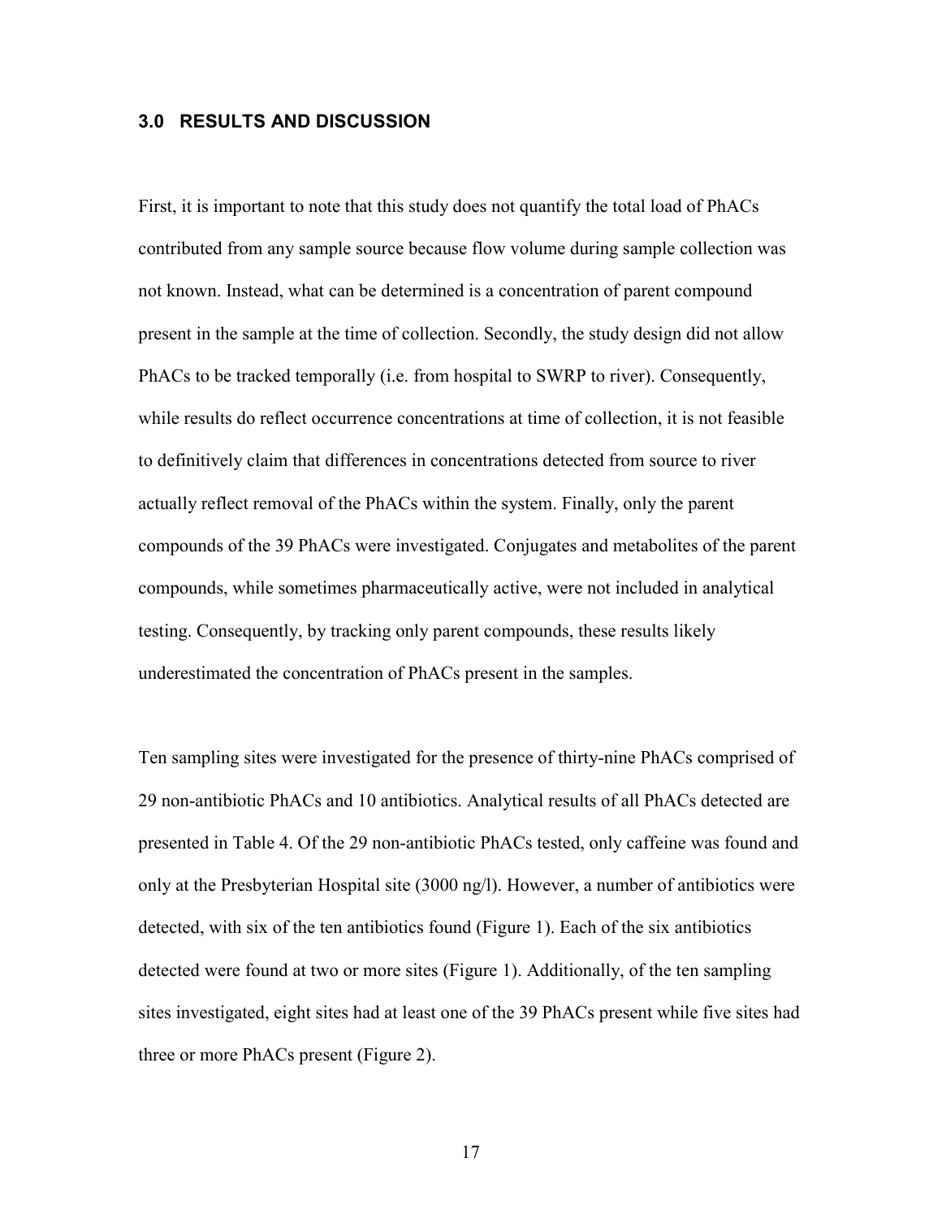## 3.0 RESULTS AND DISCUSSION

First, it is important to note that this study does not quantify the total load of PhACs contributed from any sample source because flow volume during sample collection was not known. Instead, what can be determined is a concentration of parent compound present in the sample at the time of collection. Secondly, the study design did not allow PhACs to be tracked temporally (i.e. from hospital to SWRP to river). Consequently, while results do reflect occurrence concentrations at time of collection, it is not feasible to definitively claim that differences in concentrations detected from source to river actually reflect removal of the PhACs within the system. Finally, only the parent compounds of the 39 PhACs were investigated. Conjugates and metabolites of the parent compounds, while sometimes pharmaceutically active, were not included in analytical testing. Consequently, by tracking only parent compounds, these results likely underestimated the concentration of PhACs present in the samples.

Ten sampling sites were investigated for the presence of thirty-nine PhACs comprised of 29 non-antibiotic PhACs and 10 antibiotics. Analytical results of all PhACs detected are presented in Table 4. Of the 29 non-antibiotic PhACs tested, only caffeine was found and only at the Presbyterian Hospital site (3000 ng/l). However, a number of antibiotics were detected, with six of the ten antibiotics found (Figure 1). Each of the six antibiotics detected were found at two or more sites (Figure 1). Additionally, of the ten sampling sites investigated, eight sites had at least one of the 39 PhACs present while five sites had three or more PhACs present (Figure 2).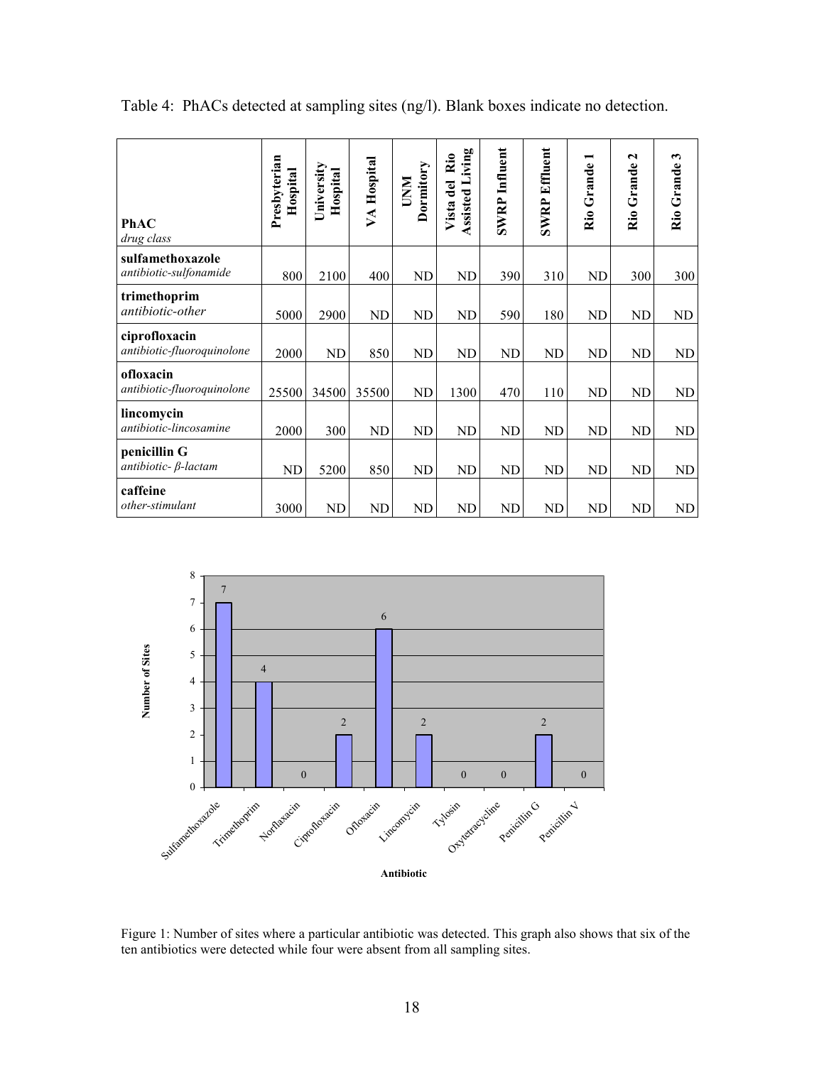Table 4: PhACs detected at sampling sites (ng/l). Blank boxes indicate no detection.

| **PhAC** *drug class* | **Presbyterian Hospital** | **University Hospital** | **VA Hospital** | **UNM Dormitory** | **Vista del Rio Assisted Living** | **SWRP Influent** | **SWRP Effluent** | **Rio Grande 1** | **Rio Grande 2** | **Rio Grande 3** |
|---|---|---|---|---|---|---|---|---|---|---|
| **sulfamethoxazole** *antibiotic-sulfonamide* | 800 | 2100 | 400 | ND | ND | 390 | 310 | ND | 300 | 300 |
| **trimethoprim** *antibiotic-other* | 5000 | 2900 | ND | ND | ND | 590 | 180 | ND | ND | ND |
| **ciprofloxacin** *antibiotic-fluoroquinolone* | 2000 | ND | 850 | ND | ND | ND | ND | ND | ND | ND |
| **ofloxacin** *antibiotic-fluoroquinolone* | 25500 | 34500 | 35500 | ND | 1300 | 470 | 110 | ND | ND | ND |
| **lincomycin** *antibiotic-lincosamine* | 2000 | 300 | ND | ND | ND | ND | ND | ND | ND | ND |
| **penicillin G** *antibiotic- β-lactam* | ND | 5200 | 850 | ND | ND | ND | ND | ND | ND | ND |
| **caffeine** *other-stimulant* | 3000 | ND | ND | ND | ND | ND | ND | ND | ND | ND |

Figure 1: Number of sites where a particular antibiotic was detected. This graph also shows that six of the ten antibiotics were detected while four were absent from all sampling sites.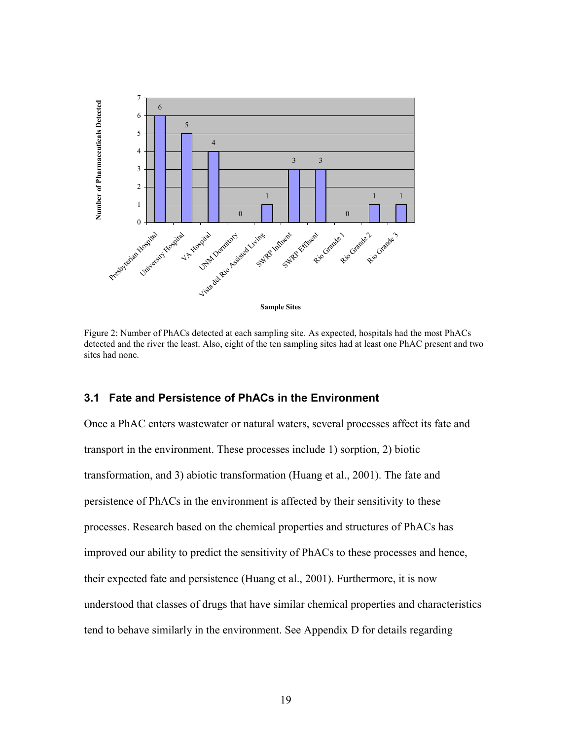Figure 2: Number of PhACs detected at each sampling site. As expected, hospitals had the most PhACs detected and the river the least. Also, eight of the ten sampling sites had at least one PhAC present and two sites had none.

## 3.1 Fate and Persistence of PhACs in the Environment

Once a PhAC enters wastewater or natural waters, several processes affect its fate and transport in the environment. These processes include 1) sorption, 2) biotic transformation, and 3) abiotic transformation (Huang et al., 2001). The fate and persistence of PhACs in the environment is affected by their sensitivity to these processes. Research based on the chemical properties and structures of PhACs has improved our ability to predict the sensitivity of PhACs to these processes and hence, their expected fate and persistence (Huang et al., 2001). Furthermore, it is now understood that classes of drugs that have similar chemical properties and characteristics tend to behave similarly in the environment. See Appendix D for details regarding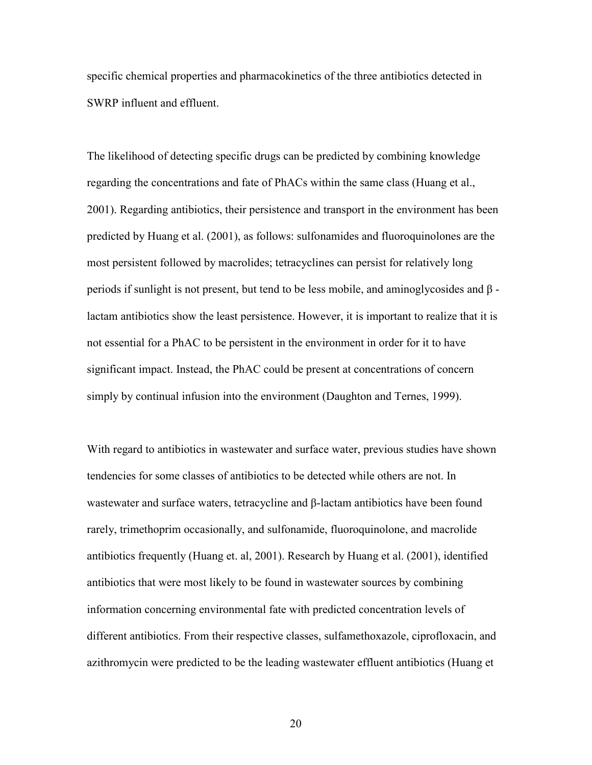specific chemical properties and pharmacokinetics of the three antibiotics detected in SWRP influent and effluent.

The likelihood of detecting specific drugs can be predicted by combining knowledge regarding the concentrations and fate of PhACs within the same class (Huang et al., 2001). Regarding antibiotics, their persistence and transport in the environment has been predicted by Huang et al. (2001), as follows: sulfonamides and fluoroquinolones are the most persistent followed by macrolides; tetracyclines can persist for relatively long periods if sunlight is not present, but tend to be less mobile, and aminoglycosides and β - lactam antibiotics show the least persistence. However, it is important to realize that it is not essential for a PhAC to be persistent in the environment in order for it to have significant impact. Instead, the PhAC could be present at concentrations of concern simply by continual infusion into the environment (Daughton and Ternes, 1999).

With regard to antibiotics in wastewater and surface water, previous studies have shown tendencies for some classes of antibiotics to be detected while others are not. In wastewater and surface waters, tetracycline and β-lactam antibiotics have been found rarely, trimethoprim occasionally, and sulfonamide, fluoroquinolone, and macrolide antibiotics frequently (Huang et. al, 2001). Research by Huang et al. (2001), identified antibiotics that were most likely to be found in wastewater sources by combining information concerning environmental fate with predicted concentration levels of different antibiotics. From their respective classes, sulfamethoxazole, ciprofloxacin, and azithromycin were predicted to be the leading wastewater effluent antibiotics (Huang et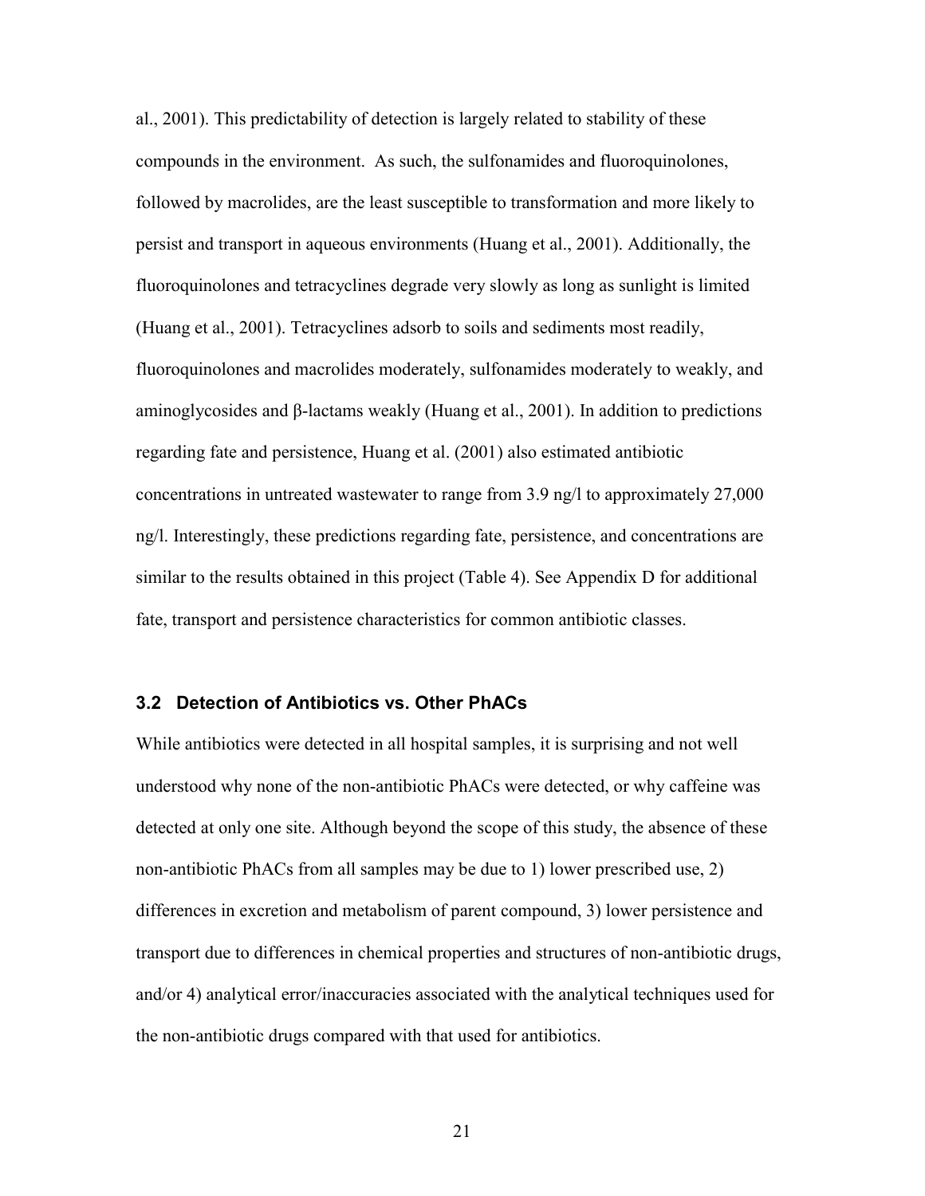al., 2001). This predictability of detection is largely related to stability of these compounds in the environment. As such, the sulfonamides and fluoroquinolones, followed by macrolides, are the least susceptible to transformation and more likely to persist and transport in aqueous environments (Huang et al., 2001). Additionally, the fluoroquinolones and tetracyclines degrade very slowly as long as sunlight is limited (Huang et al., 2001). Tetracyclines adsorb to soils and sediments most readily, fluoroquinolones and macrolides moderately, sulfonamides moderately to weakly, and aminoglycosides and β-lactams weakly (Huang et al., 2001). In addition to predictions regarding fate and persistence, Huang et al. (2001) also estimated antibiotic concentrations in untreated wastewater to range from 3.9 ng/l to approximately 27,000 ng/l. Interestingly, these predictions regarding fate, persistence, and concentrations are similar to the results obtained in this project (Table 4). See Appendix D for additional fate, transport and persistence characteristics for common antibiotic classes.

### 3.2 Detection of Antibiotics vs. Other PhACs

While antibiotics were detected in all hospital samples, it is surprising and not well understood why none of the non-antibiotic PhACs were detected, or why caffeine was detected at only one site. Although beyond the scope of this study, the absence of these non-antibiotic PhACs from all samples may be due to 1) lower prescribed use, 2) differences in excretion and metabolism of parent compound, 3) lower persistence and transport due to differences in chemical properties and structures of non-antibiotic drugs, and/or 4) analytical error/inaccuracies associated with the analytical techniques used for the non-antibiotic drugs compared with that used for antibiotics.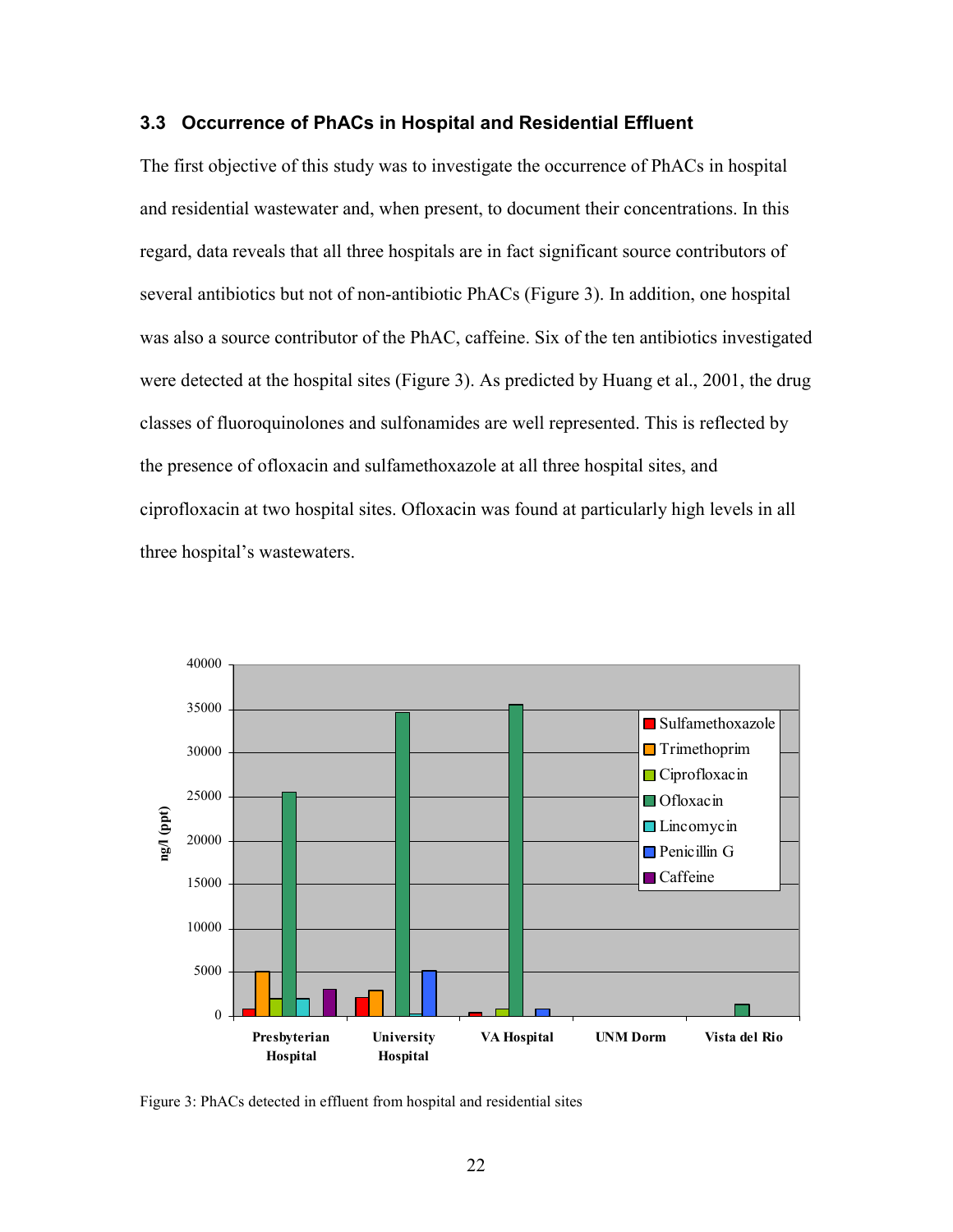### 3.3 Occurrence of PhACs in Hospital and Residential Effluent

The first objective of this study was to investigate the occurrence of PhACs in hospital and residential wastewater and, when present, to document their concentrations. In this regard, data reveals that all three hospitals are in fact significant source contributors of several antibiotics but not of non-antibiotic PhACs (Figure 3). In addition, one hospital was also a source contributor of the PhAC, caffeine. Six of the ten antibiotics investigated were detected at the hospital sites (Figure 3). As predicted by Huang et al., 2001, the drug classes of fluoroquinolones and sulfonamides are well represented. This is reflected by the presence of ofloxacin and sulfamethoxazole at all three hospital sites, and ciprofloxacin at two hospital sites. Ofloxacin was found at particularly high levels in all three hospital's wastewaters.

Figure 3: PhACs detected in effluent from hospital and residential sites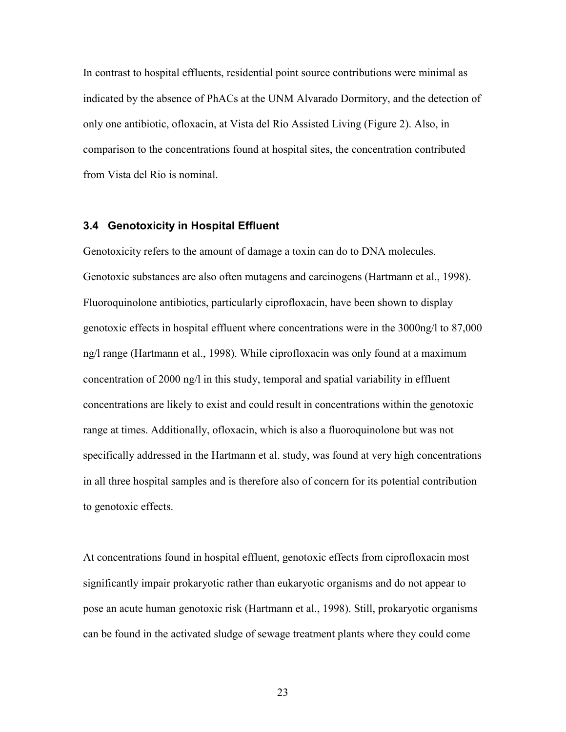In contrast to hospital effluents, residential point source contributions were minimal as indicated by the absence of PhACs at the UNM Alvarado Dormitory, and the detection of only one antibiotic, ofloxacin, at Vista del Rio Assisted Living (Figure 2). Also, in comparison to the concentrations found at hospital sites, the concentration contributed from Vista del Rio is nominal.

### 3.4 Genotoxicity in Hospital Effluent

Genotoxicity refers to the amount of damage a toxin can do to DNA molecules. Genotoxic substances are also often mutagens and carcinogens (Hartmann et al., 1998). Fluoroquinolone antibiotics, particularly ciprofloxacin, have been shown to display genotoxic effects in hospital effluent where concentrations were in the 3000ng/l to 87,000 ng/l range (Hartmann et al., 1998). While ciprofloxacin was only found at a maximum concentration of 2000 ng/l in this study, temporal and spatial variability in effluent concentrations are likely to exist and could result in concentrations within the genotoxic range at times. Additionally, ofloxacin, which is also a fluoroquinolone but was not specifically addressed in the Hartmann et al. study, was found at very high concentrations in all three hospital samples and is therefore also of concern for its potential contribution to genotoxic effects.

At concentrations found in hospital effluent, genotoxic effects from ciprofloxacin most significantly impair prokaryotic rather than eukaryotic organisms and do not appear to pose an acute human genotoxic risk (Hartmann et al., 1998). Still, prokaryotic organisms can be found in the activated sludge of sewage treatment plants where they could come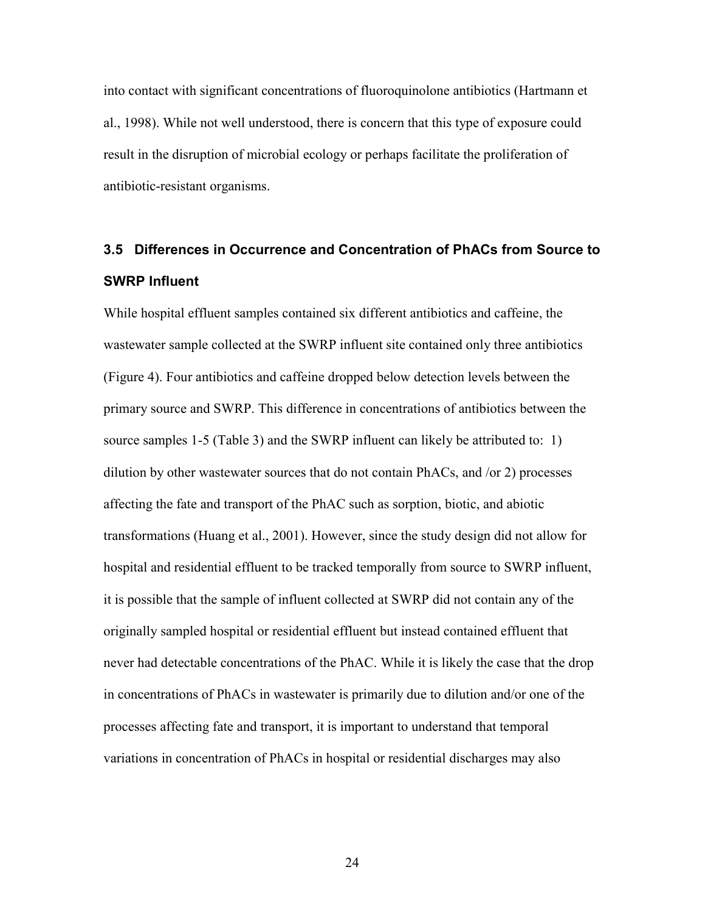into contact with significant concentrations of fluoroquinolone antibiotics (Hartmann et al., 1998). While not well understood, there is concern that this type of exposure could result in the disruption of microbial ecology or perhaps facilitate the proliferation of antibiotic-resistant organisms.

### 3.5 Differences in Occurrence and Concentration of PhACs from Source to SWRP Influent

While hospital effluent samples contained six different antibiotics and caffeine, the wastewater sample collected at the SWRP influent site contained only three antibiotics (Figure 4). Four antibiotics and caffeine dropped below detection levels between the primary source and SWRP. This difference in concentrations of antibiotics between the source samples 1-5 (Table 3) and the SWRP influent can likely be attributed to: 1) dilution by other wastewater sources that do not contain PhACs, and /or 2) processes affecting the fate and transport of the PhAC such as sorption, biotic, and abiotic transformations (Huang et al., 2001). However, since the study design did not allow for hospital and residential effluent to be tracked temporally from source to SWRP influent, it is possible that the sample of influent collected at SWRP did not contain any of the originally sampled hospital or residential effluent but instead contained effluent that never had detectable concentrations of the PhAC. While it is likely the case that the drop in concentrations of PhACs in wastewater is primarily due to dilution and/or one of the processes affecting fate and transport, it is important to understand that temporal variations in concentration of PhACs in hospital or residential discharges may also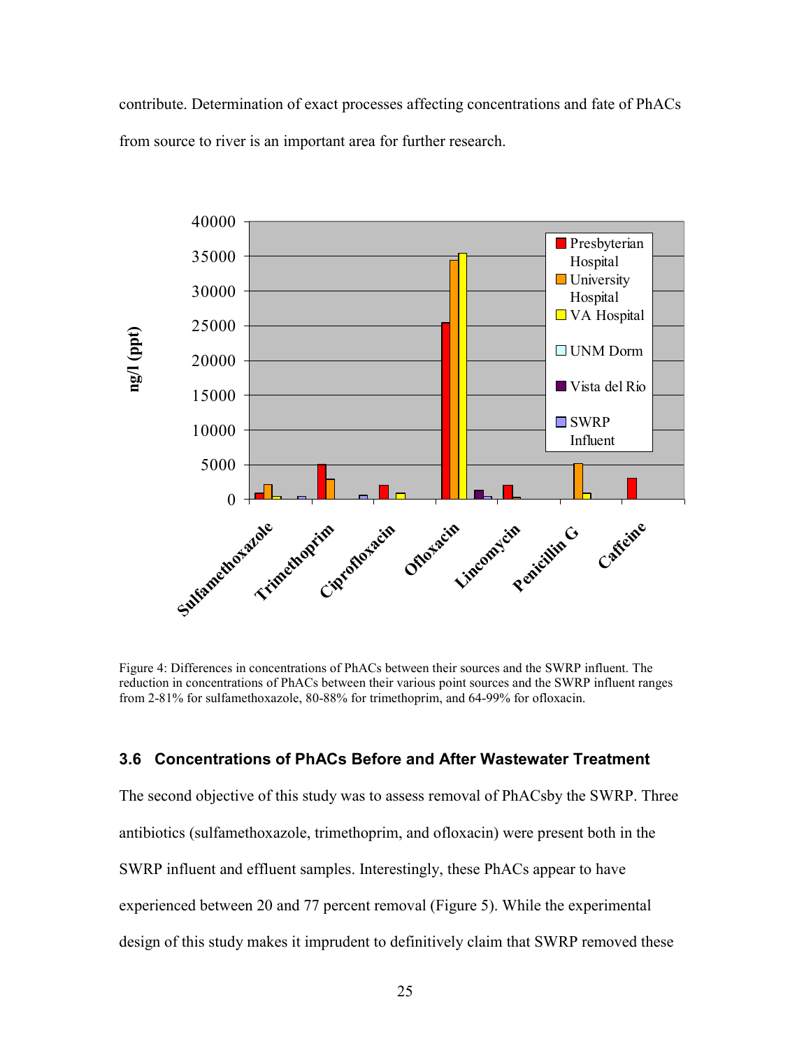contribute. Determination of exact processes affecting concentrations and fate of PhACs from source to river is an important area for further research.

Figure 4: Differences in concentrations of PhACs between their sources and the SWRP influent. The reduction in concentrations of PhACs between their various point sources and the SWRP influent ranges from 2-81% for sulfamethoxazole, 80-88% for trimethoprim, and 64-99% for ofloxacin.

### 3.6 Concentrations of PhACs Before and After Wastewater Treatment

The second objective of this study was to assess removal of PhACsby the SWRP. Three antibiotics (sulfamethoxazole, trimethoprim, and ofloxacin) were present both in the SWRP influent and effluent samples. Interestingly, these PhACs appear to have experienced between 20 and 77 percent removal (Figure 5). While the experimental design of this study makes it imprudent to definitively claim that SWRP removed these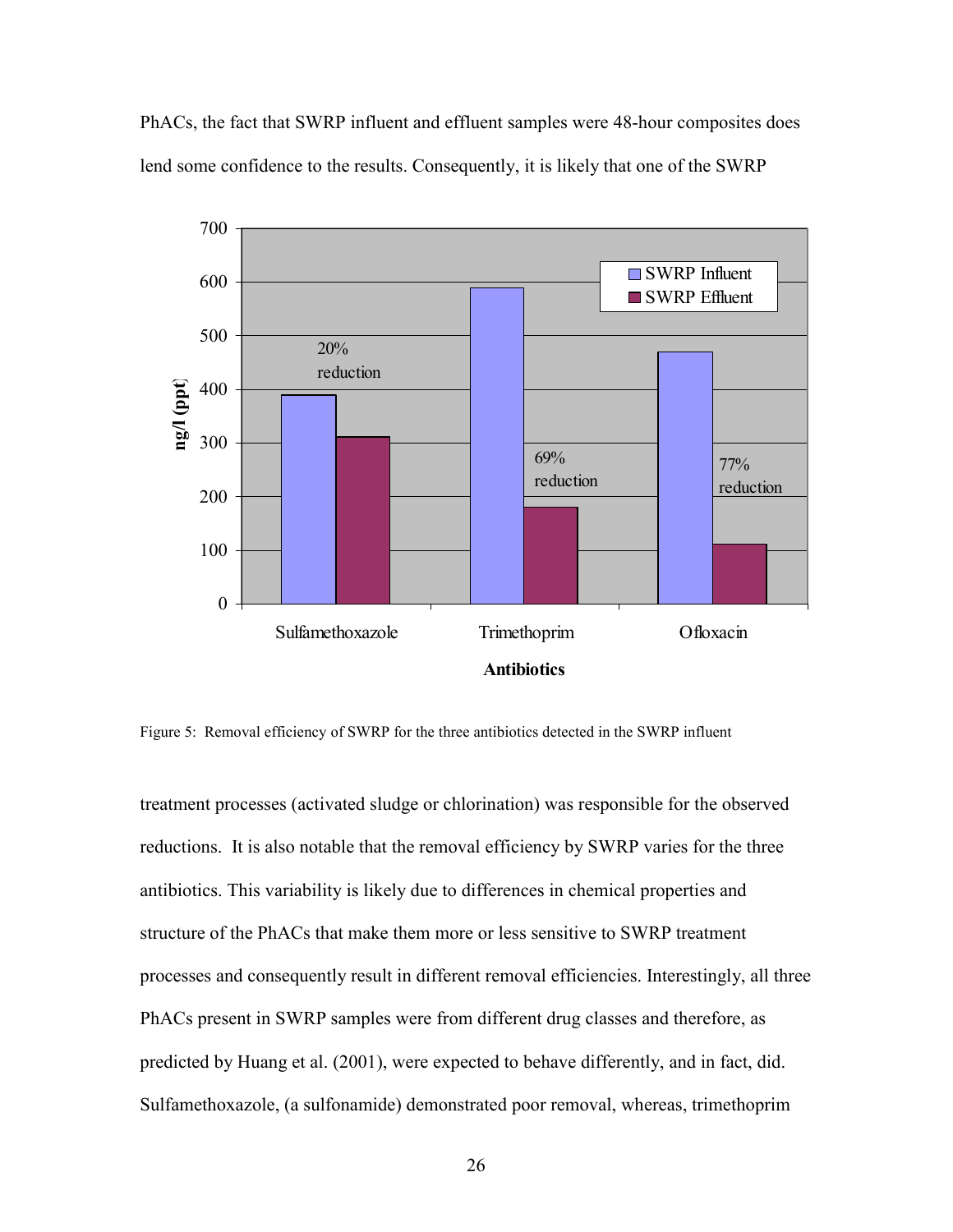PhACs, the fact that SWRP influent and effluent samples were 48-hour composites does lend some confidence to the results. Consequently, it is likely that one of the SWRP

Figure 5: Removal efficiency of SWRP for the three antibiotics detected in the SWRP influent

treatment processes (activated sludge or chlorination) was responsible for the observed reductions. It is also notable that the removal efficiency by SWRP varies for the three antibiotics. This variability is likely due to differences in chemical properties and structure of the PhACs that make them more or less sensitive to SWRP treatment processes and consequently result in different removal efficiencies. Interestingly, all three PhACs present in SWRP samples were from different drug classes and therefore, as predicted by Huang et al. (2001), were expected to behave differently, and in fact, did. Sulfamethoxazole, (a sulfonamide) demonstrated poor removal, whereas, trimethoprim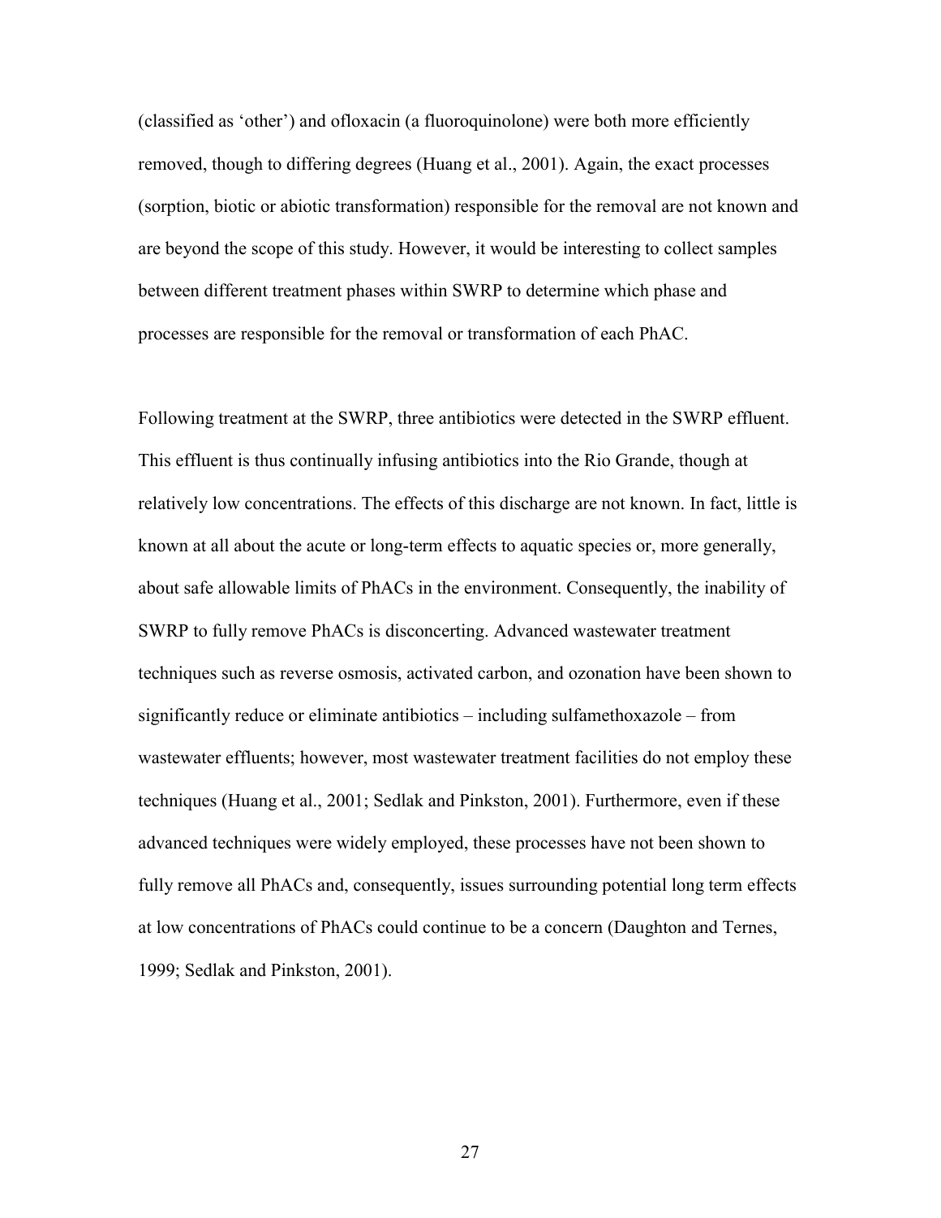(classified as 'other') and ofloxacin (a fluoroquinolone) were both more efficiently removed, though to differing degrees (Huang et al., 2001). Again, the exact processes (sorption, biotic or abiotic transformation) responsible for the removal are not known and are beyond the scope of this study. However, it would be interesting to collect samples between different treatment phases within SWRP to determine which phase and processes are responsible for the removal or transformation of each PhAC.

Following treatment at the SWRP, three antibiotics were detected in the SWRP effluent. This effluent is thus continually infusing antibiotics into the Rio Grande, though at relatively low concentrations. The effects of this discharge are not known. In fact, little is known at all about the acute or long-term effects to aquatic species or, more generally, about safe allowable limits of PhACs in the environment. Consequently, the inability of SWRP to fully remove PhACs is disconcerting. Advanced wastewater treatment techniques such as reverse osmosis, activated carbon, and ozonation have been shown to significantly reduce or eliminate antibiotics – including sulfamethoxazole – from wastewater effluents; however, most wastewater treatment facilities do not employ these techniques (Huang et al., 2001; Sedlak and Pinkston, 2001). Furthermore, even if these advanced techniques were widely employed, these processes have not been shown to fully remove all PhACs and, consequently, issues surrounding potential long term effects at low concentrations of PhACs could continue to be a concern (Daughton and Ternes, 1999; Sedlak and Pinkston, 2001).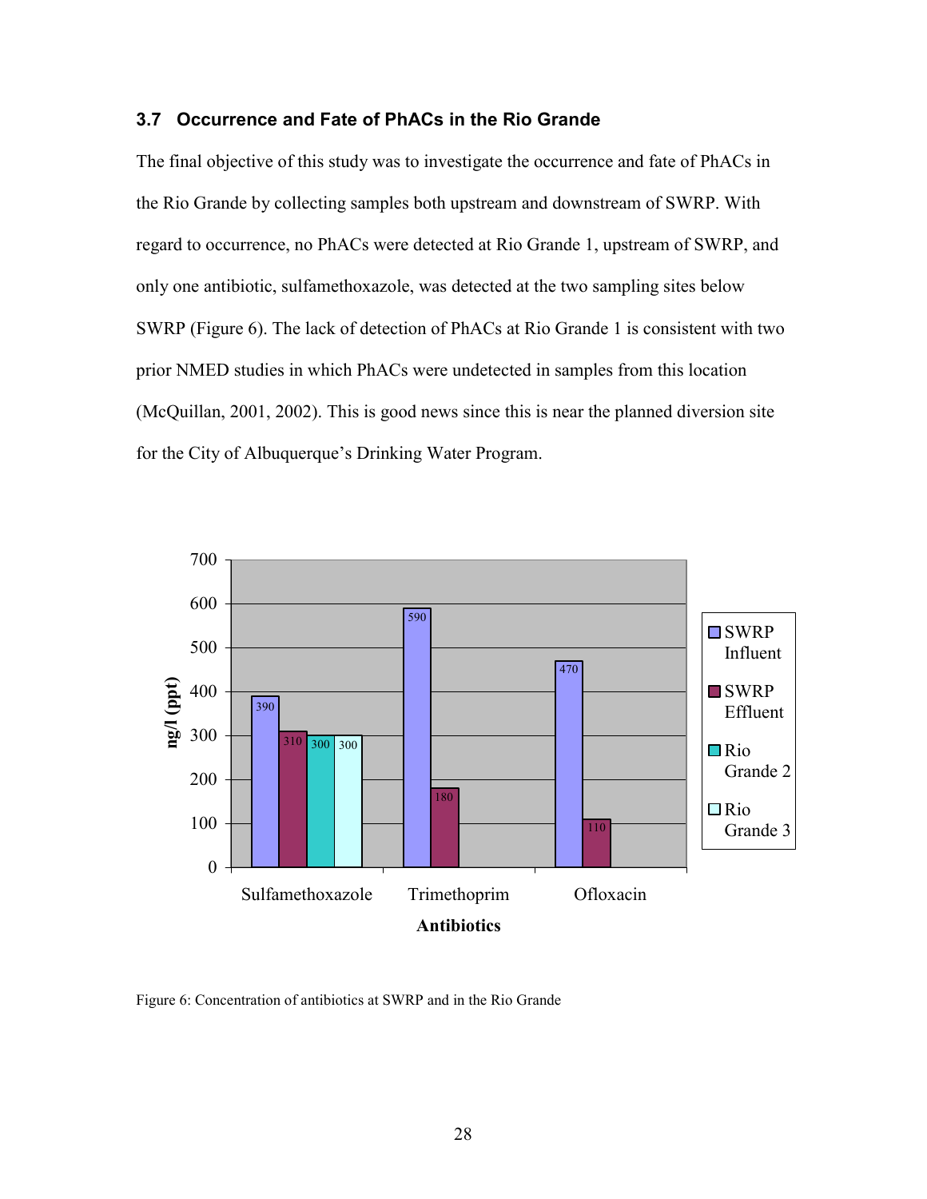### 3.7 Occurrence and Fate of PhACs in the Rio Grande

The final objective of this study was to investigate the occurrence and fate of PhACs in the Rio Grande by collecting samples both upstream and downstream of SWRP. With regard to occurrence, no PhACs were detected at Rio Grande 1, upstream of SWRP, and only one antibiotic, sulfamethoxazole, was detected at the two sampling sites below SWRP (Figure 6). The lack of detection of PhACs at Rio Grande 1 is consistent with two prior NMED studies in which PhACs were undetected in samples from this location (McQuillan, 2001, 2002). This is good news since this is near the planned diversion site for the City of Albuquerque's Drinking Water Program.

| Antibiotics | SWRP Influent (ng/l (ppt)) | SWRP Effluent (ng/l (ppt)) | Rio Grande 2 (ng/l (ppt)) | Rio Grande 3 (ng/l (ppt)) |
| --- | --- | --- | --- | --- |
| Sulfamethoxazole | 390 | 310 | 300 | 300 |
| Trimethoprim | 590 | 180 | | |
| Ofloxacin | 470 | 110 | | |

Figure 6: Concentration of antibiotics at SWRP and in the Rio Grande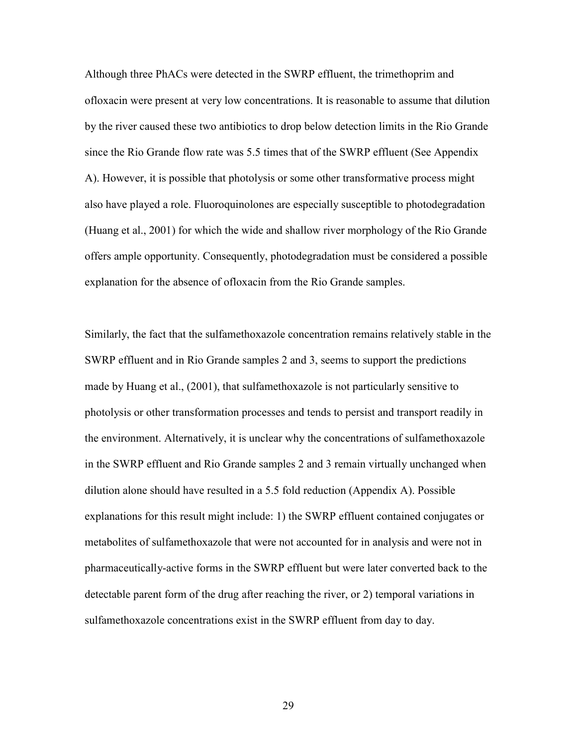Although three PhACs were detected in the SWRP effluent, the trimethoprim and ofloxacin were present at very low concentrations. It is reasonable to assume that dilution by the river caused these two antibiotics to drop below detection limits in the Rio Grande since the Rio Grande flow rate was 5.5 times that of the SWRP effluent (See Appendix A). However, it is possible that photolysis or some other transformative process might also have played a role. Fluoroquinolones are especially susceptible to photodegradation (Huang et al., 2001) for which the wide and shallow river morphology of the Rio Grande offers ample opportunity. Consequently, photodegradation must be considered a possible explanation for the absence of ofloxacin from the Rio Grande samples.

Similarly, the fact that the sulfamethoxazole concentration remains relatively stable in the SWRP effluent and in Rio Grande samples 2 and 3, seems to support the predictions made by Huang et al., (2001), that sulfamethoxazole is not particularly sensitive to photolysis or other transformation processes and tends to persist and transport readily in the environment. Alternatively, it is unclear why the concentrations of sulfamethoxazole in the SWRP effluent and Rio Grande samples 2 and 3 remain virtually unchanged when dilution alone should have resulted in a 5.5 fold reduction (Appendix A). Possible explanations for this result might include: 1) the SWRP effluent contained conjugates or metabolites of sulfamethoxazole that were not accounted for in analysis and were not in pharmaceutically-active forms in the SWRP effluent but were later converted back to the detectable parent form of the drug after reaching the river, or 2) temporal variations in sulfamethoxazole concentrations exist in the SWRP effluent from day to day.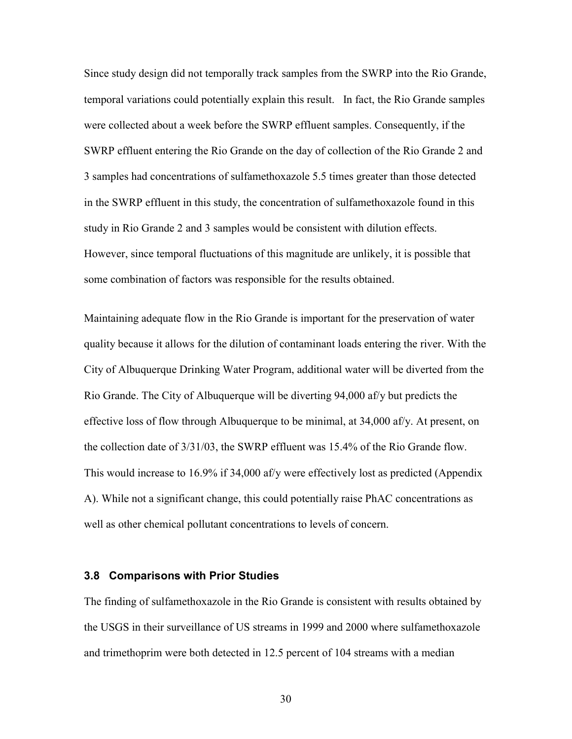Since study design did not temporally track samples from the SWRP into the Rio Grande, temporal variations could potentially explain this result. In fact, the Rio Grande samples were collected about a week before the SWRP effluent samples. Consequently, if the SWRP effluent entering the Rio Grande on the day of collection of the Rio Grande 2 and 3 samples had concentrations of sulfamethoxazole 5.5 times greater than those detected in the SWRP effluent in this study, the concentration of sulfamethoxazole found in this study in Rio Grande 2 and 3 samples would be consistent with dilution effects. However, since temporal fluctuations of this magnitude are unlikely, it is possible that some combination of factors was responsible for the results obtained.

Maintaining adequate flow in the Rio Grande is important for the preservation of water quality because it allows for the dilution of contaminant loads entering the river. With the City of Albuquerque Drinking Water Program, additional water will be diverted from the Rio Grande. The City of Albuquerque will be diverting 94,000 af/y but predicts the effective loss of flow through Albuquerque to be minimal, at 34,000 af/y. At present, on the collection date of 3/31/03, the SWRP effluent was 15.4% of the Rio Grande flow. This would increase to 16.9% if 34,000 af/y were effectively lost as predicted (Appendix A). While not a significant change, this could potentially raise PhAC concentrations as well as other chemical pollutant concentrations to levels of concern.

### 3.8 Comparisons with Prior Studies

The finding of sulfamethoxazole in the Rio Grande is consistent with results obtained by the USGS in their surveillance of US streams in 1999 and 2000 where sulfamethoxazole and trimethoprim were both detected in 12.5 percent of 104 streams with a median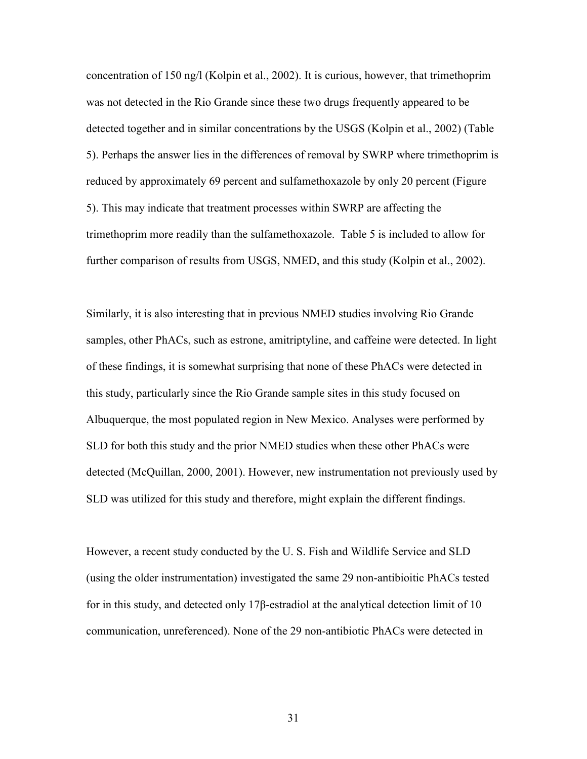concentration of 150 ng/l (Kolpin et al., 2002). It is curious, however, that trimethoprim was not detected in the Rio Grande since these two drugs frequently appeared to be detected together and in similar concentrations by the USGS (Kolpin et al., 2002) (Table 5). Perhaps the answer lies in the differences of removal by SWRP where trimethoprim is reduced by approximately 69 percent and sulfamethoxazole by only 20 percent (Figure 5). This may indicate that treatment processes within SWRP are affecting the trimethoprim more readily than the sulfamethoxazole. Table 5 is included to allow for further comparison of results from USGS, NMED, and this study (Kolpin et al., 2002).

Similarly, it is also interesting that in previous NMED studies involving Rio Grande samples, other PhACs, such as estrone, amitriptyline, and caffeine were detected. In light of these findings, it is somewhat surprising that none of these PhACs were detected in this study, particularly since the Rio Grande sample sites in this study focused on Albuquerque, the most populated region in New Mexico. Analyses were performed by SLD for both this study and the prior NMED studies when these other PhACs were detected (McQuillan, 2000, 2001). However, new instrumentation not previously used by SLD was utilized for this study and therefore, might explain the different findings.

However, a recent study conducted by the U. S. Fish and Wildlife Service and SLD (using the older instrumentation) investigated the same 29 non-antibioitic PhACs tested for in this study, and detected only 17β-estradiol at the analytical detection limit of 10 communication, unreferenced). None of the 29 non-antibiotic PhACs were detected in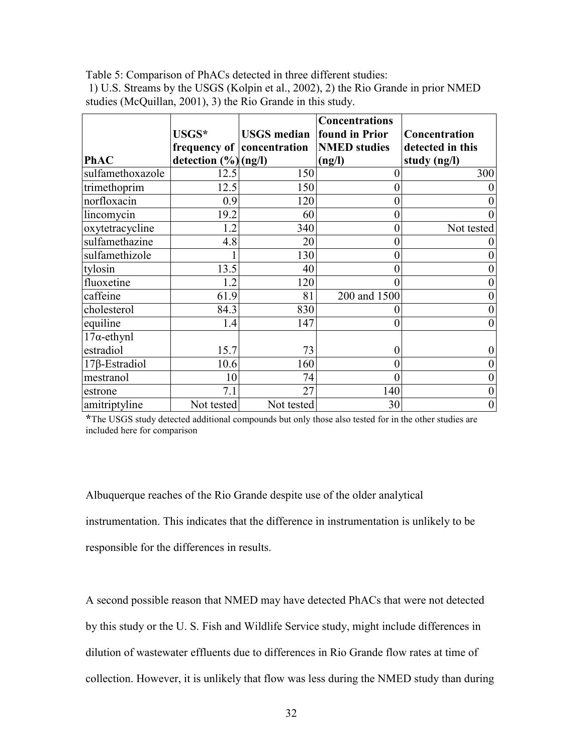Table 5: Comparison of PhACs detected in three different studies:
1) U.S. Streams by the USGS (Kolpin et al., 2002), 2) the Rio Grande in prior NMED studies (McQuillan, 2001), 3) the Rio Grande in this study.

| PhAC | USGS* frequency of detection (%) | USGS median concentration (ng/l) | Concentrations found in Prior NMED studies (ng/l) | Concentration detected in this study (ng/l) |
|---|---|---|---|---|
| sulfamethoxazole | 12.5 | 150 | 0 | 300 |
| trimethoprim | 12.5 | 150 | 0 | 0 |
| norfloxacin | 0.9 | 120 | 0 | 0 |
| lincomycin | 19.2 | 60 | 0 | 0 |
| oxytetracycline | 1.2 | 340 | 0 | Not tested |
| sulfamethazine | 4.8 | 20 | 0 | 0 |
| sulfamethizole | 1 | 130 | 0 | 0 |
| tylosin | 13.5 | 40 | 0 | 0 |
| fluoxetine | 1.2 | 120 | 0 | 0 |
| caffeine | 61.9 | 81 | 200 and 1500 | 0 |
| cholesterol | 84.3 | 830 | 0 | 0 |
| equiline | 1.4 | 147 | 0 | 0 |
| 17α-ethynl estradiol | 15.7 | 73 | 0 | 0 |
| 17β-Estradiol | 10.6 | 160 | 0 | 0 |
| mestranol | 10 | 74 | 0 | 0 |
| estrone | 7.1 | 27 | 140 | 0 |
| amitriptyline | Not tested | Not tested | 30 | 0 |

*The USGS study detected additional compounds but only those also tested for in the other studies are included here for comparison

Albuquerque reaches of the Rio Grande despite use of the older analytical instrumentation. This indicates that the difference in instrumentation is unlikely to be responsible for the differences in results.

A second possible reason that NMED may have detected PhACs that were not detected by this study or the U. S. Fish and Wildlife Service study, might include differences in dilution of wastewater effluents due to differences in Rio Grande flow rates at time of collection. However, it is unlikely that flow was less during the NMED study than during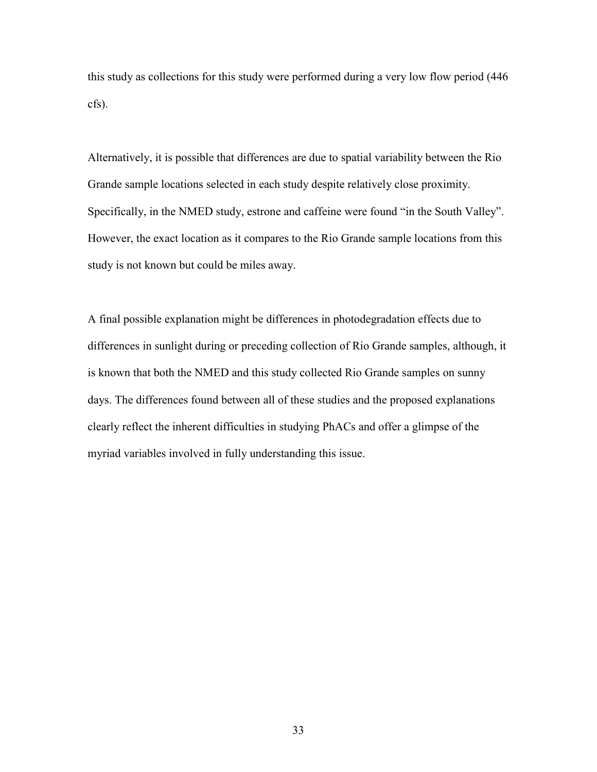this study as collections for this study were performed during a very low flow period (446 cfs).

Alternatively, it is possible that differences are due to spatial variability between the Rio Grande sample locations selected in each study despite relatively close proximity. Specifically, in the NMED study, estrone and caffeine were found "in the South Valley". However, the exact location as it compares to the Rio Grande sample locations from this study is not known but could be miles away.

A final possible explanation might be differences in photodegradation effects due to differences in sunlight during or preceding collection of Rio Grande samples, although, it is known that both the NMED and this study collected Rio Grande samples on sunny days. The differences found between all of these studies and the proposed explanations clearly reflect the inherent difficulties in studying PhACs and offer a glimpse of the myriad variables involved in fully understanding this issue.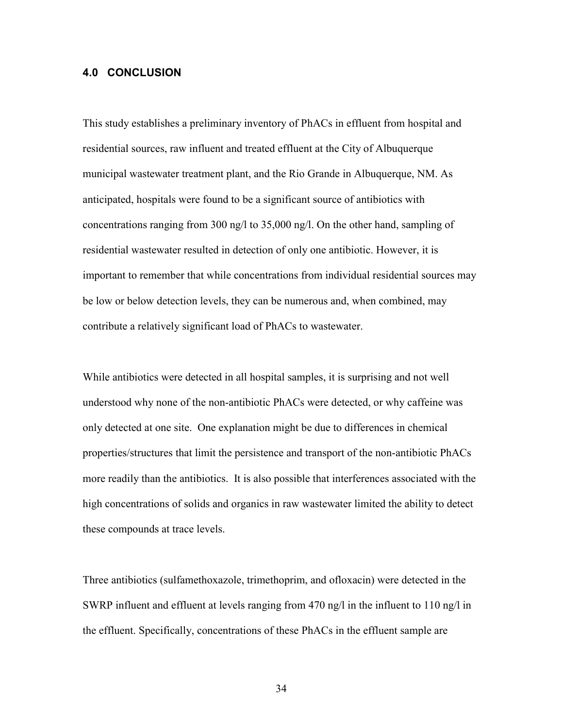## 4.0 CONCLUSION

This study establishes a preliminary inventory of PhACs in effluent from hospital and residential sources, raw influent and treated effluent at the City of Albuquerque municipal wastewater treatment plant, and the Rio Grande in Albuquerque, NM. As anticipated, hospitals were found to be a significant source of antibiotics with concentrations ranging from 300 ng/l to 35,000 ng/l. On the other hand, sampling of residential wastewater resulted in detection of only one antibiotic. However, it is important to remember that while concentrations from individual residential sources may be low or below detection levels, they can be numerous and, when combined, may contribute a relatively significant load of PhACs to wastewater.

While antibiotics were detected in all hospital samples, it is surprising and not well understood why none of the non-antibiotic PhACs were detected, or why caffeine was only detected at one site. One explanation might be due to differences in chemical properties/structures that limit the persistence and transport of the non-antibiotic PhACs more readily than the antibiotics. It is also possible that interferences associated with the high concentrations of solids and organics in raw wastewater limited the ability to detect these compounds at trace levels.

Three antibiotics (sulfamethoxazole, trimethoprim, and ofloxacin) were detected in the SWRP influent and effluent at levels ranging from 470 ng/l in the influent to 110 ng/l in the effluent. Specifically, concentrations of these PhACs in the effluent sample are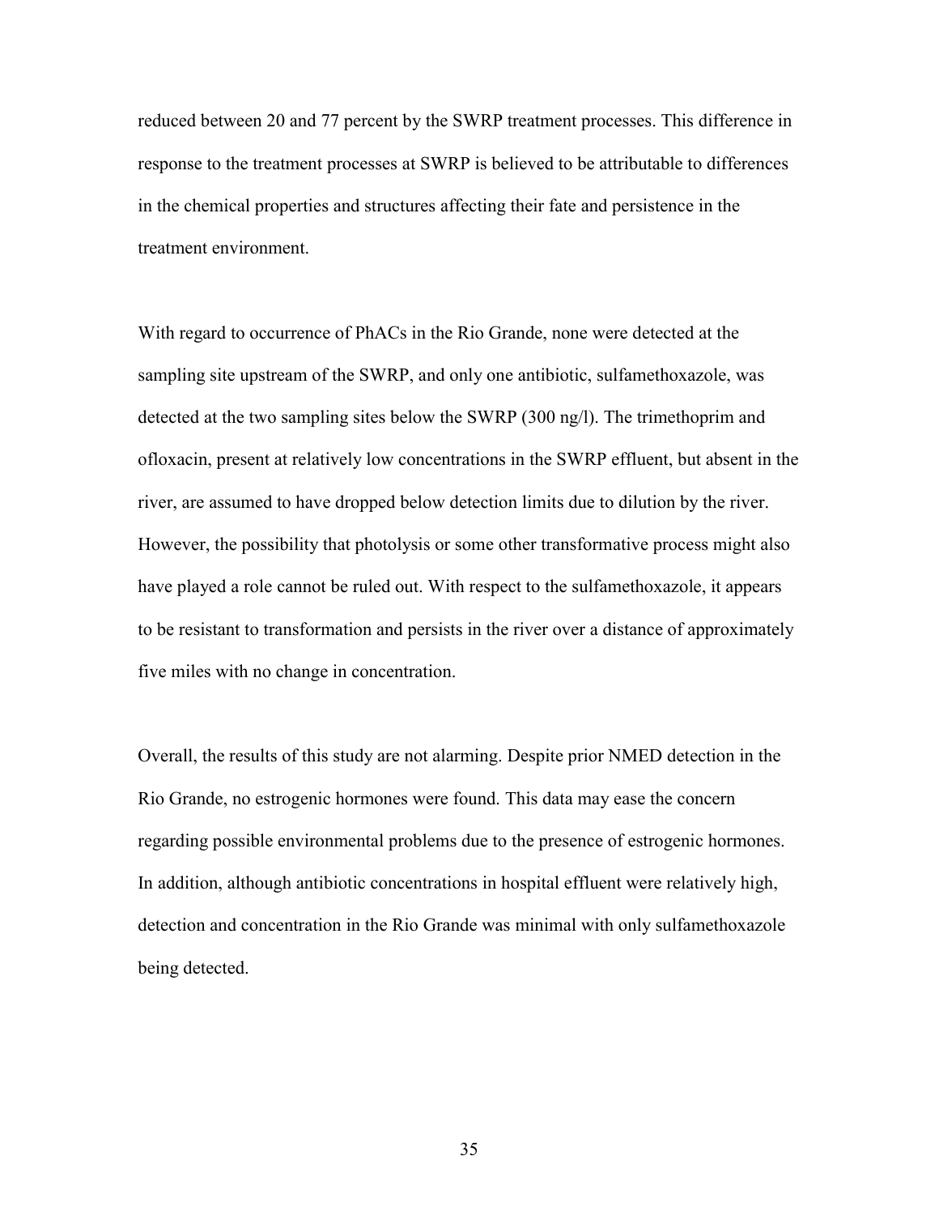reduced between 20 and 77 percent by the SWRP treatment processes. This difference in response to the treatment processes at SWRP is believed to be attributable to differences in the chemical properties and structures affecting their fate and persistence in the treatment environment.

With regard to occurrence of PhACs in the Rio Grande, none were detected at the sampling site upstream of the SWRP, and only one antibiotic, sulfamethoxazole, was detected at the two sampling sites below the SWRP (300 ng/l). The trimethoprim and ofloxacin, present at relatively low concentrations in the SWRP effluent, but absent in the river, are assumed to have dropped below detection limits due to dilution by the river. However, the possibility that photolysis or some other transformative process might also have played a role cannot be ruled out. With respect to the sulfamethoxazole, it appears to be resistant to transformation and persists in the river over a distance of approximately five miles with no change in concentration.

Overall, the results of this study are not alarming. Despite prior NMED detection in the Rio Grande, no estrogenic hormones were found. This data may ease the concern regarding possible environmental problems due to the presence of estrogenic hormones. In addition, although antibiotic concentrations in hospital effluent were relatively high, detection and concentration in the Rio Grande was minimal with only sulfamethoxazole being detected.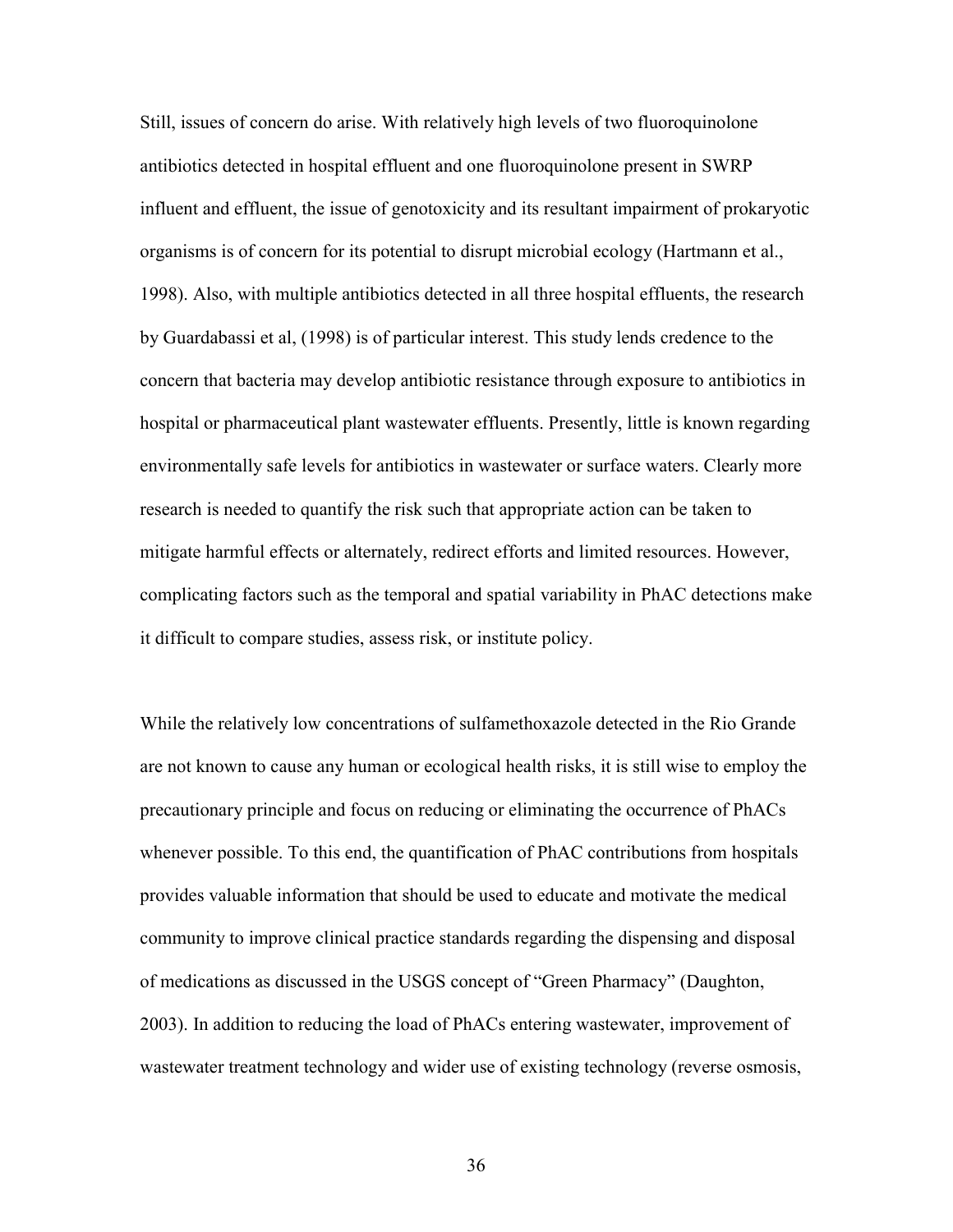Still, issues of concern do arise. With relatively high levels of two fluoroquinolone antibiotics detected in hospital effluent and one fluoroquinolone present in SWRP influent and effluent, the issue of genotoxicity and its resultant impairment of prokaryotic organisms is of concern for its potential to disrupt microbial ecology (Hartmann et al., 1998). Also, with multiple antibiotics detected in all three hospital effluents, the research by Guardabassi et al, (1998) is of particular interest. This study lends credence to the concern that bacteria may develop antibiotic resistance through exposure to antibiotics in hospital or pharmaceutical plant wastewater effluents. Presently, little is known regarding environmentally safe levels for antibiotics in wastewater or surface waters. Clearly more research is needed to quantify the risk such that appropriate action can be taken to mitigate harmful effects or alternately, redirect efforts and limited resources. However, complicating factors such as the temporal and spatial variability in PhAC detections make it difficult to compare studies, assess risk, or institute policy.

While the relatively low concentrations of sulfamethoxazole detected in the Rio Grande are not known to cause any human or ecological health risks, it is still wise to employ the precautionary principle and focus on reducing or eliminating the occurrence of PhACs whenever possible. To this end, the quantification of PhAC contributions from hospitals provides valuable information that should be used to educate and motivate the medical community to improve clinical practice standards regarding the dispensing and disposal of medications as discussed in the USGS concept of "Green Pharmacy" (Daughton, 2003). In addition to reducing the load of PhACs entering wastewater, improvement of wastewater treatment technology and wider use of existing technology (reverse osmosis,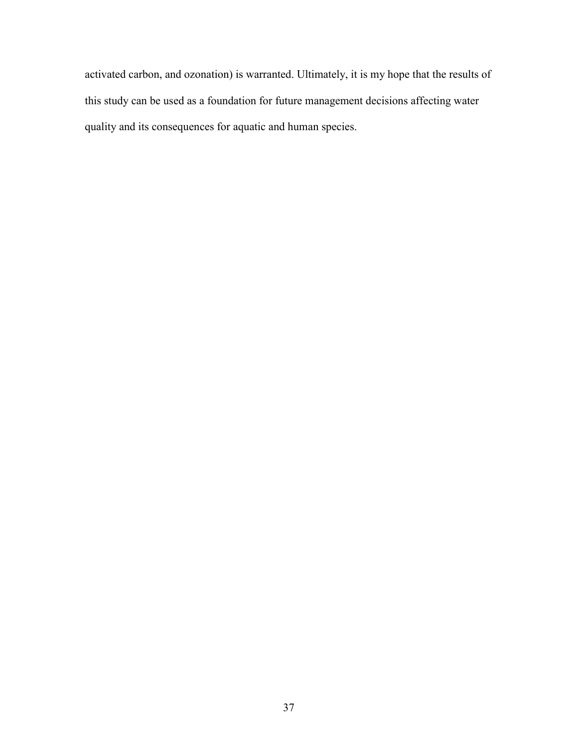activated carbon, and ozonation) is warranted. Ultimately, it is my hope that the results of this study can be used as a foundation for future management decisions affecting water quality and its consequences for aquatic and human species.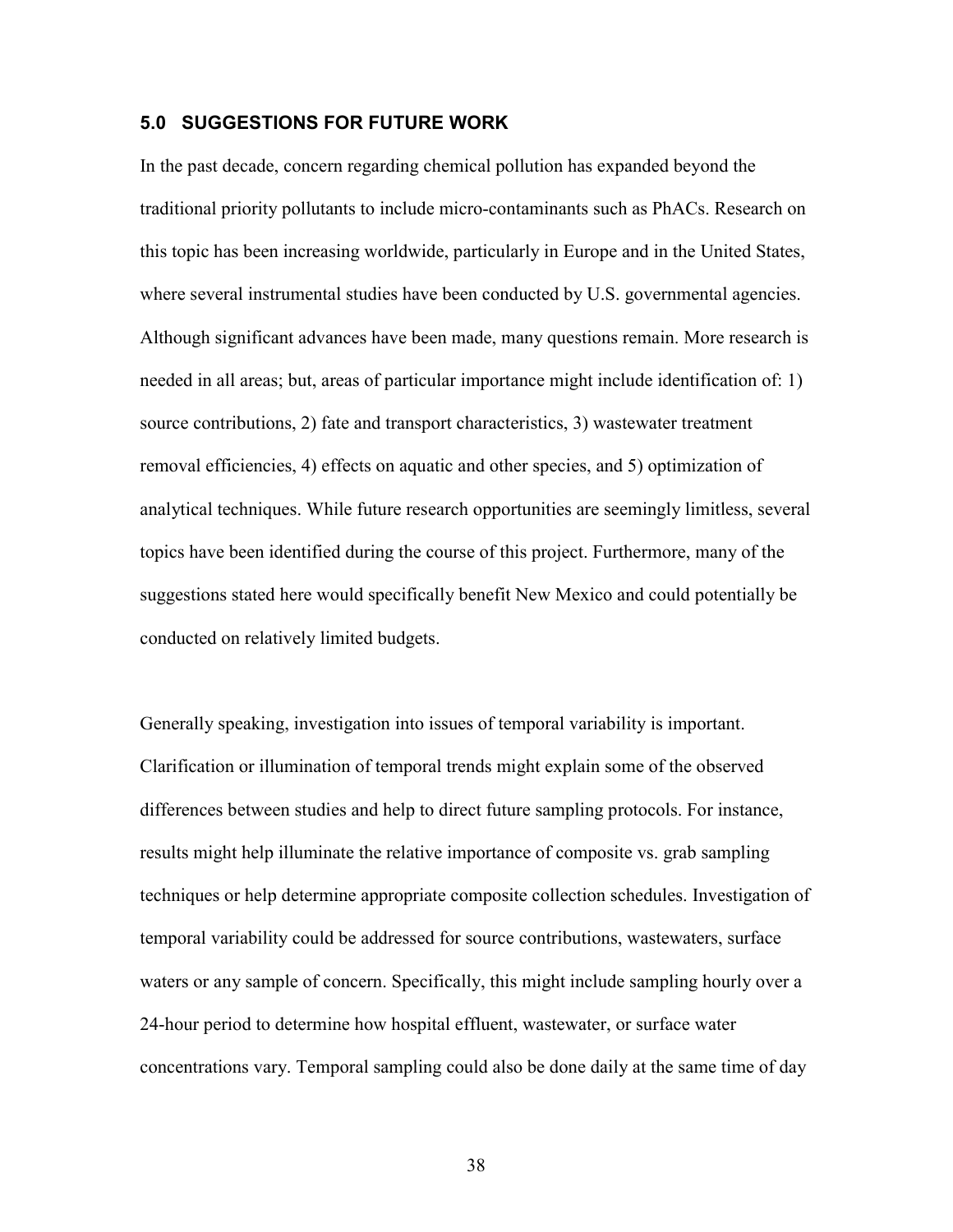## 5.0 SUGGESTIONS FOR FUTURE WORK

In the past decade, concern regarding chemical pollution has expanded beyond the traditional priority pollutants to include micro-contaminants such as PhACs. Research on this topic has been increasing worldwide, particularly in Europe and in the United States, where several instrumental studies have been conducted by U.S. governmental agencies. Although significant advances have been made, many questions remain. More research is needed in all areas; but, areas of particular importance might include identification of: 1) source contributions, 2) fate and transport characteristics, 3) wastewater treatment removal efficiencies, 4) effects on aquatic and other species, and 5) optimization of analytical techniques. While future research opportunities are seemingly limitless, several topics have been identified during the course of this project. Furthermore, many of the suggestions stated here would specifically benefit New Mexico and could potentially be conducted on relatively limited budgets.

Generally speaking, investigation into issues of temporal variability is important. Clarification or illumination of temporal trends might explain some of the observed differences between studies and help to direct future sampling protocols. For instance, results might help illuminate the relative importance of composite vs. grab sampling techniques or help determine appropriate composite collection schedules. Investigation of temporal variability could be addressed for source contributions, wastewaters, surface waters or any sample of concern. Specifically, this might include sampling hourly over a 24-hour period to determine how hospital effluent, wastewater, or surface water concentrations vary. Temporal sampling could also be done daily at the same time of day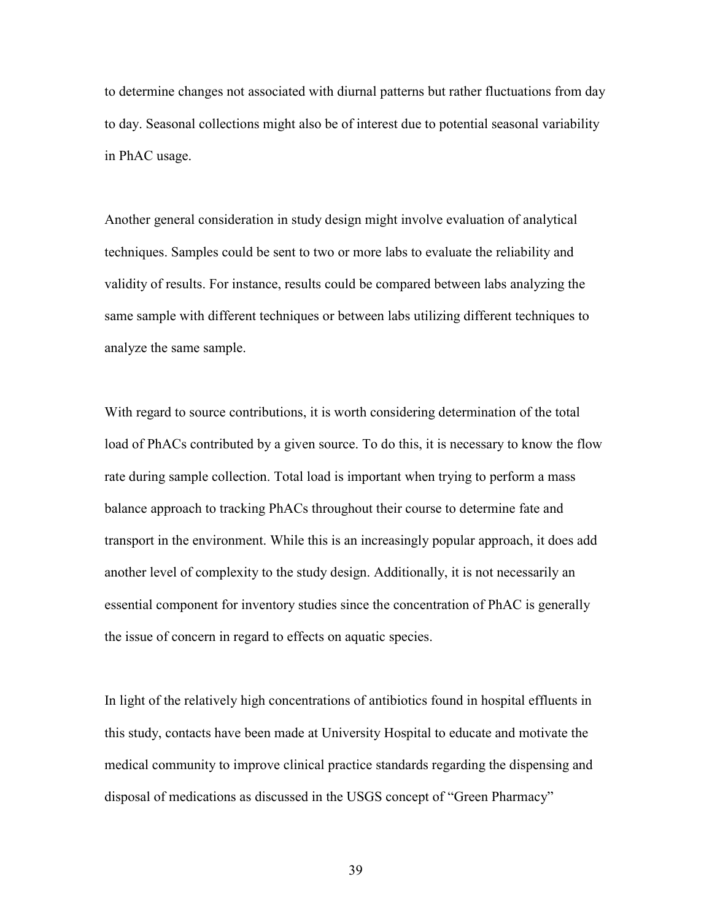to determine changes not associated with diurnal patterns but rather fluctuations from day to day. Seasonal collections might also be of interest due to potential seasonal variability in PhAC usage.

Another general consideration in study design might involve evaluation of analytical techniques. Samples could be sent to two or more labs to evaluate the reliability and validity of results. For instance, results could be compared between labs analyzing the same sample with different techniques or between labs utilizing different techniques to analyze the same sample.

With regard to source contributions, it is worth considering determination of the total load of PhACs contributed by a given source. To do this, it is necessary to know the flow rate during sample collection. Total load is important when trying to perform a mass balance approach to tracking PhACs throughout their course to determine fate and transport in the environment. While this is an increasingly popular approach, it does add another level of complexity to the study design. Additionally, it is not necessarily an essential component for inventory studies since the concentration of PhAC is generally the issue of concern in regard to effects on aquatic species.

In light of the relatively high concentrations of antibiotics found in hospital effluents in this study, contacts have been made at University Hospital to educate and motivate the medical community to improve clinical practice standards regarding the dispensing and disposal of medications as discussed in the USGS concept of "Green Pharmacy"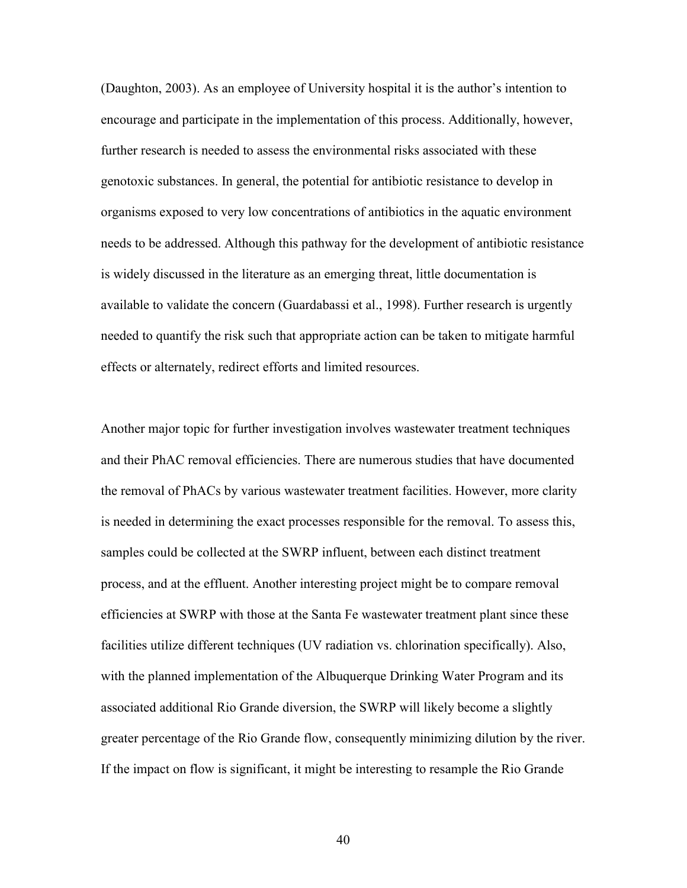(Daughton, 2003). As an employee of University hospital it is the author's intention to encourage and participate in the implementation of this process. Additionally, however, further research is needed to assess the environmental risks associated with these genotoxic substances. In general, the potential for antibiotic resistance to develop in organisms exposed to very low concentrations of antibiotics in the aquatic environment needs to be addressed. Although this pathway for the development of antibiotic resistance is widely discussed in the literature as an emerging threat, little documentation is available to validate the concern (Guardabassi et al., 1998). Further research is urgently needed to quantify the risk such that appropriate action can be taken to mitigate harmful effects or alternately, redirect efforts and limited resources.

Another major topic for further investigation involves wastewater treatment techniques and their PhAC removal efficiencies. There are numerous studies that have documented the removal of PhACs by various wastewater treatment facilities. However, more clarity is needed in determining the exact processes responsible for the removal. To assess this, samples could be collected at the SWRP influent, between each distinct treatment process, and at the effluent. Another interesting project might be to compare removal efficiencies at SWRP with those at the Santa Fe wastewater treatment plant since these facilities utilize different techniques (UV radiation vs. chlorination specifically). Also, with the planned implementation of the Albuquerque Drinking Water Program and its associated additional Rio Grande diversion, the SWRP will likely become a slightly greater percentage of the Rio Grande flow, consequently minimizing dilution by the river. If the impact on flow is significant, it might be interesting to resample the Rio Grande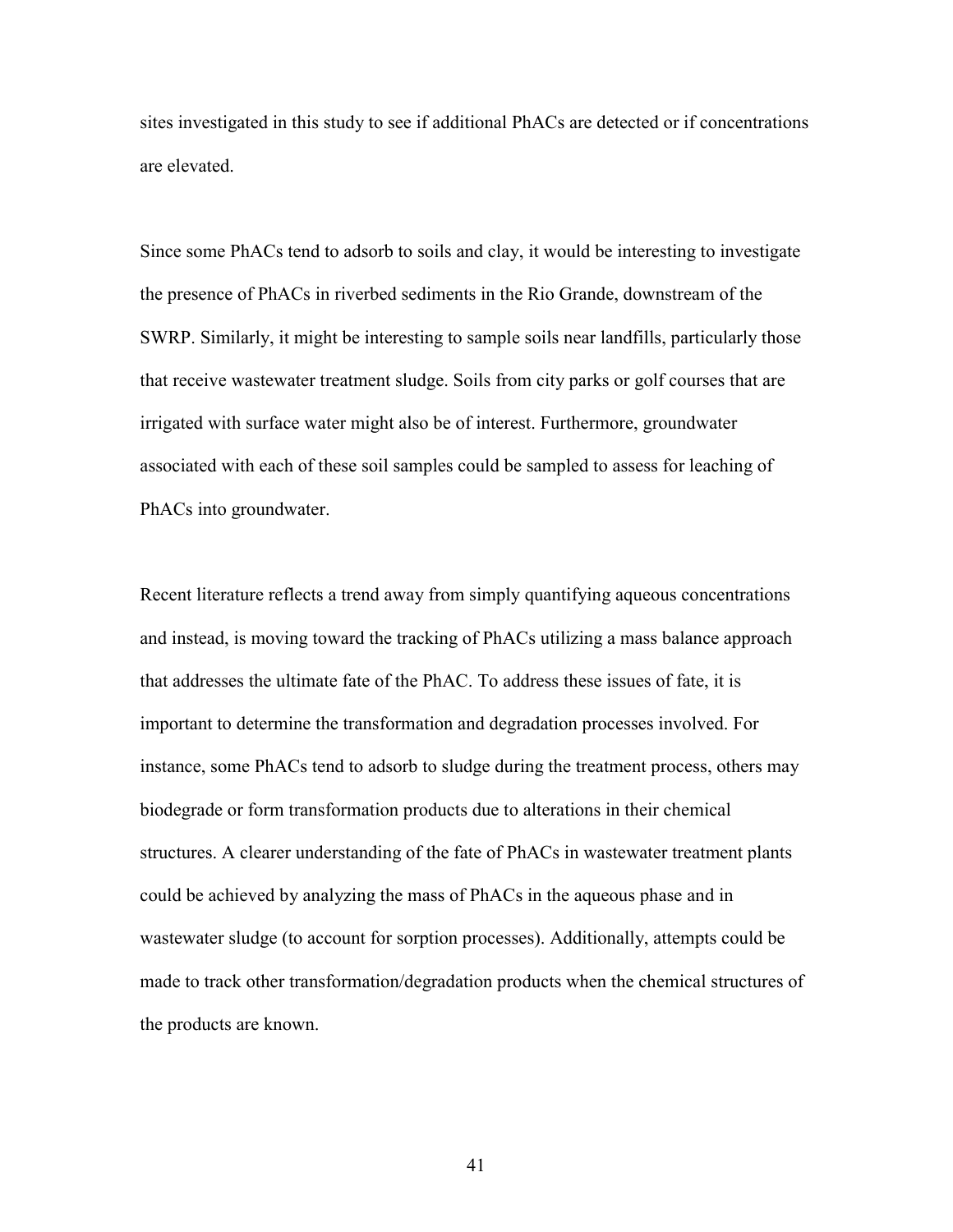sites investigated in this study to see if additional PhACs are detected or if concentrations are elevated.

Since some PhACs tend to adsorb to soils and clay, it would be interesting to investigate the presence of PhACs in riverbed sediments in the Rio Grande, downstream of the SWRP. Similarly, it might be interesting to sample soils near landfills, particularly those that receive wastewater treatment sludge. Soils from city parks or golf courses that are irrigated with surface water might also be of interest. Furthermore, groundwater associated with each of these soil samples could be sampled to assess for leaching of PhACs into groundwater.

Recent literature reflects a trend away from simply quantifying aqueous concentrations and instead, is moving toward the tracking of PhACs utilizing a mass balance approach that addresses the ultimate fate of the PhAC. To address these issues of fate, it is important to determine the transformation and degradation processes involved. For instance, some PhACs tend to adsorb to sludge during the treatment process, others may biodegrade or form transformation products due to alterations in their chemical structures. A clearer understanding of the fate of PhACs in wastewater treatment plants could be achieved by analyzing the mass of PhACs in the aqueous phase and in wastewater sludge (to account for sorption processes). Additionally, attempts could be made to track other transformation/degradation products when the chemical structures of the products are known.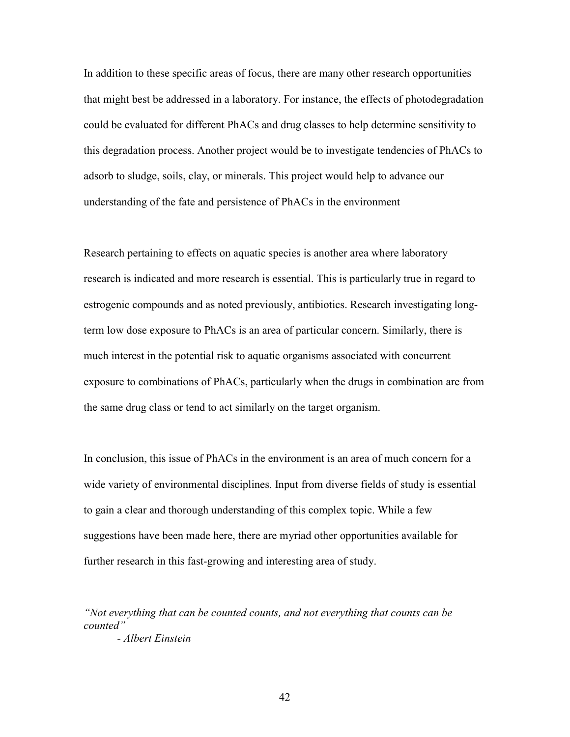In addition to these specific areas of focus, there are many other research opportunities that might best be addressed in a laboratory. For instance, the effects of photodegradation could be evaluated for different PhACs and drug classes to help determine sensitivity to this degradation process. Another project would be to investigate tendencies of PhACs to adsorb to sludge, soils, clay, or minerals. This project would help to advance our understanding of the fate and persistence of PhACs in the environment

Research pertaining to effects on aquatic species is another area where laboratory research is indicated and more research is essential. This is particularly true in regard to estrogenic compounds and as noted previously, antibiotics. Research investigating long-term low dose exposure to PhACs is an area of particular concern. Similarly, there is much interest in the potential risk to aquatic organisms associated with concurrent exposure to combinations of PhACs, particularly when the drugs in combination are from the same drug class or tend to act similarly on the target organism.

In conclusion, this issue of PhACs in the environment is an area of much concern for a wide variety of environmental disciplines. Input from diverse fields of study is essential to gain a clear and thorough understanding of this complex topic. While a few suggestions have been made here, there are myriad other opportunities available for further research in this fast-growing and interesting area of study.

*"Not everything that can be counted counts, and not everything that counts can be counted"*
*- Albert Einstein*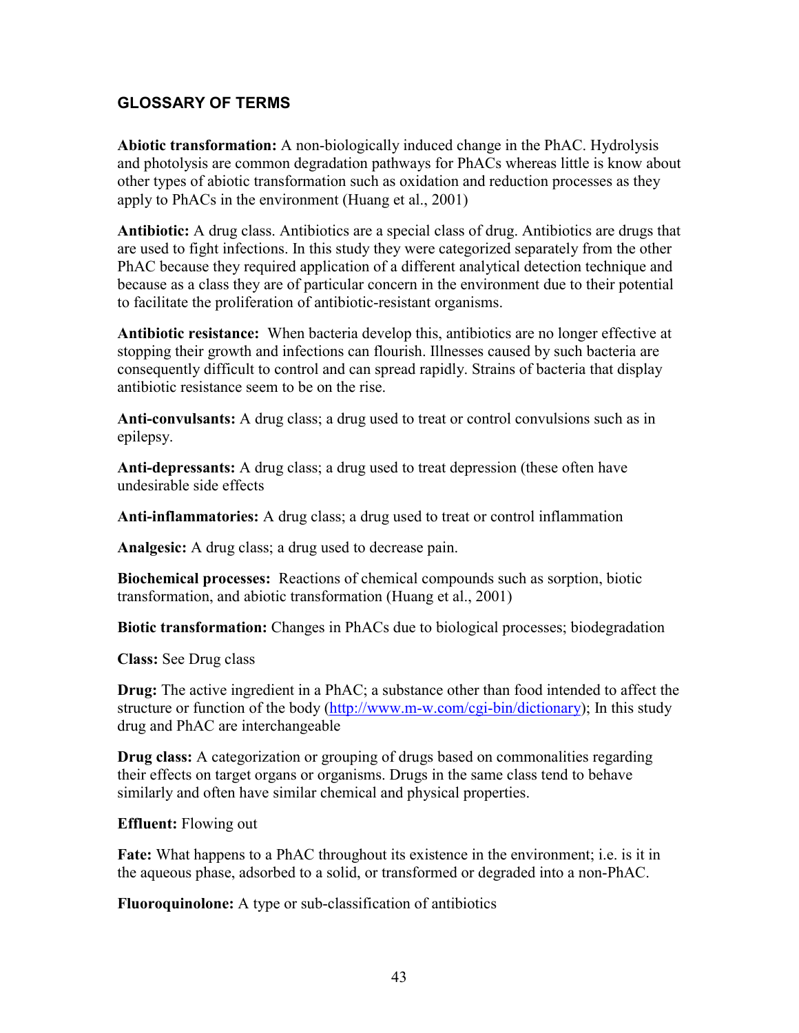## GLOSSARY OF TERMS

**Abiotic transformation:** A non-biologically induced change in the PhAC. Hydrolysis and photolysis are common degradation pathways for PhACs whereas little is know about other types of abiotic transformation such as oxidation and reduction processes as they apply to PhACs in the environment (Huang et al., 2001)

**Antibiotic:** A drug class. Antibiotics are a special class of drug. Antibiotics are drugs that are used to fight infections. In this study they were categorized separately from the other PhAC because they required application of a different analytical detection technique and because as a class they are of particular concern in the environment due to their potential to facilitate the proliferation of antibiotic-resistant organisms.

**Antibiotic resistance:** When bacteria develop this, antibiotics are no longer effective at stopping their growth and infections can flourish. Illnesses caused by such bacteria are consequently difficult to control and can spread rapidly. Strains of bacteria that display antibiotic resistance seem to be on the rise.

**Anti-convulsants:** A drug class; a drug used to treat or control convulsions such as in epilepsy.

**Anti-depressants:** A drug class; a drug used to treat depression (these often have undesirable side effects

**Anti-inflammatories:** A drug class; a drug used to treat or control inflammation

**Analgesic:** A drug class; a drug used to decrease pain.

**Biochemical processes:** Reactions of chemical compounds such as sorption, biotic transformation, and abiotic transformation (Huang et al., 2001)

**Biotic transformation:** Changes in PhACs due to biological processes; biodegradation

**Class:** See Drug class

**Drug:** The active ingredient in a PhAC; a substance other than food intended to affect the structure or function of the body (http://www.m-w.com/cgi-bin/dictionary); In this study drug and PhAC are interchangeable

**Drug class:** A categorization or grouping of drugs based on commonalities regarding their effects on target organs or organisms. Drugs in the same class tend to behave similarly and often have similar chemical and physical properties.

**Effluent:** Flowing out

**Fate:** What happens to a PhAC throughout its existence in the environment; i.e. is it in the aqueous phase, adsorbed to a solid, or transformed or degraded into a non-PhAC.

**Fluoroquinolone:** A type or sub-classification of antibiotics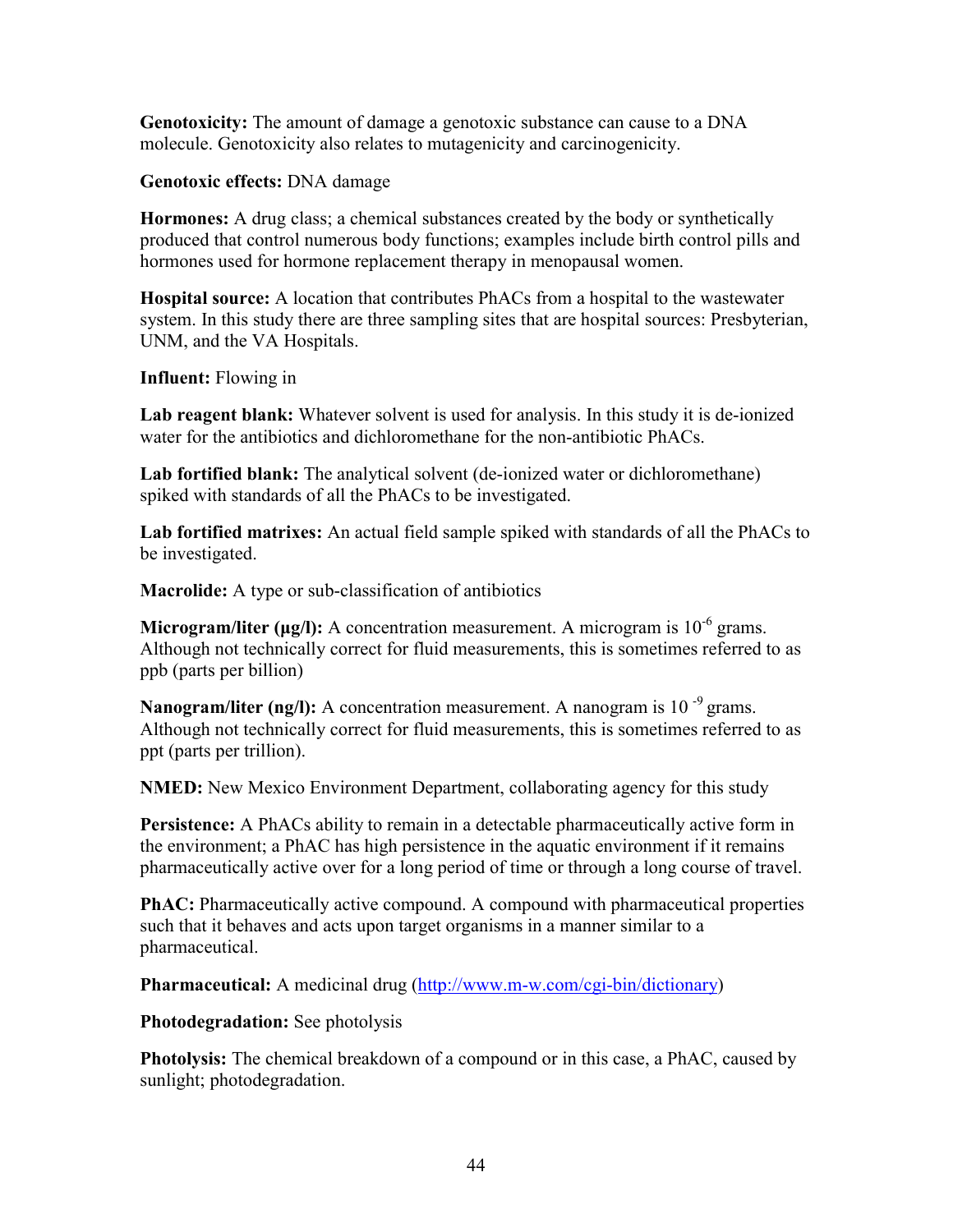**Genotoxicity:** The amount of damage a genotoxic substance can cause to a DNA molecule. Genotoxicity also relates to mutagenicity and carcinogenicity.

**Genotoxic effects:** DNA damage

**Hormones:** A drug class; a chemical substances created by the body or synthetically produced that control numerous body functions; examples include birth control pills and hormones used for hormone replacement therapy in menopausal women.

**Hospital source:** A location that contributes PhACs from a hospital to the wastewater system. In this study there are three sampling sites that are hospital sources: Presbyterian, UNM, and the VA Hospitals.

**Influent:** Flowing in

**Lab reagent blank:** Whatever solvent is used for analysis. In this study it is de-ionized water for the antibiotics and dichloromethane for the non-antibiotic PhACs.

**Lab fortified blank:** The analytical solvent (de-ionized water or dichloromethane) spiked with standards of all the PhACs to be investigated.

**Lab fortified matrixes:** An actual field sample spiked with standards of all the PhACs to be investigated.

**Macrolide:** A type or sub-classification of antibiotics

**Microgram/liter (μg/l):** A concentration measurement. A microgram is $10^{-6}$ grams. Although not technically correct for fluid measurements, this is sometimes referred to as ppb (parts per billion)

**Nanogram/liter (ng/l):** A concentration measurement. A nanogram is $10^{-9}$ grams. Although not technically correct for fluid measurements, this is sometimes referred to as ppt (parts per trillion).

**NMED:** New Mexico Environment Department, collaborating agency for this study

**Persistence:** A PhACs ability to remain in a detectable pharmaceutically active form in the environment; a PhAC has high persistence in the aquatic environment if it remains pharmaceutically active over for a long period of time or through a long course of travel.

**PhAC:** Pharmaceutically active compound. A compound with pharmaceutical properties such that it behaves and acts upon target organisms in a manner similar to a pharmaceutical.

**Pharmaceutical:** A medicinal drug (http://www.m-w.com/cgi-bin/dictionary)

**Photodegradation:** See photolysis

**Photolysis:** The chemical breakdown of a compound or in this case, a PhAC, caused by sunlight; photodegradation.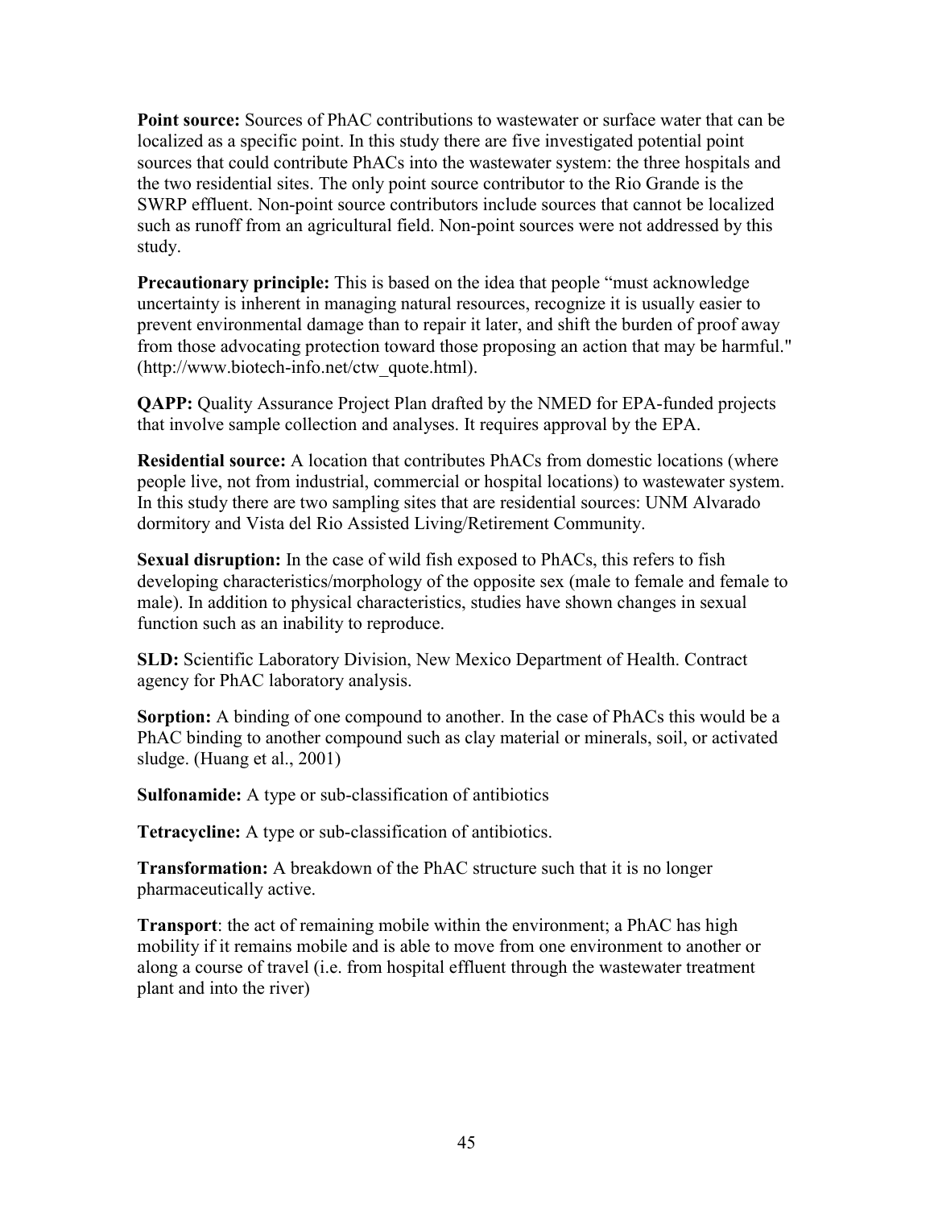**Point source:** Sources of PhAC contributions to wastewater or surface water that can be localized as a specific point. In this study there are five investigated potential point sources that could contribute PhACs into the wastewater system: the three hospitals and the two residential sites. The only point source contributor to the Rio Grande is the SWRP effluent. Non-point source contributors include sources that cannot be localized such as runoff from an agricultural field. Non-point sources were not addressed by this study.

**Precautionary principle:** This is based on the idea that people "must acknowledge uncertainty is inherent in managing natural resources, recognize it is usually easier to prevent environmental damage than to repair it later, and shift the burden of proof away from those advocating protection toward those proposing an action that may be harmful." (http://www.biotech-info.net/ctw_quote.html).

**QAPP:** Quality Assurance Project Plan drafted by the NMED for EPA-funded projects that involve sample collection and analyses. It requires approval by the EPA.

**Residential source:** A location that contributes PhACs from domestic locations (where people live, not from industrial, commercial or hospital locations) to wastewater system. In this study there are two sampling sites that are residential sources: UNM Alvarado dormitory and Vista del Rio Assisted Living/Retirement Community.

**Sexual disruption:** In the case of wild fish exposed to PhACs, this refers to fish developing characteristics/morphology of the opposite sex (male to female and female to male). In addition to physical characteristics, studies have shown changes in sexual function such as an inability to reproduce.

**SLD:** Scientific Laboratory Division, New Mexico Department of Health. Contract agency for PhAC laboratory analysis.

**Sorption:** A binding of one compound to another. In the case of PhACs this would be a PhAC binding to another compound such as clay material or minerals, soil, or activated sludge. (Huang et al., 2001)

**Sulfonamide:** A type or sub-classification of antibiotics

**Tetracycline:** A type or sub-classification of antibiotics.

**Transformation:** A breakdown of the PhAC structure such that it is no longer pharmaceutically active.

**Transport**: the act of remaining mobile within the environment; a PhAC has high mobility if it remains mobile and is able to move from one environment to another or along a course of travel (i.e. from hospital effluent through the wastewater treatment plant and into the river)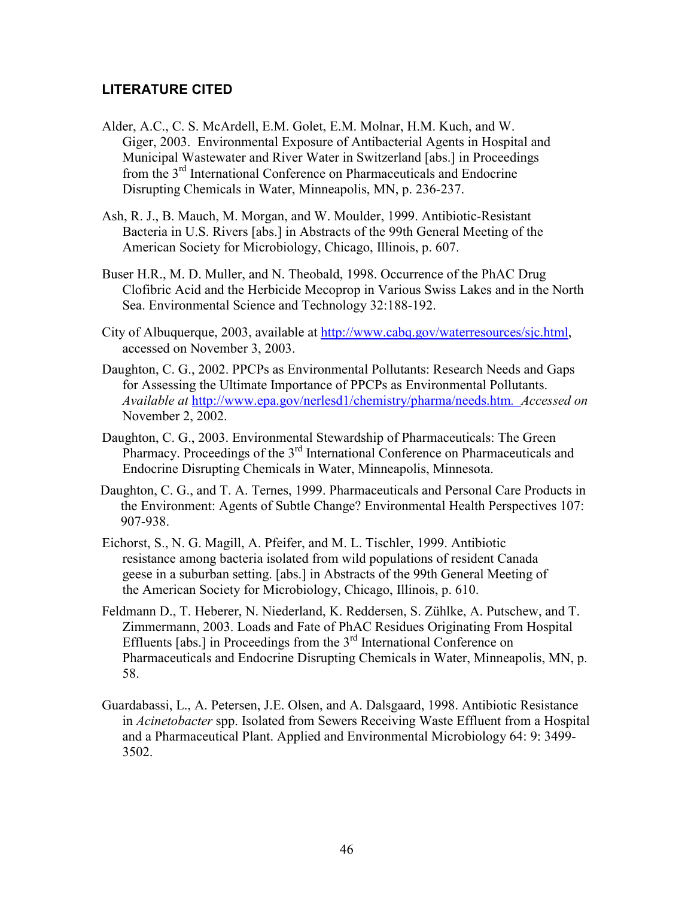## LITERATURE CITED

Alder, A.C., C. S. McArdell, E.M. Golet, E.M. Molnar, H.M. Kuch, and W. Giger, 2003. Environmental Exposure of Antibacterial Agents in Hospital and Municipal Wastewater and River Water in Switzerland [abs.] in Proceedings from the 3rd International Conference on Pharmaceuticals and Endocrine Disrupting Chemicals in Water, Minneapolis, MN, p. 236-237.

Ash, R. J., B. Mauch, M. Morgan, and W. Moulder, 1999. Antibiotic-Resistant Bacteria in U.S. Rivers [abs.] in Abstracts of the 99th General Meeting of the American Society for Microbiology, Chicago, Illinois, p. 607.

Buser H.R., M. D. Muller, and N. Theobald, 1998. Occurrence of the PhAC Drug Clofibric Acid and the Herbicide Mecoprop in Various Swiss Lakes and in the North Sea. Environmental Science and Technology 32:188-192.

City of Albuquerque, 2003, available at http://www.cabq.gov/waterresources/sjc.html, accessed on November 3, 2003.

Daughton, C. G., 2002. PPCPs as Environmental Pollutants: Research Needs and Gaps for Assessing the Ultimate Importance of PPCPs as Environmental Pollutants. *Available at* http://www.epa.gov/nerlesd1/chemistry/pharma/needs.htm. *Accessed on* November 2, 2002.

Daughton, C. G., 2003. Environmental Stewardship of Pharmaceuticals: The Green Pharmacy. Proceedings of the 3rd International Conference on Pharmaceuticals and Endocrine Disrupting Chemicals in Water, Minneapolis, Minnesota.

Daughton, C. G., and T. A. Ternes, 1999. Pharmaceuticals and Personal Care Products in the Environment: Agents of Subtle Change? Environmental Health Perspectives 107: 907-938.

Eichorst, S., N. G. Magill, A. Pfeifer, and M. L. Tischler, 1999. Antibiotic resistance among bacteria isolated from wild populations of resident Canada geese in a suburban setting. [abs.] in Abstracts of the 99th General Meeting of the American Society for Microbiology, Chicago, Illinois, p. 610.

Feldmann D., T. Heberer, N. Niederland, K. Reddersen, S. Zühlke, A. Putschew, and T. Zimmermann, 2003. Loads and Fate of PhAC Residues Originating From Hospital Effluents [abs.] in Proceedings from the 3rd International Conference on Pharmaceuticals and Endocrine Disrupting Chemicals in Water, Minneapolis, MN, p. 58.

Guardabassi, L., A. Petersen, J.E. Olsen, and A. Dalsgaard, 1998. Antibiotic Resistance in *Acinetobacter* spp. Isolated from Sewers Receiving Waste Effluent from a Hospital and a Pharmaceutical Plant. Applied and Environmental Microbiology 64: 9: 3499-3502.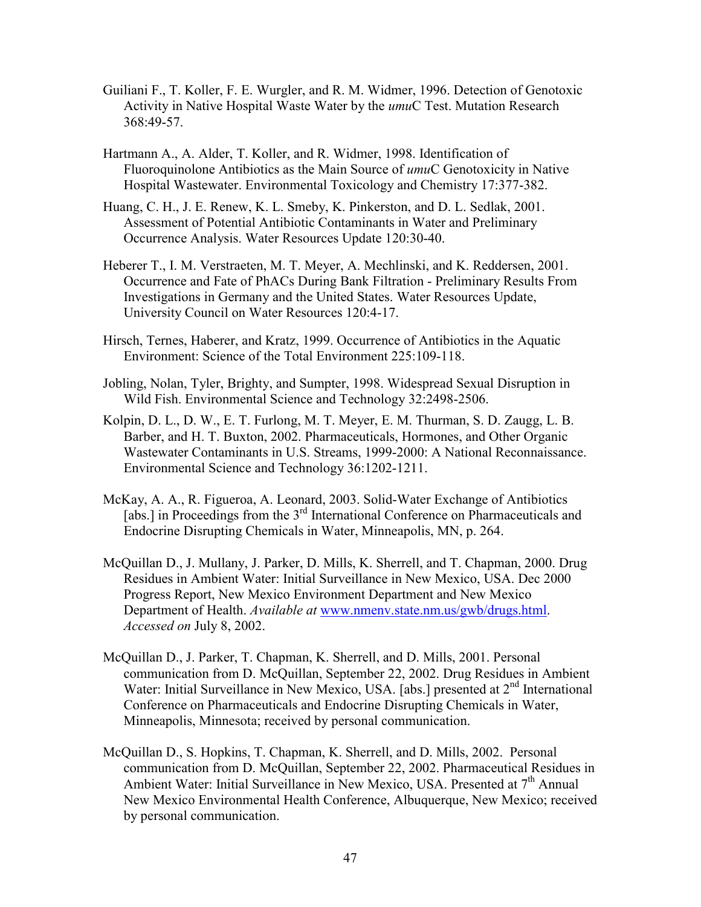Guiliani F., T. Koller, F. E. Wurgler, and R. M. Widmer, 1996. Detection of Genotoxic Activity in Native Hospital Waste Water by the *umu*C Test. Mutation Research 368:49-57.

Hartmann A., A. Alder, T. Koller, and R. Widmer, 1998. Identification of Fluoroquinolone Antibiotics as the Main Source of *umu*C Genotoxicity in Native Hospital Wastewater. Environmental Toxicology and Chemistry 17:377-382.

Huang, C. H., J. E. Renew, K. L. Smeby, K. Pinkerston, and D. L. Sedlak, 2001. Assessment of Potential Antibiotic Contaminants in Water and Preliminary Occurrence Analysis. Water Resources Update 120:30-40.

Heberer T., I. M. Verstraeten, M. T. Meyer, A. Mechlinski, and K. Reddersen, 2001. Occurrence and Fate of PhACs During Bank Filtration - Preliminary Results From Investigations in Germany and the United States. Water Resources Update, University Council on Water Resources 120:4-17.

Hirsch, Ternes, Haberer, and Kratz, 1999. Occurrence of Antibiotics in the Aquatic Environment: Science of the Total Environment 225:109-118.

Jobling, Nolan, Tyler, Brighty, and Sumpter, 1998. Widespread Sexual Disruption in Wild Fish. Environmental Science and Technology 32:2498-2506.

Kolpin, D. L., D. W., E. T. Furlong, M. T. Meyer, E. M. Thurman, S. D. Zaugg, L. B. Barber, and H. T. Buxton, 2002. Pharmaceuticals, Hormones, and Other Organic Wastewater Contaminants in U.S. Streams, 1999-2000: A National Reconnaissance. Environmental Science and Technology 36:1202-1211.

McKay, A. A., R. Figueroa, A. Leonard, 2003. Solid-Water Exchange of Antibiotics [abs.] in Proceedings from the 3rd International Conference on Pharmaceuticals and Endocrine Disrupting Chemicals in Water, Minneapolis, MN, p. 264.

McQuillan D., J. Mullany, J. Parker, D. Mills, K. Sherrell, and T. Chapman, 2000. Drug Residues in Ambient Water: Initial Surveillance in New Mexico, USA. Dec 2000 Progress Report, New Mexico Environment Department and New Mexico Department of Health. *Available at* www.nmenv.state.nm.us/gwb/drugs.html. *Accessed on* July 8, 2002.

McQuillan D., J. Parker, T. Chapman, K. Sherrell, and D. Mills, 2001. Personal communication from D. McQuillan, September 22, 2002. Drug Residues in Ambient Water: Initial Surveillance in New Mexico, USA. [abs.] presented at 2nd International Conference on Pharmaceuticals and Endocrine Disrupting Chemicals in Water, Minneapolis, Minnesota; received by personal communication.

McQuillan D., S. Hopkins, T. Chapman, K. Sherrell, and D. Mills, 2002. Personal communication from D. McQuillan, September 22, 2002. Pharmaceutical Residues in Ambient Water: Initial Surveillance in New Mexico, USA. Presented at 7th Annual New Mexico Environmental Health Conference, Albuquerque, New Mexico; received by personal communication.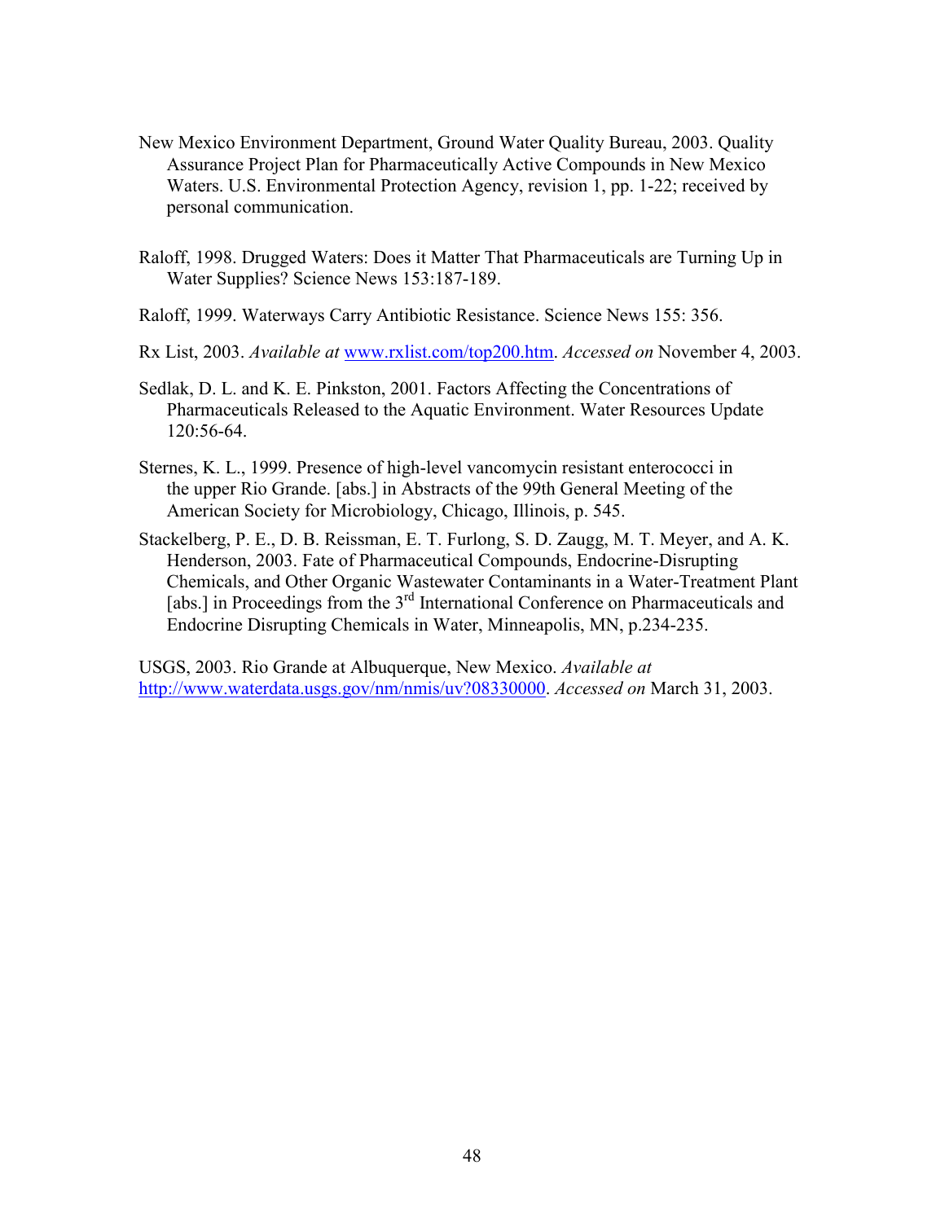New Mexico Environment Department, Ground Water Quality Bureau, 2003. Quality Assurance Project Plan for Pharmaceutically Active Compounds in New Mexico Waters. U.S. Environmental Protection Agency, revision 1, pp. 1-22; received by personal communication.

Raloff, 1998. Drugged Waters: Does it Matter That Pharmaceuticals are Turning Up in Water Supplies? Science News 153:187-189.

Raloff, 1999. Waterways Carry Antibiotic Resistance. Science News 155: 356.

Rx List, 2003. *Available at* www.rxlist.com/top200.htm. *Accessed on* November 4, 2003.

Sedlak, D. L. and K. E. Pinkston, 2001. Factors Affecting the Concentrations of Pharmaceuticals Released to the Aquatic Environment. Water Resources Update 120:56-64.

Sternes, K. L., 1999. Presence of high-level vancomycin resistant enterococci in the upper Rio Grande. [abs.] in Abstracts of the 99th General Meeting of the American Society for Microbiology, Chicago, Illinois, p. 545.

Stackelberg, P. E., D. B. Reissman, E. T. Furlong, S. D. Zaugg, M. T. Meyer, and A. K. Henderson, 2003. Fate of Pharmaceutical Compounds, Endocrine-Disrupting Chemicals, and Other Organic Wastewater Contaminants in a Water-Treatment Plant [abs.] in Proceedings from the 3rd International Conference on Pharmaceuticals and Endocrine Disrupting Chemicals in Water, Minneapolis, MN, p.234-235.

USGS, 2003. Rio Grande at Albuquerque, New Mexico. *Available at* http://www.waterdata.usgs.gov/nm/nmis/uv?08330000. *Accessed on* March 31, 2003.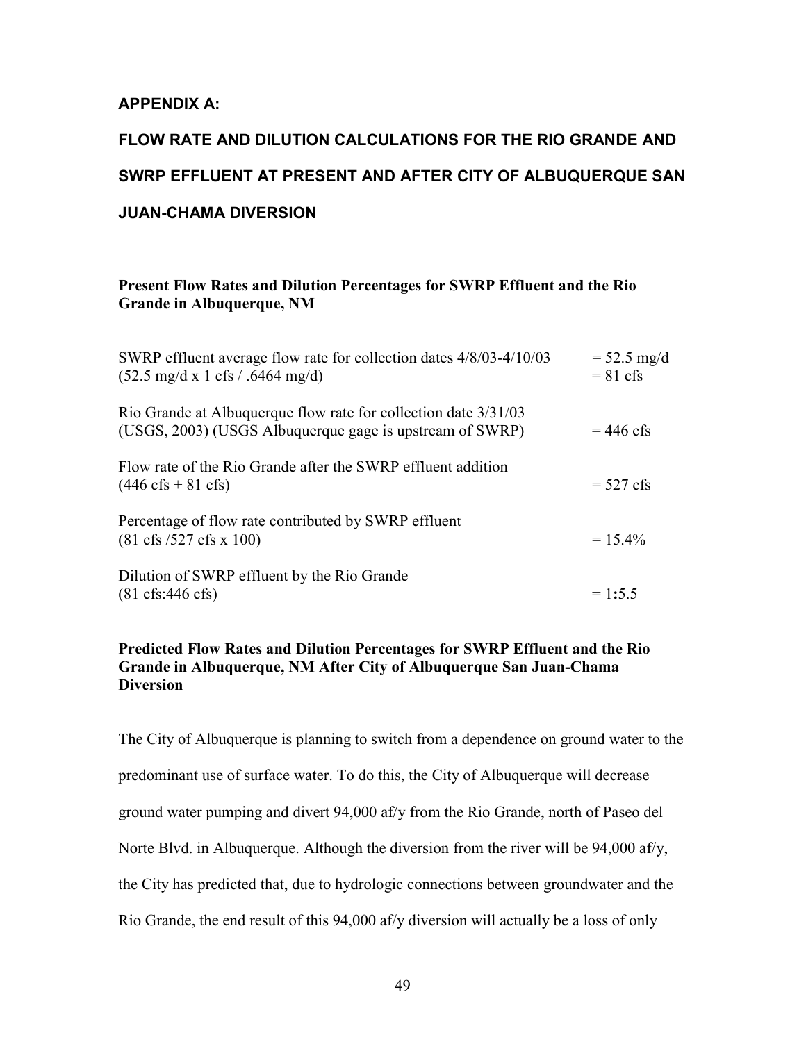## APPENDIX A:

## FLOW RATE AND DILUTION CALCULATIONS FOR THE RIO GRANDE AND SWRP EFFLUENT AT PRESENT AND AFTER CITY OF ALBUQUERQUE SAN JUAN-CHAMA DIVERSION

### Present Flow Rates and Dilution Percentages for SWRP Effluent and the Rio Grande in Albuquerque, NM

| | |
|---|---|
| SWRP effluent average flow rate for collection dates 4/8/03-4/10/03 | = 52.5 mg/d |
| (52.5 mg/d x 1 cfs / .6464 mg/d) | = 81 cfs |
| Rio Grande at Albuquerque flow rate for collection date 3/31/03 (USGS, 2003) (USGS Albuquerque gage is upstream of SWRP) | = 446 cfs |
| Flow rate of the Rio Grande after the SWRP effluent addition (446 cfs + 81 cfs) | = 527 cfs |
| Percentage of flow rate contributed by SWRP effluent (81 cfs /527 cfs x 100) | = 15.4% |
| Dilution of SWRP effluent by the Rio Grande (81 cfs:446 cfs) | = 1**:**5.5 |

### Predicted Flow Rates and Dilution Percentages for SWRP Effluent and the Rio Grande in Albuquerque, NM After City of Albuquerque San Juan-Chama Diversion

The City of Albuquerque is planning to switch from a dependence on ground water to the predominant use of surface water. To do this, the City of Albuquerque will decrease ground water pumping and divert 94,000 af/y from the Rio Grande, north of Paseo del Norte Blvd. in Albuquerque. Although the diversion from the river will be 94,000 af/y, the City has predicted that, due to hydrologic connections between groundwater and the Rio Grande, the end result of this 94,000 af/y diversion will actually be a loss of only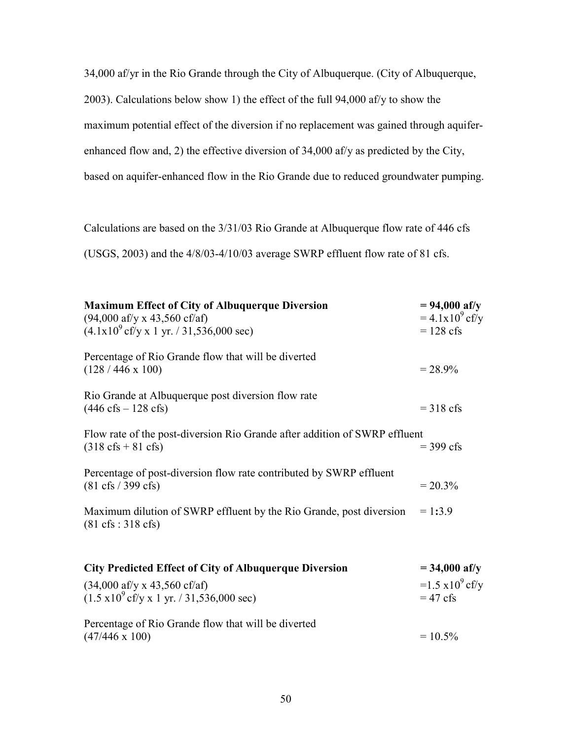34,000 af/yr in the Rio Grande through the City of Albuquerque. (City of Albuquerque, 2003). Calculations below show 1) the effect of the full 94,000 af/y to show the maximum potential effect of the diversion if no replacement was gained through aquifer-enhanced flow and, 2) the effective diversion of 34,000 af/y as predicted by the City, based on aquifer-enhanced flow in the Rio Grande due to reduced groundwater pumping.

Calculations are based on the 3/31/03 Rio Grande at Albuquerque flow rate of 446 cfs (USGS, 2003) and the 4/8/03-4/10/03 average SWRP effluent flow rate of 81 cfs.

| **Maximum Effect of City of Albuquerque Diversion** | **= 94,000 af/y** |
|---|---|
| (94,000 af/y x 43,560 cf/af) | $= 4.1\text{x}10^{9}$ cf/y |
| ($4.1\text{x}10^{9}$ cf/y x 1 yr. / 31,536,000 sec) | = 128 cfs |
| Percentage of Rio Grande flow that will be diverted (128 / 446 x 100) | = 28.9% |
| Rio Grande at Albuquerque post diversion flow rate (446 cfs – 128 cfs) | = 318 cfs |
| Flow rate of the post-diversion Rio Grande after addition of SWRP effluent (318 cfs + 81 cfs) | = 399 cfs |
| Percentage of post-diversion flow rate contributed by SWRP effluent (81 cfs / 399 cfs) | = 20.3% |
| Maximum dilution of SWRP effluent by the Rio Grande, post diversion (81 cfs : 318 cfs) | = 1**:**3.9 |

| **City Predicted Effect of City of Albuquerque Diversion** | **= 34,000 af/y** |
|---|---|
| (34,000 af/y x 43,560 cf/af) | $=1.5\ \text{x}10^{9}$ cf/y |
| ($1.5\ \text{x}10^{9}$ cf/y x 1 yr. / 31,536,000 sec) | = 47 cfs |
| Percentage of Rio Grande flow that will be diverted (47/446 x 100) | = 10.5% |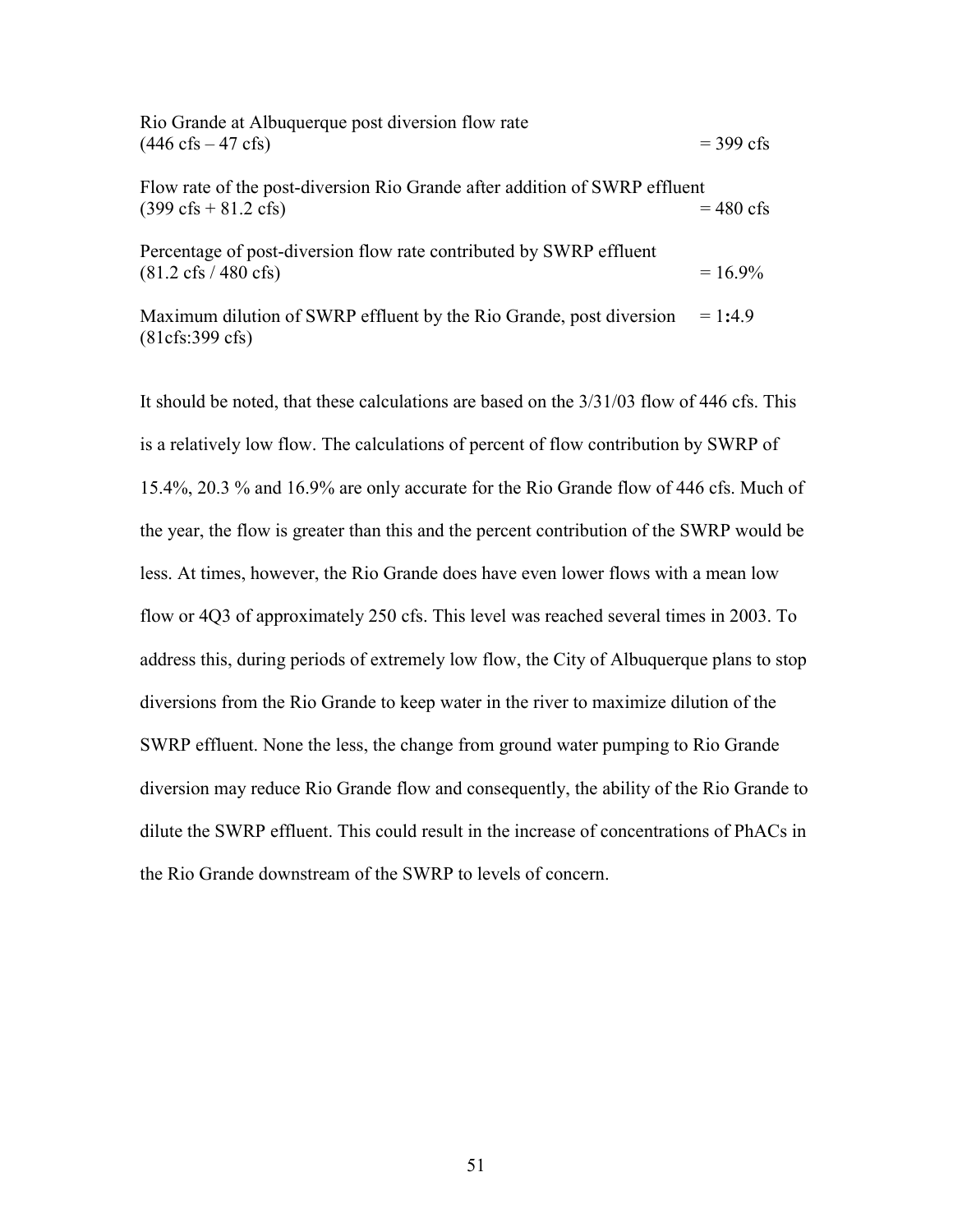Rio Grande at Albuquerque post diversion flow rate
(446 cfs – 47 cfs) = 399 cfs

Flow rate of the post-diversion Rio Grande after addition of SWRP effluent
(399 cfs + 81.2 cfs) = 480 cfs

Percentage of post-diversion flow rate contributed by SWRP effluent
(81.2 cfs / 480 cfs) = 16.9%

Maximum dilution of SWRP effluent by the Rio Grande, post diversion = 1**:**4.9
(81cfs:399 cfs)

It should be noted, that these calculations are based on the 3/31/03 flow of 446 cfs. This is a relatively low flow. The calculations of percent of flow contribution by SWRP of 15.4%, 20.3 % and 16.9% are only accurate for the Rio Grande flow of 446 cfs. Much of the year, the flow is greater than this and the percent contribution of the SWRP would be less. At times, however, the Rio Grande does have even lower flows with a mean low flow or 4Q3 of approximately 250 cfs. This level was reached several times in 2003. To address this, during periods of extremely low flow, the City of Albuquerque plans to stop diversions from the Rio Grande to keep water in the river to maximize dilution of the SWRP effluent. None the less, the change from ground water pumping to Rio Grande diversion may reduce Rio Grande flow and consequently, the ability of the Rio Grande to dilute the SWRP effluent. This could result in the increase of concentrations of PhACs in the Rio Grande downstream of the SWRP to levels of concern.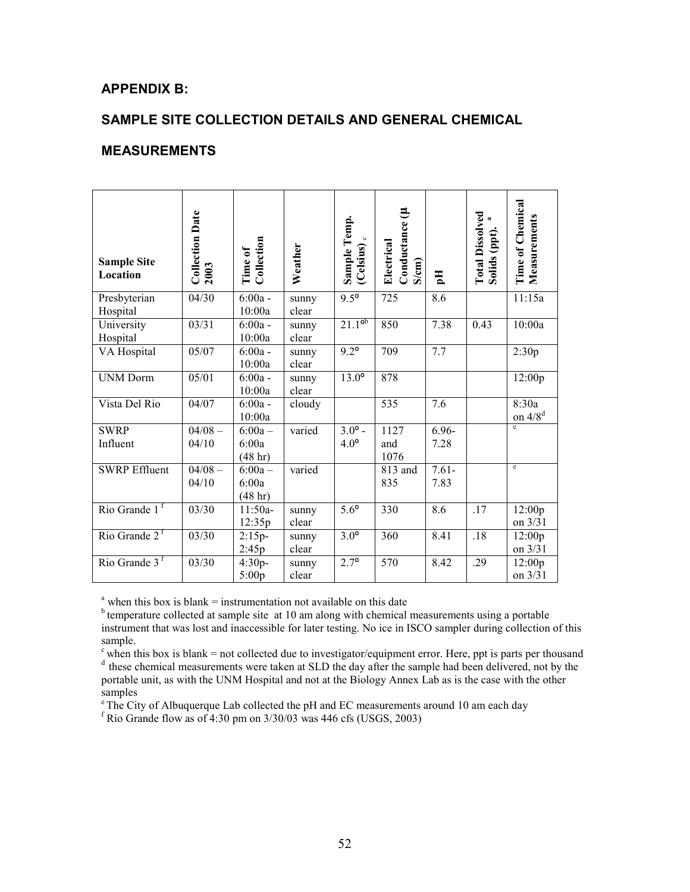## APPENDIX B:

## SAMPLE SITE COLLECTION DETAILS AND GENERAL CHEMICAL MEASUREMENTS

| Sample Site Location | Collection Date 2003 | Time of Collection | Weather | Sample Temp. (Celsius) [c] | Electrical Conductance (μ S/cm) | pH | Total Dissolved Solids (ppt). [a] | Time of Chemical Measurements |
|---|---|---|---|---|---|---|---|---|
| Presbyterian Hospital | 04/30 | 6:00a - 10:00a | sunny clear | 9.5° | 725 | 8.6 | | 11:15a |
| University Hospital | 03/31 | 6:00a - 10:00a | sunny clear | 21.1°[b] | 850 | 7.38 | 0.43 | 10:00a |
| VA Hospital | 05/07 | 6:00a - 10:00a | sunny clear | 9.2° | 709 | 7.7 | | 2:30p |
| UNM Dorm | 05/01 | 6:00a - 10:00a | sunny clear | 13.0° | 878 | | | 12:00p |
| Vista Del Rio | 04/07 | 6:00a - 10:00a | cloudy | | 535 | 7.6 | | 8:30a on 4/8[d] |
| SWRP Influent | 04/08 – 04/10 | 6:00a – 6:00a (48 hr) | varied | 3.0° - 4.0° | 1127 and 1076 | 6.96- 7.28 | | [e] |
| SWRP Effluent | 04/08 – 04/10 | 6:00a – 6:00a (48 hr) | varied | | 813 and 835 | 7.61- 7.83 | | [e] |
| Rio Grande 1 [f] | 03/30 | 11:50a- 12:35p | sunny clear | 5.6° | 330 | 8.6 | .17 | 12:00p on 3/31 |
| Rio Grande 2 [f] | 03/30 | 2:15p- 2:45p | sunny clear | 3.0° | 360 | 8.41 | .18 | 12:00p on 3/31 |
| Rio Grande 3 [f] | 03/30 | 4:30p- 5:00p | sunny clear | 2.7° | 570 | 8.42 | .29 | 12:00p on 3/31 |

[a] when this box is blank = instrumentation not available on this date

[b] temperature collected at sample site at 10 am along with chemical measurements using a portable instrument that was lost and inaccessible for later testing. No ice in ISCO sampler during collection of this sample.

[c] when this box is blank = not collected due to investigator/equipment error. Here, ppt is parts per thousand

[d] these chemical measurements were taken at SLD the day after the sample had been delivered, not by the portable unit, as with the UNM Hospital and not at the Biology Annex Lab as is the case with the other samples

[e] The City of Albuquerque Lab collected the pH and EC measurements around 10 am each day

[f] Rio Grande flow as of 4:30 pm on 3/30/03 was 446 cfs (USGS, 2003)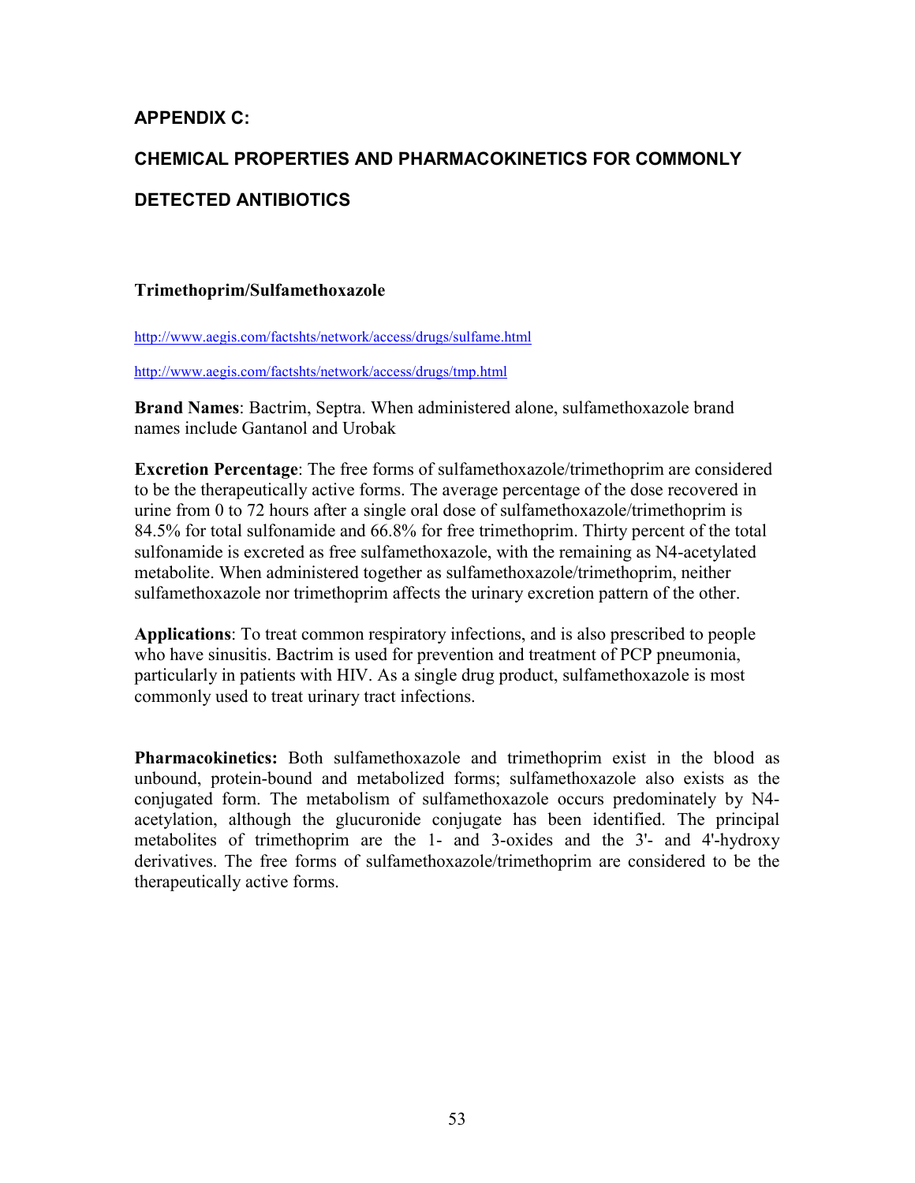# APPENDIX C:

# CHEMICAL PROPERTIES AND PHARMACOKINETICS FOR COMMONLY DETECTED ANTIBIOTICS

### Trimethoprim/Sulfamethoxazole

http://www.aegis.com/factshts/network/access/drugs/sulfame.html

http://www.aegis.com/factshts/network/access/drugs/tmp.html

**Brand Names**: Bactrim, Septra. When administered alone, sulfamethoxazole brand names include Gantanol and Urobak

**Excretion Percentage**: The free forms of sulfamethoxazole/trimethoprim are considered to be the therapeutically active forms. The average percentage of the dose recovered in urine from 0 to 72 hours after a single oral dose of sulfamethoxazole/trimethoprim is 84.5% for total sulfonamide and 66.8% for free trimethoprim. Thirty percent of the total sulfonamide is excreted as free sulfamethoxazole, with the remaining as N4-acetylated metabolite. When administered together as sulfamethoxazole/trimethoprim, neither sulfamethoxazole nor trimethoprim affects the urinary excretion pattern of the other.

**Applications**: To treat common respiratory infections, and is also prescribed to people who have sinusitis. Bactrim is used for prevention and treatment of PCP pneumonia, particularly in patients with HIV. As a single drug product, sulfamethoxazole is most commonly used to treat urinary tract infections.

**Pharmacokinetics:** Both sulfamethoxazole and trimethoprim exist in the blood as unbound, protein-bound and metabolized forms; sulfamethoxazole also exists as the conjugated form. The metabolism of sulfamethoxazole occurs predominately by N4-acetylation, although the glucuronide conjugate has been identified. The principal metabolites of trimethoprim are the 1- and 3-oxides and the 3'- and 4'-hydroxy derivatives. The free forms of sulfamethoxazole/trimethoprim are considered to be the therapeutically active forms.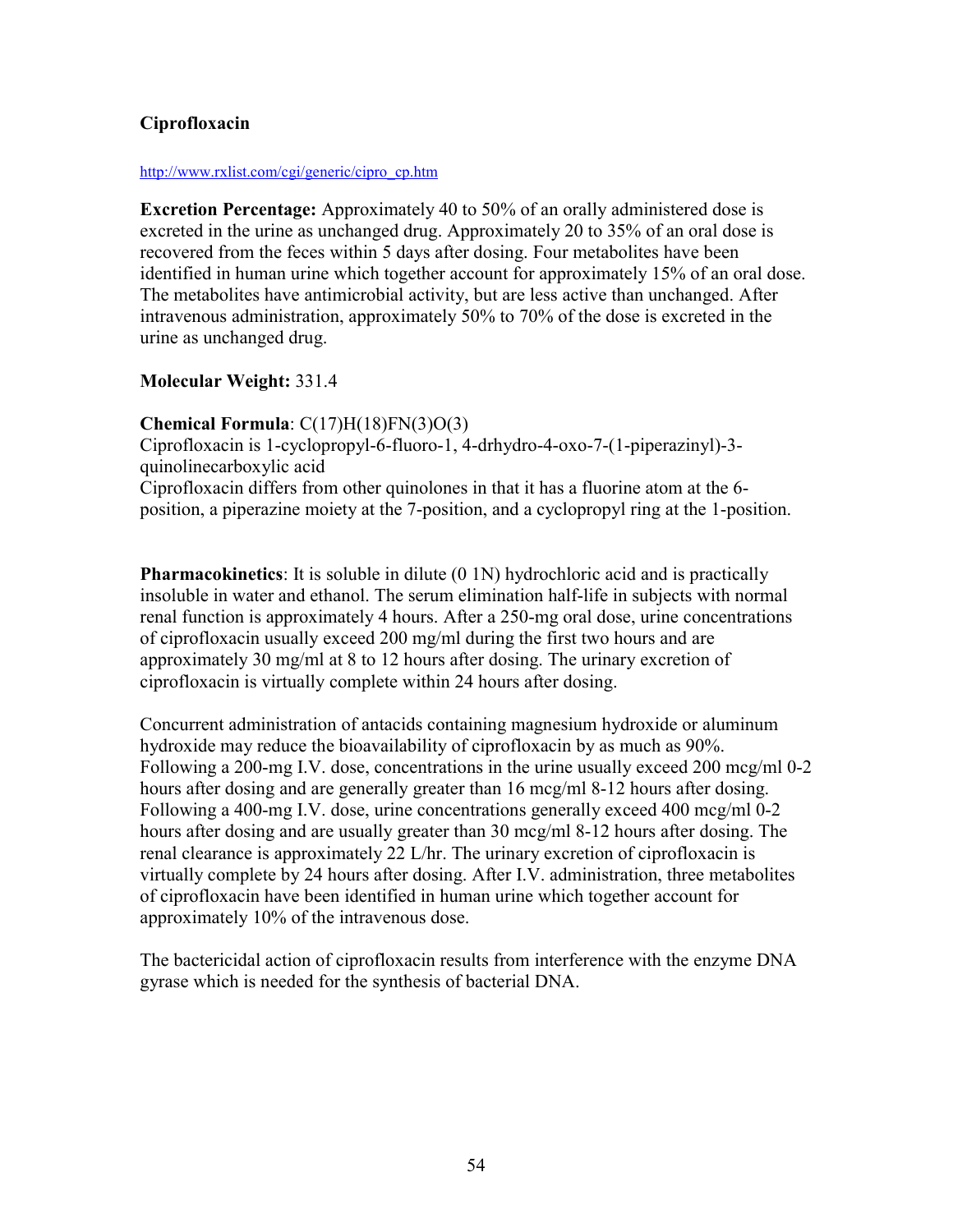### Ciprofloxacin

http://www.rxlist.com/cgi/generic/cipro_cp.htm

**Excretion Percentage:** Approximately 40 to 50% of an orally administered dose is excreted in the urine as unchanged drug. Approximately 20 to 35% of an oral dose is recovered from the feces within 5 days after dosing. Four metabolites have been identified in human urine which together account for approximately 15% of an oral dose. The metabolites have antimicrobial activity, but are less active than unchanged. After intravenous administration, approximately 50% to 70% of the dose is excreted in the urine as unchanged drug.

**Molecular Weight:** 331.4

**Chemical Formula**: C(17)H(18)FN(3)O(3)
Ciprofloxacin is 1-cyclopropyl-6-fluoro-1, 4-drhydro-4-oxo-7-(1-piperazinyl)-3-quinolinecarboxylic acid
Ciprofloxacin differs from other quinolones in that it has a fluorine atom at the 6-position, a piperazine moiety at the 7-position, and a cyclopropyl ring at the 1-position.

**Pharmacokinetics**: It is soluble in dilute (0 1N) hydrochloric acid and is practically insoluble in water and ethanol. The serum elimination half-life in subjects with normal renal function is approximately 4 hours. After a 250-mg oral dose, urine concentrations of ciprofloxacin usually exceed 200 mg/ml during the first two hours and are approximately 30 mg/ml at 8 to 12 hours after dosing. The urinary excretion of ciprofloxacin is virtually complete within 24 hours after dosing.

Concurrent administration of antacids containing magnesium hydroxide or aluminum hydroxide may reduce the bioavailability of ciprofloxacin by as much as 90%. Following a 200-mg I.V. dose, concentrations in the urine usually exceed 200 mcg/ml 0-2 hours after dosing and are generally greater than 16 mcg/ml 8-12 hours after dosing. Following a 400-mg I.V. dose, urine concentrations generally exceed 400 mcg/ml 0-2 hours after dosing and are usually greater than 30 mcg/ml 8-12 hours after dosing. The renal clearance is approximately 22 L/hr. The urinary excretion of ciprofloxacin is virtually complete by 24 hours after dosing. After I.V. administration, three metabolites of ciprofloxacin have been identified in human urine which together account for approximately 10% of the intravenous dose.

The bactericidal action of ciprofloxacin results from interference with the enzyme DNA gyrase which is needed for the synthesis of bacterial DNA.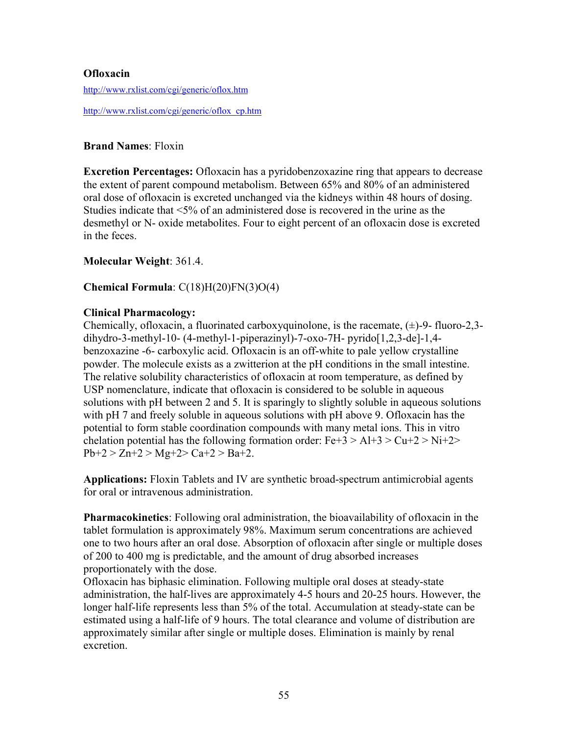**Ofloxacin**

http://www.rxlist.com/cgi/generic/oflox.htm

http://www.rxlist.com/cgi/generic/oflox_cp.htm

**Brand Names**: Floxin

**Excretion Percentages:** Ofloxacin has a pyridobenzoxazine ring that appears to decrease the extent of parent compound metabolism. Between 65% and 80% of an administered oral dose of ofloxacin is excreted unchanged via the kidneys within 48 hours of dosing. Studies indicate that <5% of an administered dose is recovered in the urine as the desmethyl or N- oxide metabolites. Four to eight percent of an ofloxacin dose is excreted in the feces.

**Molecular Weight**: 361.4.

**Chemical Formula**: C(18)H(20)FN(3)O(4)

**Clinical Pharmacology:**
Chemically, ofloxacin, a fluorinated carboxyquinolone, is the racemate, (±)-9- fluoro-2,3-dihydro-3-methyl-10- (4-methyl-1-piperazinyl)-7-oxo-7H- pyrido[1,2,3-de]-1,4-benzoxazine -6- carboxylic acid. Ofloxacin is an off-white to pale yellow crystalline powder. The molecule exists as a zwitterion at the pH conditions in the small intestine. The relative solubility characteristics of ofloxacin at room temperature, as defined by USP nomenclature, indicate that ofloxacin is considered to be soluble in aqueous solutions with pH between 2 and 5. It is sparingly to slightly soluble in aqueous solutions with pH 7 and freely soluble in aqueous solutions with pH above 9. Ofloxacin has the potential to form stable coordination compounds with many metal ions. This in vitro chelation potential has the following formation order: $Fe^{+3} > Al^{+3} > Cu^{+2} > Ni^{+2} > Pb^{+2} > Zn^{+2} > Mg^{+2} > Ca^{+2} > Ba^{+2}$.

**Applications:** Floxin Tablets and IV are synthetic broad-spectrum antimicrobial agents for oral or intravenous administration.

**Pharmacokinetics**: Following oral administration, the bioavailability of ofloxacin in the tablet formulation is approximately 98%. Maximum serum concentrations are achieved one to two hours after an oral dose. Absorption of ofloxacin after single or multiple doses of 200 to 400 mg is predictable, and the amount of drug absorbed increases proportionately with the dose.
Ofloxacin has biphasic elimination. Following multiple oral doses at steady-state administration, the half-lives are approximately 4-5 hours and 20-25 hours. However, the longer half-life represents less than 5% of the total. Accumulation at steady-state can be estimated using a half-life of 9 hours. The total clearance and volume of distribution are approximately similar after single or multiple doses. Elimination is mainly by renal excretion.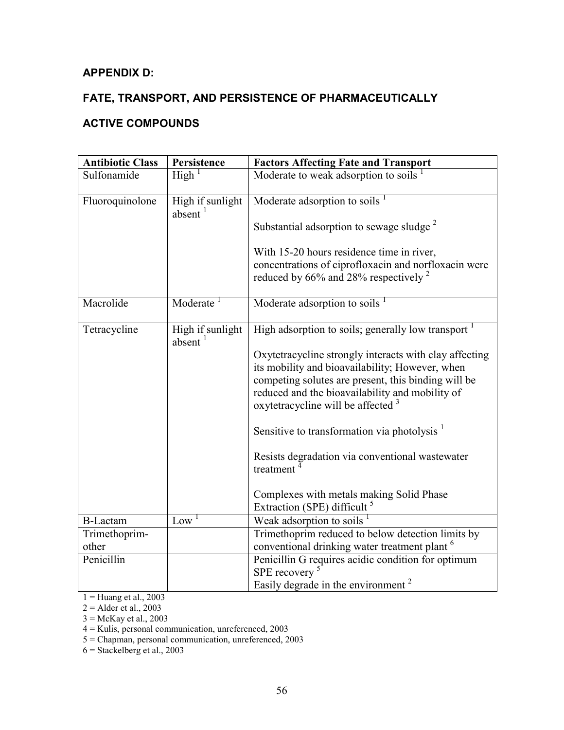## APPENDIX D:

## FATE, TRANSPORT, AND PERSISTENCE OF PHARMACEUTICALLY ACTIVE COMPOUNDS

| Antibiotic Class | Persistence | Factors Affecting Fate and Transport |
|---|---|---|
| Sulfonamide | High [1] | Moderate to weak adsorption to soils [1] |
| Fluoroquinolone | High if sunlight absent [1] | Moderate adsorption to soils [1]<br><br>Substantial adsorption to sewage sludge [2]<br><br>With 15-20 hours residence time in river, concentrations of ciprofloxacin and norfloxacin were reduced by 66% and 28% respectively [2] |
| Macrolide | Moderate [1] | Moderate adsorption to soils [1] |
| Tetracycline | High if sunlight absent [1] | High adsorption to soils; generally low transport [1]<br><br>Oxytetracycline strongly interacts with clay affecting its mobility and bioavailability; However, when competing solutes are present, this binding will be reduced and the bioavailability and mobility of oxytetracycline will be affected [3]<br><br>Sensitive to transformation via photolysis [1]<br><br>Resists degradation via conventional wastewater treatment [4]<br><br>Complexes with metals making Solid Phase Extraction (SPE) difficult [5] |
| B-Lactam | Low [1] | Weak adsorption to soils [1] |
| Trimethoprim-other | | Trimethoprim reduced to below detection limits by conventional drinking water treatment plant [6] |
| Penicillin | | Penicillin G requires acidic condition for optimum SPE recovery [5]<br>Easily degrade in the environment [2] |

1 = Huang et al., 2003  
2 = Alder et al., 2003  
3 = McKay et al., 2003  
4 = Kulis, personal communication, unreferenced, 2003  
5 = Chapman, personal communication, unreferenced, 2003  
6 = Stackelberg et al., 2003